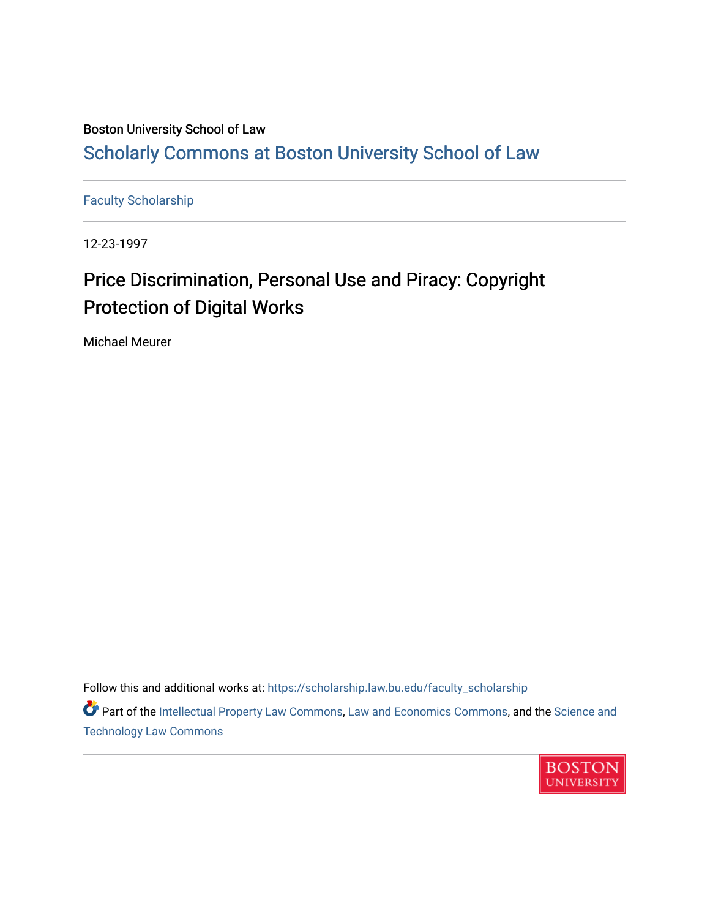Boston University School of Law

# Scholarly Commons at Boston University School of Law

Faculty Scholarship

12-23-1997

## Price Discrimination, Personal Use and Piracy: Copyright Protection of Digital Works

Michael Meurer

Follow this and additional works at: https://scholarship.law.bu.edu/faculty_scholarship

Part of the Intellectual Property Law Commons, Law and Economics Commons, and the Science and Technology Law Commons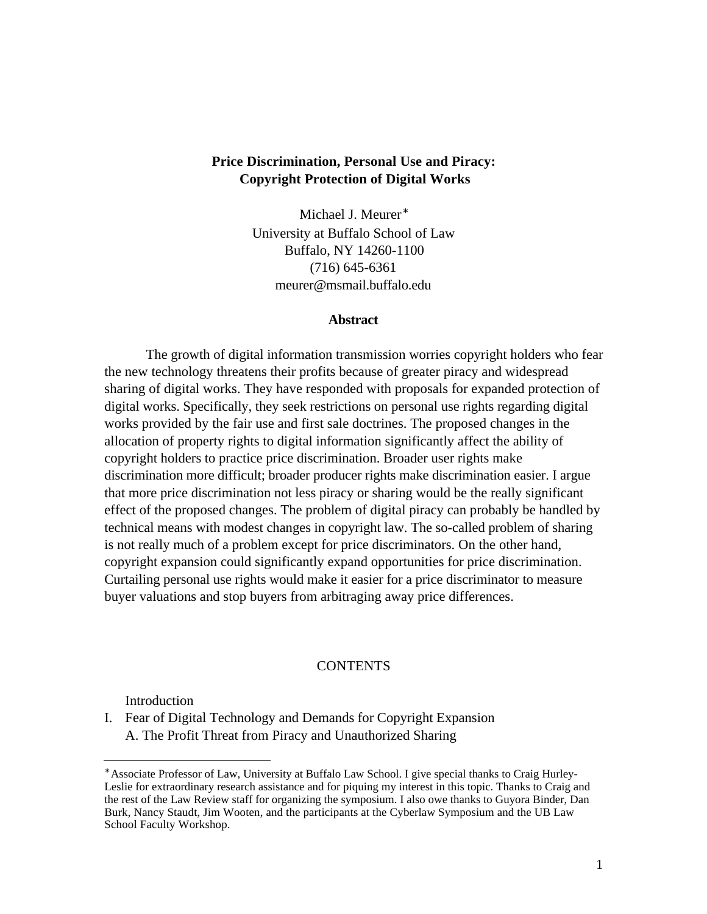**Price Discrimination, Personal Use and Piracy:**
**Copyright Protection of Digital Works**

Michael J. Meurer[*]
University at Buffalo School of Law
Buffalo, NY 14260-1100
(716) 645-6361
meurer@msmail.buffalo.edu

**Abstract**

The growth of digital information transmission worries copyright holders who fear the new technology threatens their profits because of greater piracy and widespread sharing of digital works. They have responded with proposals for expanded protection of digital works. Specifically, they seek restrictions on personal use rights regarding digital works provided by the fair use and first sale doctrines. The proposed changes in the allocation of property rights to digital information significantly affect the ability of copyright holders to practice price discrimination. Broader user rights make discrimination more difficult; broader producer rights make discrimination easier. I argue that more price discrimination not less piracy or sharing would be the really significant effect of the proposed changes. The problem of digital piracy can probably be handled by technical means with modest changes in copyright law. The so-called problem of sharing is not really much of a problem except for price discriminators. On the other hand, copyright expansion could significantly expand opportunities for price discrimination. Curtailing personal use rights would make it easier for a price discriminator to measure buyer valuations and stop buyers from arbitraging away price differences.

CONTENTS

Introduction

I. Fear of Digital Technology and Demands for Copyright Expansion
   A. The Profit Threat from Piracy and Unauthorized Sharing

---

[*] Associate Professor of Law, University at Buffalo Law School. I give special thanks to Craig Hurley-Leslie for extraordinary research assistance and for piquing my interest in this topic. Thanks to Craig and the rest of the Law Review staff for organizing the symposium. I also owe thanks to Guyora Binder, Dan Burk, Nancy Staudt, Jim Wooten, and the participants at the Cyberlaw Symposium and the UB Law School Faculty Workshop.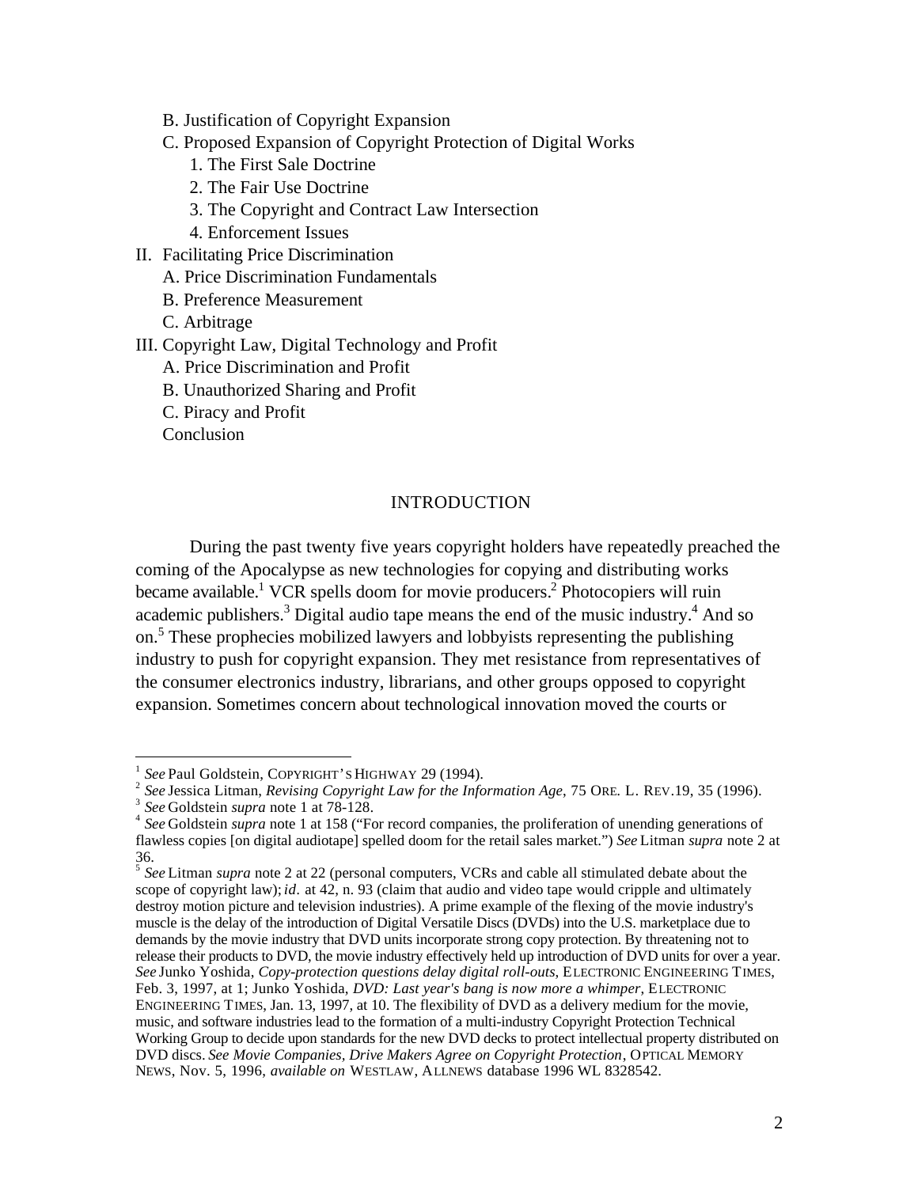B. Justification of Copyright Expansion

C. Proposed Expansion of Copyright Protection of Digital Works

1. The First Sale Doctrine
2. The Fair Use Doctrine
3. The Copyright and Contract Law Intersection
4. Enforcement Issues

II. Facilitating Price Discrimination

A. Price Discrimination Fundamentals

B. Preference Measurement

C. Arbitrage

III. Copyright Law, Digital Technology and Profit

A. Price Discrimination and Profit

B. Unauthorized Sharing and Profit

C. Piracy and Profit

Conclusion

## INTRODUCTION

During the past twenty five years copyright holders have repeatedly preached the coming of the Apocalypse as new technologies for copying and distributing works became available.[1] VCR spells doom for movie producers.[2] Photocopiers will ruin academic publishers.[3] Digital audio tape means the end of the music industry.[4] And so on.[5] These prophecies mobilized lawyers and lobbyists representing the publishing industry to push for copyright expansion. They met resistance from representatives of the consumer electronics industry, librarians, and other groups opposed to copyright expansion. Sometimes concern about technological innovation moved the courts or

---

[1] *See* Paul Goldstein, COPYRIGHT'S HIGHWAY 29 (1994).

[2] *See* Jessica Litman, *Revising Copyright Law for the Information Age*, 75 ORE. L. REV.19, 35 (1996).

[3] *See* Goldstein *supra* note 1 at 78-128.

[4] *See* Goldstein *supra* note 1 at 158 ("For record companies, the proliferation of unending generations of flawless copies [on digital audiotape] spelled doom for the retail sales market.") *See* Litman *supra* note 2 at 36.

[5] *See* Litman *supra* note 2 at 22 (personal computers, VCRs and cable all stimulated debate about the scope of copyright law); *id.* at 42, n. 93 (claim that audio and video tape would cripple and ultimately destroy motion picture and television industries). A prime example of the flexing of the movie industry's muscle is the delay of the introduction of Digital Versatile Discs (DVDs) into the U.S. marketplace due to demands by the movie industry that DVD units incorporate strong copy protection. By threatening not to release their products to DVD, the movie industry effectively held up introduction of DVD units for over a year. *See* Junko Yoshida, *Copy-protection questions delay digital roll-outs*, ELECTRONIC ENGINEERING TIMES, Feb. 3, 1997, at 1; Junko Yoshida, *DVD: Last year's bang is now more a whimper*, ELECTRONIC ENGINEERING TIMES, Jan. 13, 1997, at 10. The flexibility of DVD as a delivery medium for the movie, music, and software industries lead to the formation of a multi-industry Copyright Protection Technical Working Group to decide upon standards for the new DVD decks to protect intellectual property distributed on DVD discs. *See Movie Companies, Drive Makers Agree on Copyright Protection*, OPTICAL MEMORY NEWS, Nov. 5, 1996, *available on* WESTLAW, ALLNEWS database 1996 WL 8328542.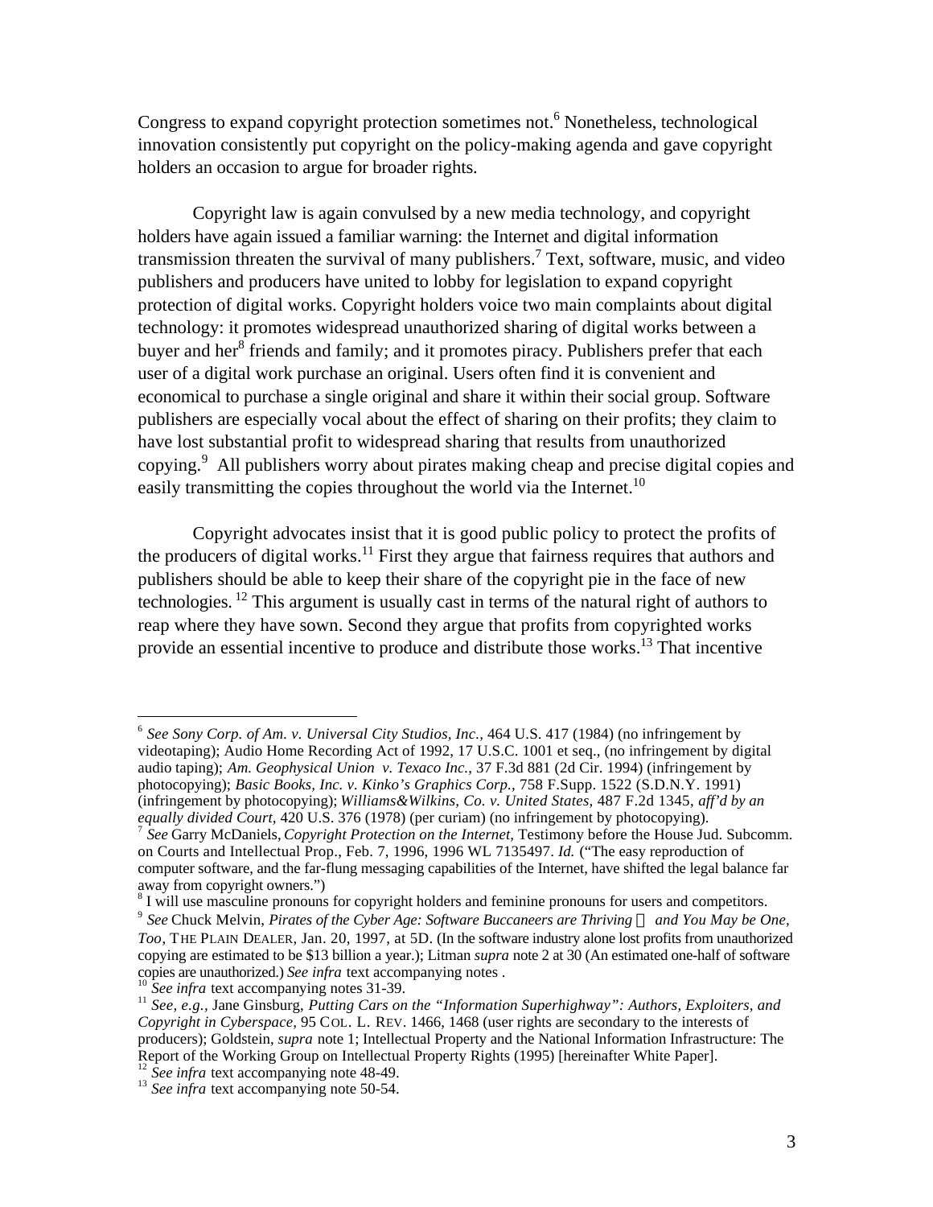Congress to expand copyright protection sometimes not.[6] Nonetheless, technological innovation consistently put copyright on the policy-making agenda and gave copyright holders an occasion to argue for broader rights.

Copyright law is again convulsed by a new media technology, and copyright holders have again issued a familiar warning: the Internet and digital information transmission threaten the survival of many publishers.[7] Text, software, music, and video publishers and producers have united to lobby for legislation to expand copyright protection of digital works. Copyright holders voice two main complaints about digital technology: it promotes widespread unauthorized sharing of digital works between a buyer and her[8] friends and family; and it promotes piracy. Publishers prefer that each user of a digital work purchase an original. Users often find it is convenient and economical to purchase a single original and share it within their social group. Software publishers are especially vocal about the effect of sharing on their profits; they claim to have lost substantial profit to widespread sharing that results from unauthorized copying.[9] All publishers worry about pirates making cheap and precise digital copies and easily transmitting the copies throughout the world via the Internet.[10]

Copyright advocates insist that it is good public policy to protect the profits of the producers of digital works.[11] First they argue that fairness requires that authors and publishers should be able to keep their share of the copyright pie in the face of new technologies.[12] This argument is usually cast in terms of the natural right of authors to reap where they have sown. Second they argue that profits from copyrighted works provide an essential incentive to produce and distribute those works.[13] That incentive

---

[6] *See Sony Corp. of Am. v. Universal City Studios, Inc.,* 464 U.S. 417 (1984) (no infringement by videotaping); Audio Home Recording Act of 1992, 17 U.S.C. 1001 et seq., (no infringement by digital audio taping); *Am. Geophysical Union v. Texaco Inc.,* 37 F.3d 881 (2d Cir. 1994) (infringement by photocopying); *Basic Books, Inc. v. Kinko's Graphics Corp.,* 758 F.Supp. 1522 (S.D.N.Y. 1991) (infringement by photocopying); *Williams&Wilkins, Co. v. United States,* 487 F.2d 1345, *aff'd by an equally divided Court,* 420 U.S. 376 (1978) (per curiam) (no infringement by photocopying).

[7] *See* Garry McDaniels, *Copyright Protection on the Internet,* Testimony before the House Jud. Subcomm. on Courts and Intellectual Prop., Feb. 7, 1996, 1996 WL 7135497. *Id.* ("The easy reproduction of computer software, and the far-flung messaging capabilities of the Internet, have shifted the legal balance far away from copyright owners.")

[8] I will use masculine pronouns for copyright holders and feminine pronouns for users and competitors.

[9] *See* Chuck Melvin, *Pirates of the Cyber Age: Software Buccaneers are Thriving and You May be One, Too*, THE PLAIN DEALER, Jan. 20, 1997, at 5D. (In the software industry alone lost profits from unauthorized copying are estimated to be $13 billion a year.); Litman *supra* note 2 at 30 (An estimated one-half of software copies are unauthorized.) *See infra* text accompanying notes .

[10] *See infra* text accompanying notes 31-39.

[11] *See, e.g.,* Jane Ginsburg, *Putting Cars on the "Information Superhighway": Authors, Exploiters, and Copyright in Cyberspace,* 95 COL. L. REV. 1466, 1468 (user rights are secondary to the interests of producers); Goldstein, *supra* note 1; Intellectual Property and the National Information Infrastructure: The Report of the Working Group on Intellectual Property Rights (1995) [hereinafter White Paper].

[12] *See infra* text accompanying note 48-49.

[13] *See infra* text accompanying note 50-54.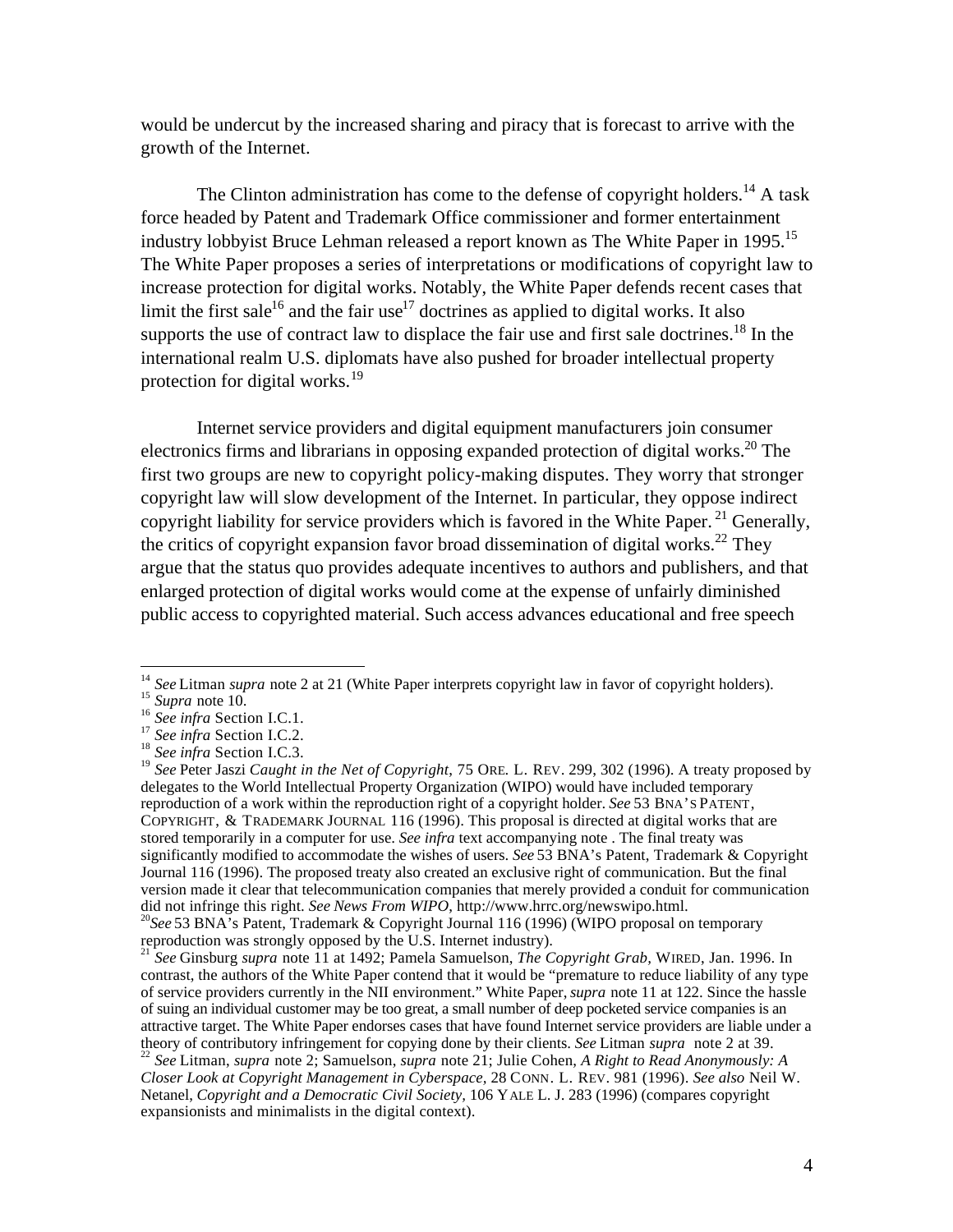would be undercut by the increased sharing and piracy that is forecast to arrive with the growth of the Internet.

The Clinton administration has come to the defense of copyright holders.[14] A task force headed by Patent and Trademark Office commissioner and former entertainment industry lobbyist Bruce Lehman released a report known as The White Paper in 1995.[15] The White Paper proposes a series of interpretations or modifications of copyright law to increase protection for digital works. Notably, the White Paper defends recent cases that limit the first sale[16] and the fair use[17] doctrines as applied to digital works. It also supports the use of contract law to displace the fair use and first sale doctrines.[18] In the international realm U.S. diplomats have also pushed for broader intellectual property protection for digital works.[19]

Internet service providers and digital equipment manufacturers join consumer electronics firms and librarians in opposing expanded protection of digital works.[20] The first two groups are new to copyright policy-making disputes. They worry that stronger copyright law will slow development of the Internet. In particular, they oppose indirect copyright liability for service providers which is favored in the White Paper.[21] Generally, the critics of copyright expansion favor broad dissemination of digital works.[22] They argue that the status quo provides adequate incentives to authors and publishers, and that enlarged protection of digital works would come at the expense of unfairly diminished public access to copyrighted material. Such access advances educational and free speech

---

[14] *See* Litman *supra* note 2 at 21 (White Paper interprets copyright law in favor of copyright holders).

[15] *Supra* note 10.

[16] *See infra* Section I.C.1.

[17] *See infra* Section I.C.2.

[18] *See infra* Section I.C.3.

[19] *See* Peter Jaszi *Caught in the Net of Copyright*, 75 ORE. L. REV. 299, 302 (1996). A treaty proposed by delegates to the World Intellectual Property Organization (WIPO) would have included temporary reproduction of a work within the reproduction right of a copyright holder. *See* 53 BNA'S PATENT, COPYRIGHT, & TRADEMARK JOURNAL 116 (1996). This proposal is directed at digital works that are stored temporarily in a computer for use. *See infra* text accompanying note . The final treaty was significantly modified to accommodate the wishes of users. *See* 53 BNA's Patent, Trademark & Copyright Journal 116 (1996). The proposed treaty also created an exclusive right of communication. But the final version made it clear that telecommunication companies that merely provided a conduit for communication did not infringe this right. *See News From WIPO*, http://www.hrrc.org/newswipo.html.

[20] *See* 53 BNA's Patent, Trademark & Copyright Journal 116 (1996) (WIPO proposal on temporary reproduction was strongly opposed by the U.S. Internet industry).

[21] *See* Ginsburg *supra* note 11 at 1492; Pamela Samuelson, *The Copyright Grab,* WIRED, Jan. 1996. In contrast, the authors of the White Paper contend that it would be "premature to reduce liability of any type of service providers currently in the NII environment." White Paper, *supra* note 11 at 122. Since the hassle of suing an individual customer may be too great, a small number of deep pocketed service companies is an attractive target. The White Paper endorses cases that have found Internet service providers are liable under a theory of contributory infringement for copying done by their clients. *See* Litman *supra* note 2 at 39.

[22] *See* Litman, *supra* note 2; Samuelson, *supra* note 21; Julie Cohen, *A Right to Read Anonymously: A Closer Look at Copyright Management in Cyberspace*, 28 CONN. L. REV. 981 (1996). *See also* Neil W. Netanel, *Copyright and a Democratic Civil Society*, 106 YALE L. J. 283 (1996) (compares copyright expansionists and minimalists in the digital context).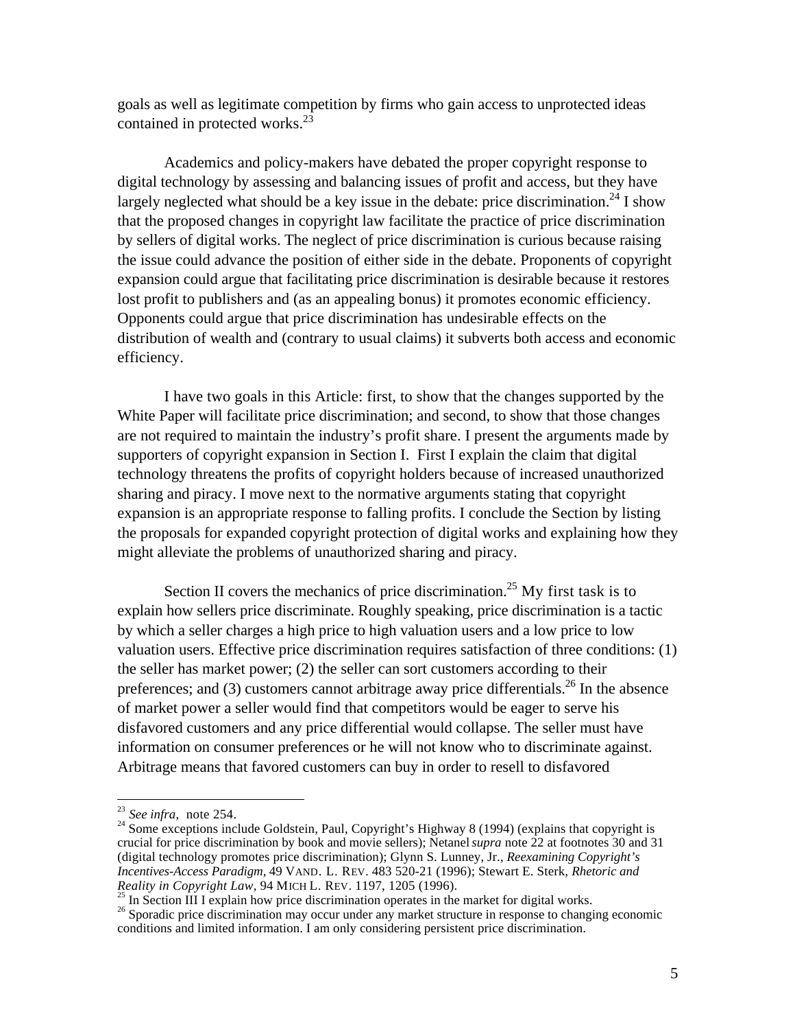goals as well as legitimate competition by firms who gain access to unprotected ideas contained in protected works.[23]

Academics and policy-makers have debated the proper copyright response to digital technology by assessing and balancing issues of profit and access, but they have largely neglected what should be a key issue in the debate: price discrimination.[24] I show that the proposed changes in copyright law facilitate the practice of price discrimination by sellers of digital works. The neglect of price discrimination is curious because raising the issue could advance the position of either side in the debate. Proponents of copyright expansion could argue that facilitating price discrimination is desirable because it restores lost profit to publishers and (as an appealing bonus) it promotes economic efficiency. Opponents could argue that price discrimination has undesirable effects on the distribution of wealth and (contrary to usual claims) it subverts both access and economic efficiency.

I have two goals in this Article: first, to show that the changes supported by the White Paper will facilitate price discrimination; and second, to show that those changes are not required to maintain the industry's profit share. I present the arguments made by supporters of copyright expansion in Section I. First I explain the claim that digital technology threatens the profits of copyright holders because of increased unauthorized sharing and piracy. I move next to the normative arguments stating that copyright expansion is an appropriate response to falling profits. I conclude the Section by listing the proposals for expanded copyright protection of digital works and explaining how they might alleviate the problems of unauthorized sharing and piracy.

Section II covers the mechanics of price discrimination.[25] My first task is to explain how sellers price discriminate. Roughly speaking, price discrimination is a tactic by which a seller charges a high price to high valuation users and a low price to low valuation users. Effective price discrimination requires satisfaction of three conditions: (1) the seller has market power; (2) the seller can sort customers according to their preferences; and (3) customers cannot arbitrage away price differentials.[26] In the absence of market power a seller would find that competitors would be eager to serve his disfavored customers and any price differential would collapse. The seller must have information on consumer preferences or he will not know who to discriminate against. Arbitrage means that favored customers can buy in order to resell to disfavored

---

[23] *See infra,* note 254.

[24] Some exceptions include Goldstein, Paul, Copyright's Highway 8 (1994) (explains that copyright is crucial for price discrimination by book and movie sellers); Netanel *supra* note 22 at footnotes 30 and 31 (digital technology promotes price discrimination); Glynn S. Lunney, Jr., *Reexamining Copyright's Incentives-Access Paradigm*, 49 VAND. L. REV. 483 520-21 (1996); Stewart E. Sterk, *Rhetoric and Reality in Copyright Law,* 94 MICH L. REV. 1197, 1205 (1996).

[25] In Section III I explain how price discrimination operates in the market for digital works.

[26] Sporadic price discrimination may occur under any market structure in response to changing economic conditions and limited information. I am only considering persistent price discrimination.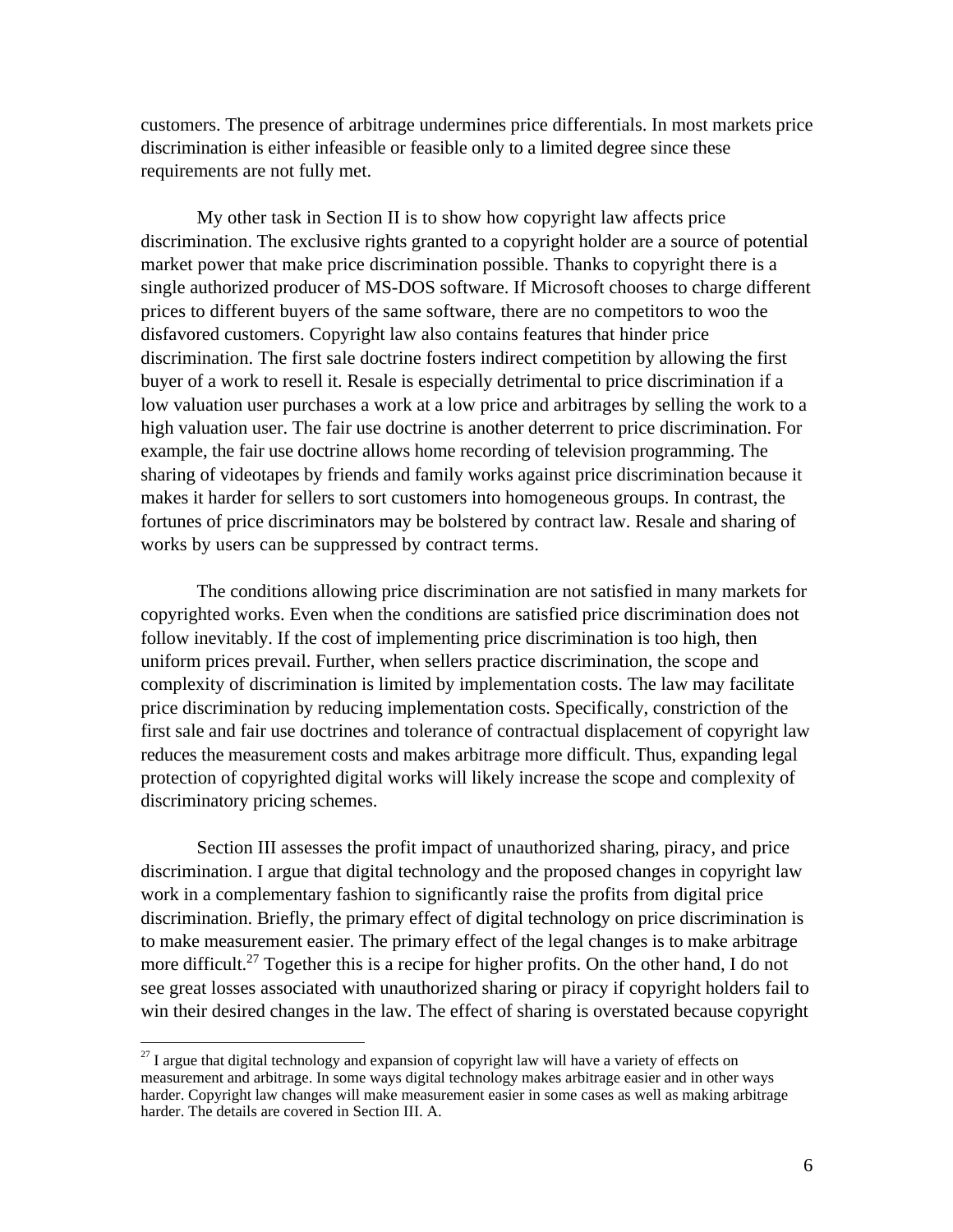customers. The presence of arbitrage undermines price differentials. In most markets price discrimination is either infeasible or feasible only to a limited degree since these requirements are not fully met.

My other task in Section II is to show how copyright law affects price discrimination. The exclusive rights granted to a copyright holder are a source of potential market power that make price discrimination possible. Thanks to copyright there is a single authorized producer of MS-DOS software. If Microsoft chooses to charge different prices to different buyers of the same software, there are no competitors to woo the disfavored customers. Copyright law also contains features that hinder price discrimination. The first sale doctrine fosters indirect competition by allowing the first buyer of a work to resell it. Resale is especially detrimental to price discrimination if a low valuation user purchases a work at a low price and arbitrages by selling the work to a high valuation user. The fair use doctrine is another deterrent to price discrimination. For example, the fair use doctrine allows home recording of television programming. The sharing of videotapes by friends and family works against price discrimination because it makes it harder for sellers to sort customers into homogeneous groups. In contrast, the fortunes of price discriminators may be bolstered by contract law. Resale and sharing of works by users can be suppressed by contract terms.

The conditions allowing price discrimination are not satisfied in many markets for copyrighted works. Even when the conditions are satisfied price discrimination does not follow inevitably. If the cost of implementing price discrimination is too high, then uniform prices prevail. Further, when sellers practice discrimination, the scope and complexity of discrimination is limited by implementation costs. The law may facilitate price discrimination by reducing implementation costs. Specifically, constriction of the first sale and fair use doctrines and tolerance of contractual displacement of copyright law reduces the measurement costs and makes arbitrage more difficult. Thus, expanding legal protection of copyrighted digital works will likely increase the scope and complexity of discriminatory pricing schemes.

Section III assesses the profit impact of unauthorized sharing, piracy, and price discrimination. I argue that digital technology and the proposed changes in copyright law work in a complementary fashion to significantly raise the profits from digital price discrimination. Briefly, the primary effect of digital technology on price discrimination is to make measurement easier. The primary effect of the legal changes is to make arbitrage more difficult.[27] Together this is a recipe for higher profits. On the other hand, I do not see great losses associated with unauthorized sharing or piracy if copyright holders fail to win their desired changes in the law. The effect of sharing is overstated because copyright

[27] I argue that digital technology and expansion of copyright law will have a variety of effects on measurement and arbitrage. In some ways digital technology makes arbitrage easier and in other ways harder. Copyright law changes will make measurement easier in some cases as well as making arbitrage harder. The details are covered in Section III. A.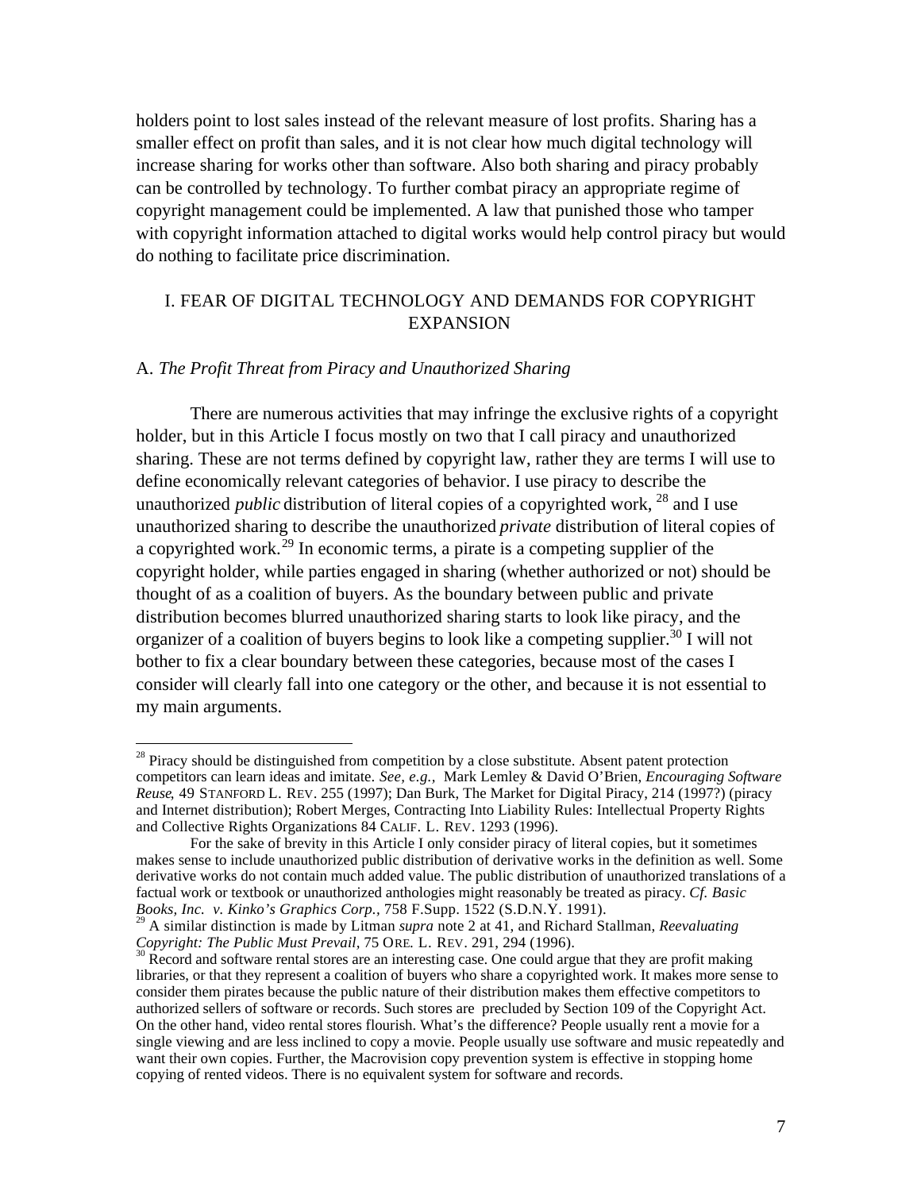holders point to lost sales instead of the relevant measure of lost profits. Sharing has a smaller effect on profit than sales, and it is not clear how much digital technology will increase sharing for works other than software. Also both sharing and piracy probably can be controlled by technology. To further combat piracy an appropriate regime of copyright management could be implemented. A law that punished those who tamper with copyright information attached to digital works would help control piracy but would do nothing to facilitate price discrimination.

## I. FEAR OF DIGITAL TECHNOLOGY AND DEMANDS FOR COPYRIGHT EXPANSION

### A. *The Profit Threat from Piracy and Unauthorized Sharing*

There are numerous activities that may infringe the exclusive rights of a copyright holder, but in this Article I focus mostly on two that I call piracy and unauthorized sharing. These are not terms defined by copyright law, rather they are terms I will use to define economically relevant categories of behavior. I use piracy to describe the unauthorized *public* distribution of literal copies of a copyrighted work, [28] and I use unauthorized sharing to describe the unauthorized *private* distribution of literal copies of a copyrighted work.[29] In economic terms, a pirate is a competing supplier of the copyright holder, while parties engaged in sharing (whether authorized or not) should be thought of as a coalition of buyers. As the boundary between public and private distribution becomes blurred unauthorized sharing starts to look like piracy, and the organizer of a coalition of buyers begins to look like a competing supplier.[30] I will not bother to fix a clear boundary between these categories, because most of the cases I consider will clearly fall into one category or the other, and because it is not essential to my main arguments.

---

[28] Piracy should be distinguished from competition by a close substitute. Absent patent protection competitors can learn ideas and imitate. *See, e.g.,* Mark Lemley & David O'Brien, *Encouraging Software Reuse*, 49 STANFORD L. REV. 255 (1997); Dan Burk, The Market for Digital Piracy, 214 (1997?) (piracy and Internet distribution); Robert Merges, Contracting Into Liability Rules: Intellectual Property Rights and Collective Rights Organizations 84 CALIF. L. REV. 1293 (1996).

For the sake of brevity in this Article I only consider piracy of literal copies, but it sometimes makes sense to include unauthorized public distribution of derivative works in the definition as well. Some derivative works do not contain much added value. The public distribution of unauthorized translations of a factual work or textbook or unauthorized anthologies might reasonably be treated as piracy. *Cf. Basic Books, Inc. v. Kinko's Graphics Corp.*, 758 F.Supp. 1522 (S.D.N.Y. 1991).

[29] A similar distinction is made by Litman *supra* note 2 at 41, and Richard Stallman, *Reevaluating Copyright: The Public Must Prevail*, 75 ORE. L. REV. 291, 294 (1996).

[30] Record and software rental stores are an interesting case. One could argue that they are profit making libraries, or that they represent a coalition of buyers who share a copyrighted work. It makes more sense to consider them pirates because the public nature of their distribution makes them effective competitors to authorized sellers of software or records. Such stores are precluded by Section 109 of the Copyright Act. On the other hand, video rental stores flourish. What's the difference? People usually rent a movie for a single viewing and are less inclined to copy a movie. People usually use software and music repeatedly and want their own copies. Further, the Macrovision copy prevention system is effective in stopping home copying of rented videos. There is no equivalent system for software and records.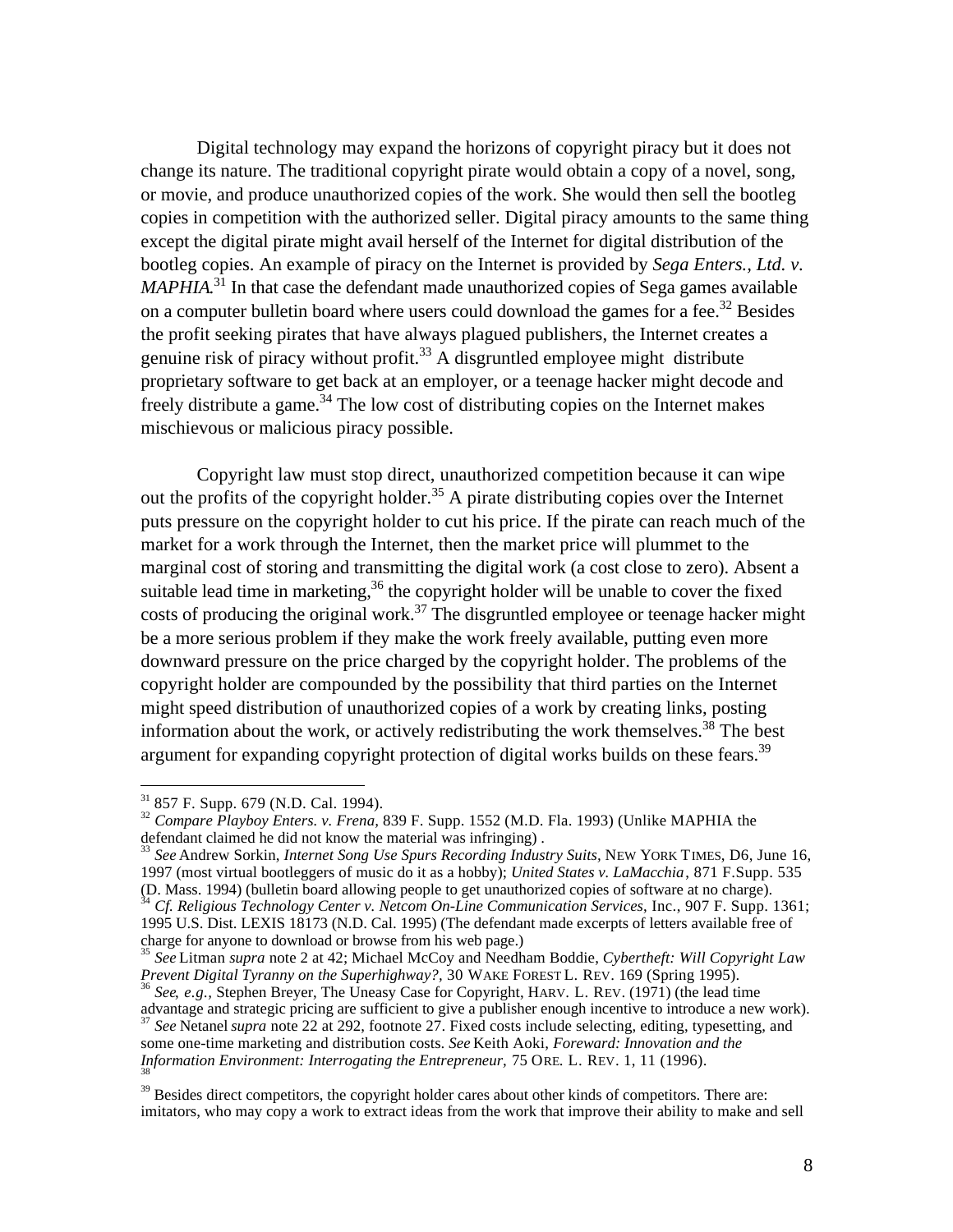Digital technology may expand the horizons of copyright piracy but it does not change its nature. The traditional copyright pirate would obtain a copy of a novel, song, or movie, and produce unauthorized copies of the work. She would then sell the bootleg copies in competition with the authorized seller. Digital piracy amounts to the same thing except the digital pirate might avail herself of the Internet for digital distribution of the bootleg copies. An example of piracy on the Internet is provided by *Sega Enters., Ltd. v. MAPHIA*.[31] In that case the defendant made unauthorized copies of Sega games available on a computer bulletin board where users could download the games for a fee.[32] Besides the profit seeking pirates that have always plagued publishers, the Internet creates a genuine risk of piracy without profit.[33] A disgruntled employee might distribute proprietary software to get back at an employer, or a teenage hacker might decode and freely distribute a game.[34] The low cost of distributing copies on the Internet makes mischievous or malicious piracy possible.

Copyright law must stop direct, unauthorized competition because it can wipe out the profits of the copyright holder.[35] A pirate distributing copies over the Internet puts pressure on the copyright holder to cut his price. If the pirate can reach much of the market for a work through the Internet, then the market price will plummet to the marginal cost of storing and transmitting the digital work (a cost close to zero). Absent a suitable lead time in marketing,[36] the copyright holder will be unable to cover the fixed costs of producing the original work.[37] The disgruntled employee or teenage hacker might be a more serious problem if they make the work freely available, putting even more downward pressure on the price charged by the copyright holder. The problems of the copyright holder are compounded by the possibility that third parties on the Internet might speed distribution of unauthorized copies of a work by creating links, posting information about the work, or actively redistributing the work themselves.[38] The best argument for expanding copyright protection of digital works builds on these fears.[39]

---

[31] 857 F. Supp. 679 (N.D. Cal. 1994).

[32] *Compare Playboy Enters. v. Frena*, 839 F. Supp. 1552 (M.D. Fla. 1993) (Unlike MAPHIA the defendant claimed he did not know the material was infringing) .

[33] *See* Andrew Sorkin, *Internet Song Use Spurs Recording Industry Suits*, NEW YORK TIMES, D6, June 16, 1997 (most virtual bootleggers of music do it as a hobby); *United States v. LaMacchia*, 871 F.Supp. 535 (D. Mass. 1994) (bulletin board allowing people to get unauthorized copies of software at no charge).

[34] *Cf. Religious Technology Center v. Netcom On-Line Communication Services*, Inc., 907 F. Supp. 1361; 1995 U.S. Dist. LEXIS 18173 (N.D. Cal. 1995) (The defendant made excerpts of letters available free of charge for anyone to download or browse from his web page.)

[35] *See* Litman *supra* note 2 at 42; Michael McCoy and Needham Boddie, *Cybertheft: Will Copyright Law Prevent Digital Tyranny on the Superhighway?*, 30 WAKE FOREST L. REV. 169 (Spring 1995).

[36] *See*, *e.g.*, Stephen Breyer, The Uneasy Case for Copyright, HARV. L. REV. (1971) (the lead time advantage and strategic pricing are sufficient to give a publisher enough incentive to introduce a new work).

[37] *See* Netanel *supra* note 22 at 292, footnote 27. Fixed costs include selecting, editing, typesetting, and some one-time marketing and distribution costs. *See* Keith Aoki, *Foreward: Innovation and the Information Environment: Interrogating the Entrepreneur*, 75 ORE. L. REV. 1, 11 (1996).

[38]

[39] Besides direct competitors, the copyright holder cares about other kinds of competitors. There are: imitators, who may copy a work to extract ideas from the work that improve their ability to make and sell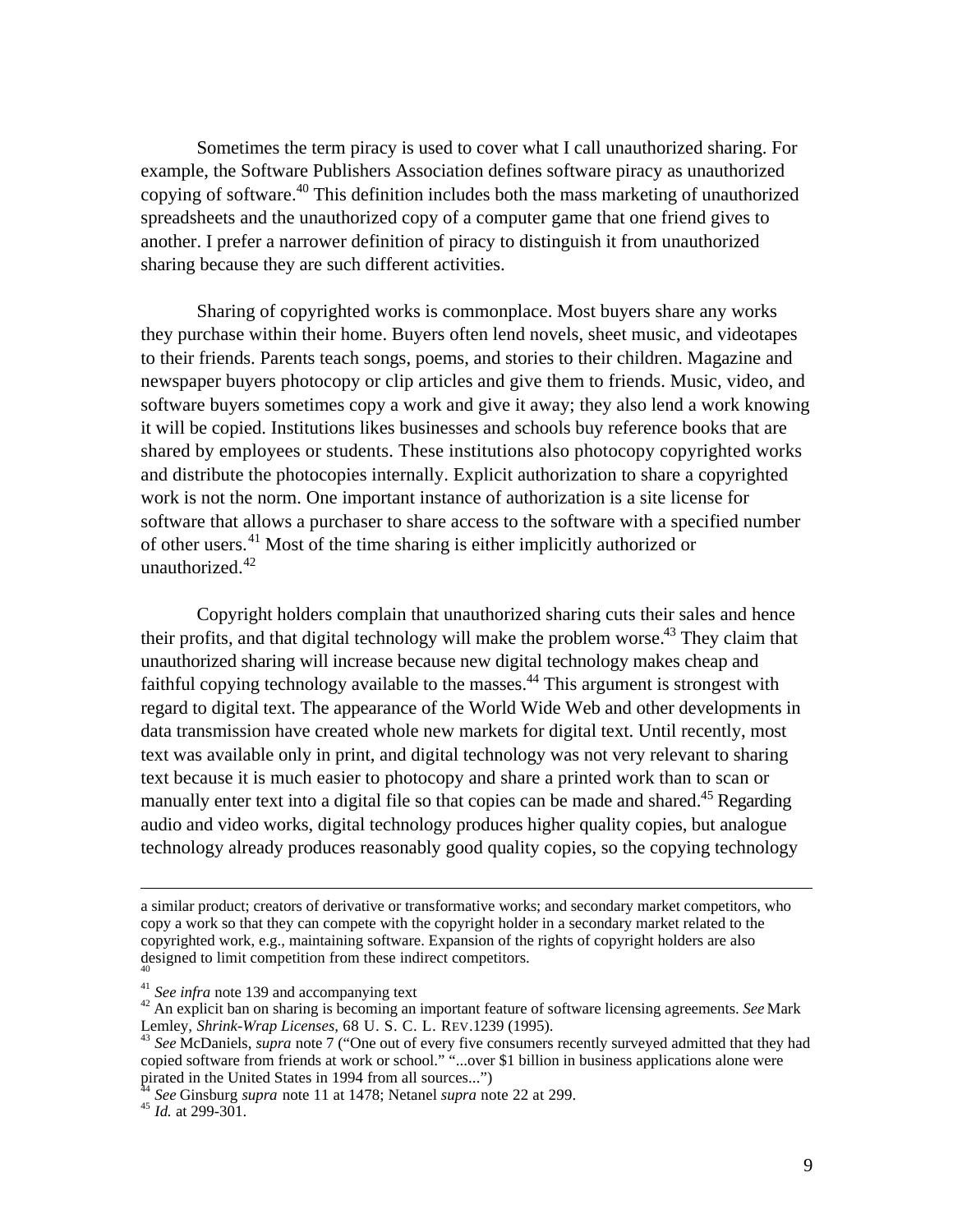Sometimes the term piracy is used to cover what I call unauthorized sharing. For example, the Software Publishers Association defines software piracy as unauthorized copying of software.[40] This definition includes both the mass marketing of unauthorized spreadsheets and the unauthorized copy of a computer game that one friend gives to another. I prefer a narrower definition of piracy to distinguish it from unauthorized sharing because they are such different activities.

Sharing of copyrighted works is commonplace. Most buyers share any works they purchase within their home. Buyers often lend novels, sheet music, and videotapes to their friends. Parents teach songs, poems, and stories to their children. Magazine and newspaper buyers photocopy or clip articles and give them to friends. Music, video, and software buyers sometimes copy a work and give it away; they also lend a work knowing it will be copied. Institutions likes businesses and schools buy reference books that are shared by employees or students. These institutions also photocopy copyrighted works and distribute the photocopies internally. Explicit authorization to share a copyrighted work is not the norm. One important instance of authorization is a site license for software that allows a purchaser to share access to the software with a specified number of other users.[41] Most of the time sharing is either implicitly authorized or unauthorized.[42]

Copyright holders complain that unauthorized sharing cuts their sales and hence their profits, and that digital technology will make the problem worse.[43] They claim that unauthorized sharing will increase because new digital technology makes cheap and faithful copying technology available to the masses.[44] This argument is strongest with regard to digital text. The appearance of the World Wide Web and other developments in data transmission have created whole new markets for digital text. Until recently, most text was available only in print, and digital technology was not very relevant to sharing text because it is much easier to photocopy and share a printed work than to scan or manually enter text into a digital file so that copies can be made and shared.[45] Regarding audio and video works, digital technology produces higher quality copies, but analogue technology already produces reasonably good quality copies, so the copying technology

---

a similar product; creators of derivative or transformative works; and secondary market competitors, who copy a work so that they can compete with the copyright holder in a secondary market related to the copyrighted work, e.g., maintaining software. Expansion of the rights of copyright holders are also designed to limit competition from these indirect competitors.

[40]

[41] *See infra* note 139 and accompanying text

[42] An explicit ban on sharing is becoming an important feature of software licensing agreements. *See* Mark Lemley, *Shrink-Wrap Licenses*, 68 U. S. C. L. REV.1239 (1995).

[43] *See* McDaniels, *supra* note 7 ("One out of every five consumers recently surveyed admitted that they had copied software from friends at work or school." "...over $1 billion in business applications alone were pirated in the United States in 1994 from all sources...")

[44] *See* Ginsburg *supra* note 11 at 1478; Netanel *supra* note 22 at 299.

[45] *Id.* at 299-301.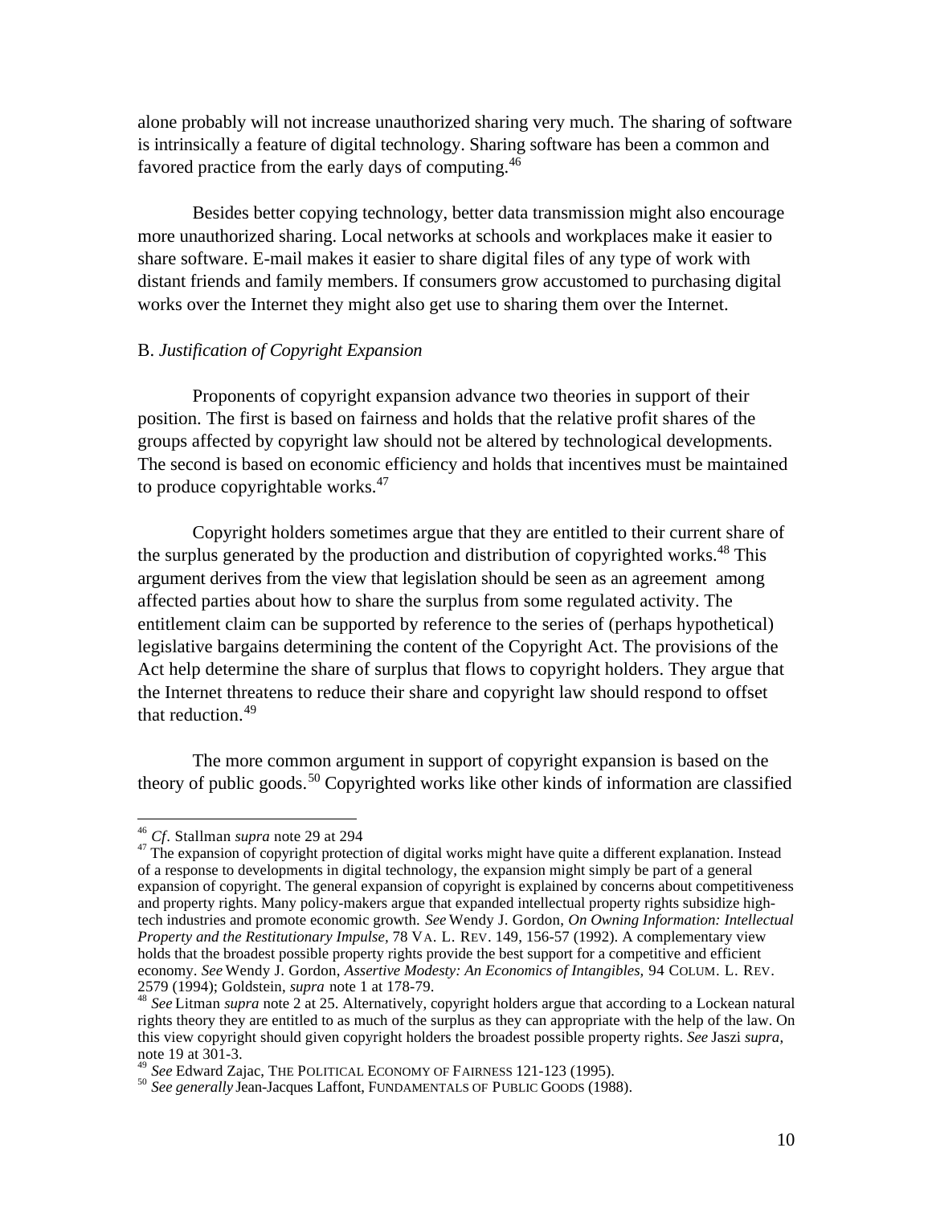alone probably will not increase unauthorized sharing very much. The sharing of software is intrinsically a feature of digital technology. Sharing software has been a common and favored practice from the early days of computing.[46]

Besides better copying technology, better data transmission might also encourage more unauthorized sharing. Local networks at schools and workplaces make it easier to share software. E-mail makes it easier to share digital files of any type of work with distant friends and family members. If consumers grow accustomed to purchasing digital works over the Internet they might also get use to sharing them over the Internet.

B. *Justification of Copyright Expansion*

Proponents of copyright expansion advance two theories in support of their position. The first is based on fairness and holds that the relative profit shares of the groups affected by copyright law should not be altered by technological developments. The second is based on economic efficiency and holds that incentives must be maintained to produce copyrightable works.[47]

Copyright holders sometimes argue that they are entitled to their current share of the surplus generated by the production and distribution of copyrighted works.[48] This argument derives from the view that legislation should be seen as an agreement among affected parties about how to share the surplus from some regulated activity. The entitlement claim can be supported by reference to the series of (perhaps hypothetical) legislative bargains determining the content of the Copyright Act. The provisions of the Act help determine the share of surplus that flows to copyright holders. They argue that the Internet threatens to reduce their share and copyright law should respond to offset that reduction.[49]

The more common argument in support of copyright expansion is based on the theory of public goods.[50] Copyrighted works like other kinds of information are classified

---

[46] *Cf*. Stallman *supra* note 29 at 294

[47] The expansion of copyright protection of digital works might have quite a different explanation. Instead of a response to developments in digital technology, the expansion might simply be part of a general expansion of copyright. The general expansion of copyright is explained by concerns about competitiveness and property rights. Many policy-makers argue that expanded intellectual property rights subsidize high-tech industries and promote economic growth. *See* Wendy J. Gordon, *On Owning Information: Intellectual Property and the Restitutionary Impulse,* 78 VA. L. REV. 149, 156-57 (1992). A complementary view holds that the broadest possible property rights provide the best support for a competitive and efficient economy. *See* Wendy J. Gordon, *Assertive Modesty: An Economics of Intangibles,* 94 COLUM. L. REV. 2579 (1994); Goldstein, *supra* note 1 at 178-79.

[48] *See* Litman *supra* note 2 at 25. Alternatively, copyright holders argue that according to a Lockean natural rights theory they are entitled to as much of the surplus as they can appropriate with the help of the law. On this view copyright should given copyright holders the broadest possible property rights. *See* Jaszi *supra*, note 19 at 301-3.

[49] *See* Edward Zajac, THE POLITICAL ECONOMY OF FAIRNESS 121-123 (1995).

[50] *See generally* Jean-Jacques Laffont, FUNDAMENTALS OF PUBLIC GOODS (1988).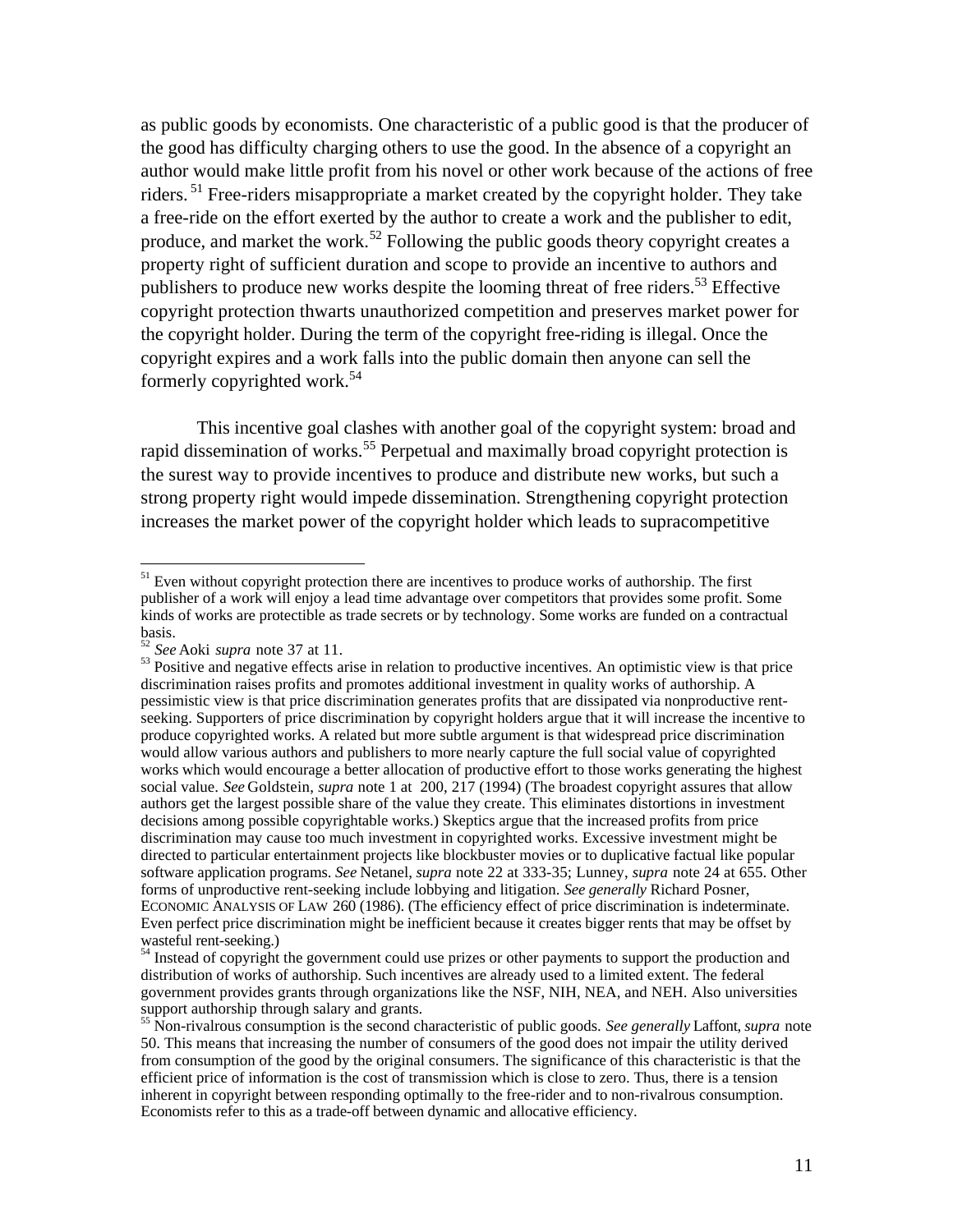as public goods by economists. One characteristic of a public good is that the producer of the good has difficulty charging others to use the good. In the absence of a copyright an author would make little profit from his novel or other work because of the actions of free riders.[51] Free-riders misappropriate a market created by the copyright holder. They take a free-ride on the effort exerted by the author to create a work and the publisher to edit, produce, and market the work.[52] Following the public goods theory copyright creates a property right of sufficient duration and scope to provide an incentive to authors and publishers to produce new works despite the looming threat of free riders.[53] Effective copyright protection thwarts unauthorized competition and preserves market power for the copyright holder. During the term of the copyright free-riding is illegal. Once the copyright expires and a work falls into the public domain then anyone can sell the formerly copyrighted work.[54]

This incentive goal clashes with another goal of the copyright system: broad and rapid dissemination of works.[55] Perpetual and maximally broad copyright protection is the surest way to provide incentives to produce and distribute new works, but such a strong property right would impede dissemination. Strengthening copyright protection increases the market power of the copyright holder which leads to supracompetitive

---

[51] Even without copyright protection there are incentives to produce works of authorship. The first publisher of a work will enjoy a lead time advantage over competitors that provides some profit. Some kinds of works are protectible as trade secrets or by technology. Some works are funded on a contractual basis.

[52] *See* Aoki *supra* note 37 at 11.

[53] Positive and negative effects arise in relation to productive incentives. An optimistic view is that price discrimination raises profits and promotes additional investment in quality works of authorship. A pessimistic view is that price discrimination generates profits that are dissipated via nonproductive rent-seeking. Supporters of price discrimination by copyright holders argue that it will increase the incentive to produce copyrighted works. A related but more subtle argument is that widespread price discrimination would allow various authors and publishers to more nearly capture the full social value of copyrighted works which would encourage a better allocation of productive effort to those works generating the highest social value. *See* Goldstein, *supra* note 1 at 200, 217 (1994) (The broadest copyright assures that allow authors get the largest possible share of the value they create. This eliminates distortions in investment decisions among possible copyrightable works.) Skeptics argue that the increased profits from price discrimination may cause too much investment in copyrighted works. Excessive investment might be directed to particular entertainment projects like blockbuster movies or to duplicative factual like popular software application programs. *See* Netanel, *supra* note 22 at 333-35; Lunney, *supra* note 24 at 655. Other forms of unproductive rent-seeking include lobbying and litigation. *See generally* Richard Posner, ECONOMIC ANALYSIS OF LAW 260 (1986). (The efficiency effect of price discrimination is indeterminate. Even perfect price discrimination might be inefficient because it creates bigger rents that may be offset by wasteful rent-seeking.)

[54] Instead of copyright the government could use prizes or other payments to support the production and distribution of works of authorship. Such incentives are already used to a limited extent. The federal government provides grants through organizations like the NSF, NIH, NEA, and NEH. Also universities support authorship through salary and grants.

[55] Non-rivalrous consumption is the second characteristic of public goods. *See generally* Laffont, *supra* note 50. This means that increasing the number of consumers of the good does not impair the utility derived from consumption of the good by the original consumers. The significance of this characteristic is that the efficient price of information is the cost of transmission which is close to zero. Thus, there is a tension inherent in copyright between responding optimally to the free-rider and to non-rivalrous consumption. Economists refer to this as a trade-off between dynamic and allocative efficiency.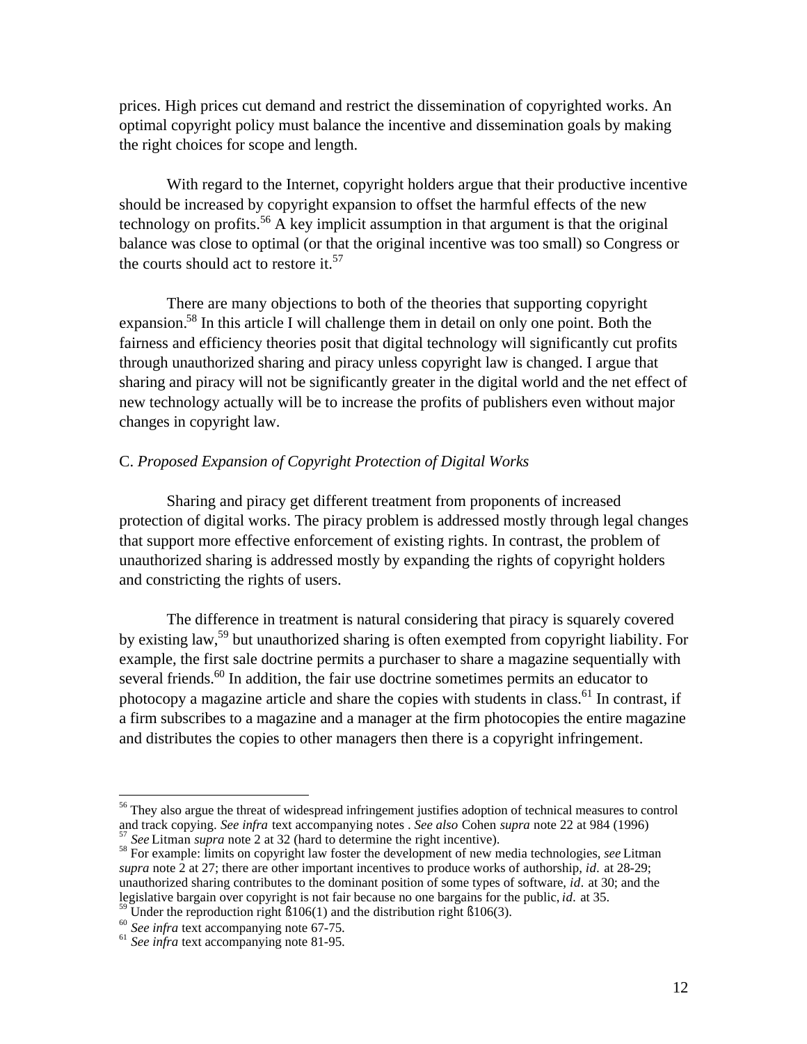prices. High prices cut demand and restrict the dissemination of copyrighted works. An optimal copyright policy must balance the incentive and dissemination goals by making the right choices for scope and length.

With regard to the Internet, copyright holders argue that their productive incentive should be increased by copyright expansion to offset the harmful effects of the new technology on profits.[56] A key implicit assumption in that argument is that the original balance was close to optimal (or that the original incentive was too small) so Congress or the courts should act to restore it.[57]

There are many objections to both of the theories that supporting copyright expansion.[58] In this article I will challenge them in detail on only one point. Both the fairness and efficiency theories posit that digital technology will significantly cut profits through unauthorized sharing and piracy unless copyright law is changed. I argue that sharing and piracy will not be significantly greater in the digital world and the net effect of new technology actually will be to increase the profits of publishers even without major changes in copyright law.

C. *Proposed Expansion of Copyright Protection of Digital Works*

Sharing and piracy get different treatment from proponents of increased protection of digital works. The piracy problem is addressed mostly through legal changes that support more effective enforcement of existing rights. In contrast, the problem of unauthorized sharing is addressed mostly by expanding the rights of copyright holders and constricting the rights of users.

The difference in treatment is natural considering that piracy is squarely covered by existing law,[59] but unauthorized sharing is often exempted from copyright liability. For example, the first sale doctrine permits a purchaser to share a magazine sequentially with several friends.[60] In addition, the fair use doctrine sometimes permits an educator to photocopy a magazine article and share the copies with students in class.[61] In contrast, if a firm subscribes to a magazine and a manager at the firm photocopies the entire magazine and distributes the copies to other managers then there is a copyright infringement.

---

[56] They also argue the threat of widespread infringement justifies adoption of technical measures to control and track copying. *See infra* text accompanying notes . *See also* Cohen *supra* note 22 at 984 (1996)

[57] *See* Litman *supra* note 2 at 32 (hard to determine the right incentive).

[58] For example: limits on copyright law foster the development of new media technologies, *see* Litman *supra* note 2 at 27; there are other important incentives to produce works of authorship, *id.* at 28-29; unauthorized sharing contributes to the dominant position of some types of software, *id.* at 30; and the legislative bargain over copyright is not fair because no one bargains for the public, *id.* at 35.

[59] Under the reproduction right ß106(1) and the distribution right ß106(3).

[60] *See infra* text accompanying note 67-75.

[61] *See infra* text accompanying note 81-95.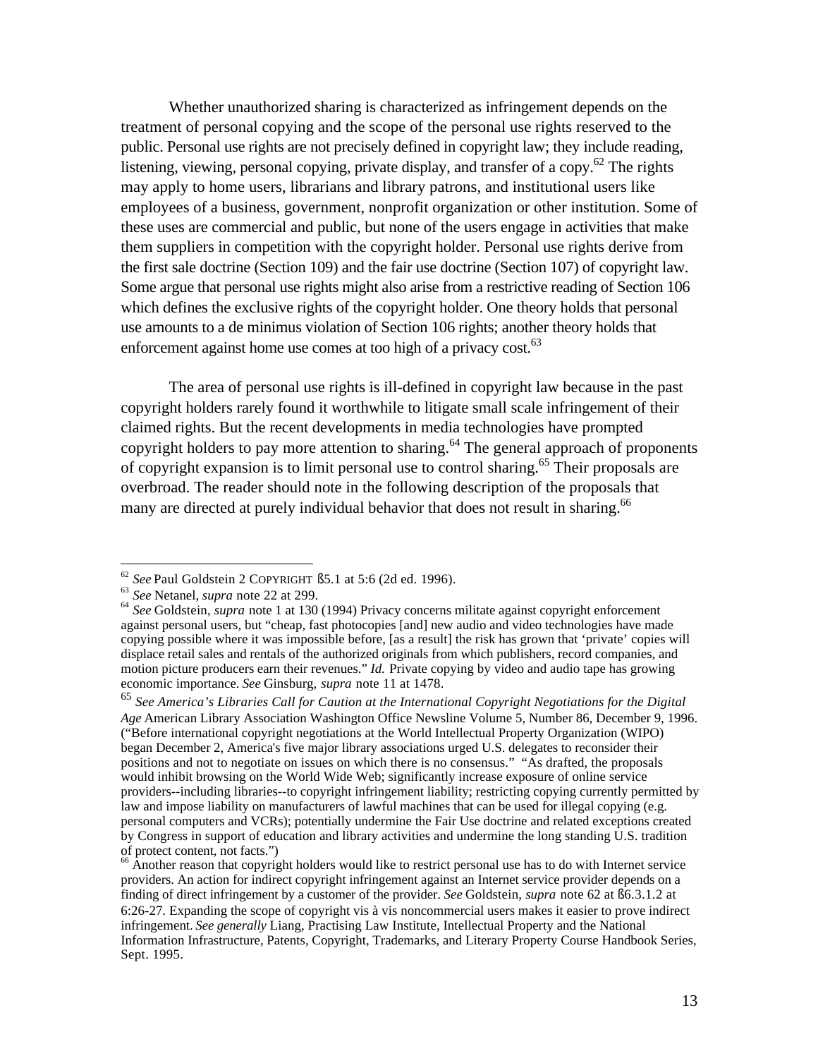Whether unauthorized sharing is characterized as infringement depends on the treatment of personal copying and the scope of the personal use rights reserved to the public. Personal use rights are not precisely defined in copyright law; they include reading, listening, viewing, personal copying, private display, and transfer of a copy.[62] The rights may apply to home users, librarians and library patrons, and institutional users like employees of a business, government, nonprofit organization or other institution. Some of these uses are commercial and public, but none of the users engage in activities that make them suppliers in competition with the copyright holder. Personal use rights derive from the first sale doctrine (Section 109) and the fair use doctrine (Section 107) of copyright law. Some argue that personal use rights might also arise from a restrictive reading of Section 106 which defines the exclusive rights of the copyright holder. One theory holds that personal use amounts to a de minimus violation of Section 106 rights; another theory holds that enforcement against home use comes at too high of a privacy cost.[63]

The area of personal use rights is ill-defined in copyright law because in the past copyright holders rarely found it worthwhile to litigate small scale infringement of their claimed rights. But the recent developments in media technologies have prompted copyright holders to pay more attention to sharing.[64] The general approach of proponents of copyright expansion is to limit personal use to control sharing.[65] Their proposals are overbroad. The reader should note in the following description of the proposals that many are directed at purely individual behavior that does not result in sharing.[66]

---

[62] *See* Paul Goldstein 2 COPYRIGHT ß5.1 at 5:6 (2d ed. 1996).

[63] *See* Netanel, *supra* note 22 at 299.

[64] *See* Goldstein, *supra* note 1 at 130 (1994) Privacy concerns militate against copyright enforcement against personal users, but "cheap, fast photocopies [and] new audio and video technologies have made copying possible where it was impossible before, [as a result] the risk has grown that 'private' copies will displace retail sales and rentals of the authorized originals from which publishers, record companies, and motion picture producers earn their revenues." *Id.* Private copying by video and audio tape has growing economic importance. *See* Ginsburg, *supra* note 11 at 1478.

[65] *See America's Libraries Call for Caution at the International Copyright Negotiations for the Digital Age* American Library Association Washington Office Newsline Volume 5, Number 86, December 9, 1996. ("Before international copyright negotiations at the World Intellectual Property Organization (WIPO) began December 2, America's five major library associations urged U.S. delegates to reconsider their positions and not to negotiate on issues on which there is no consensus." "As drafted, the proposals would inhibit browsing on the World Wide Web; significantly increase exposure of online service providers--including libraries--to copyright infringement liability; restricting copying currently permitted by law and impose liability on manufacturers of lawful machines that can be used for illegal copying (e.g. personal computers and VCRs); potentially undermine the Fair Use doctrine and related exceptions created by Congress in support of education and library activities and undermine the long standing U.S. tradition of protect content, not facts.")

[66] Another reason that copyright holders would like to restrict personal use has to do with Internet service providers. An action for indirect copyright infringement against an Internet service provider depends on a finding of direct infringement by a customer of the provider. *See* Goldstein, *supra* note 62 at ß6.3.1.2 at 6:26-27. Expanding the scope of copyright vis à vis noncommercial users makes it easier to prove indirect infringement. *See generally* Liang, Practising Law Institute, Intellectual Property and the National Information Infrastructure, Patents, Copyright, Trademarks, and Literary Property Course Handbook Series, Sept. 1995.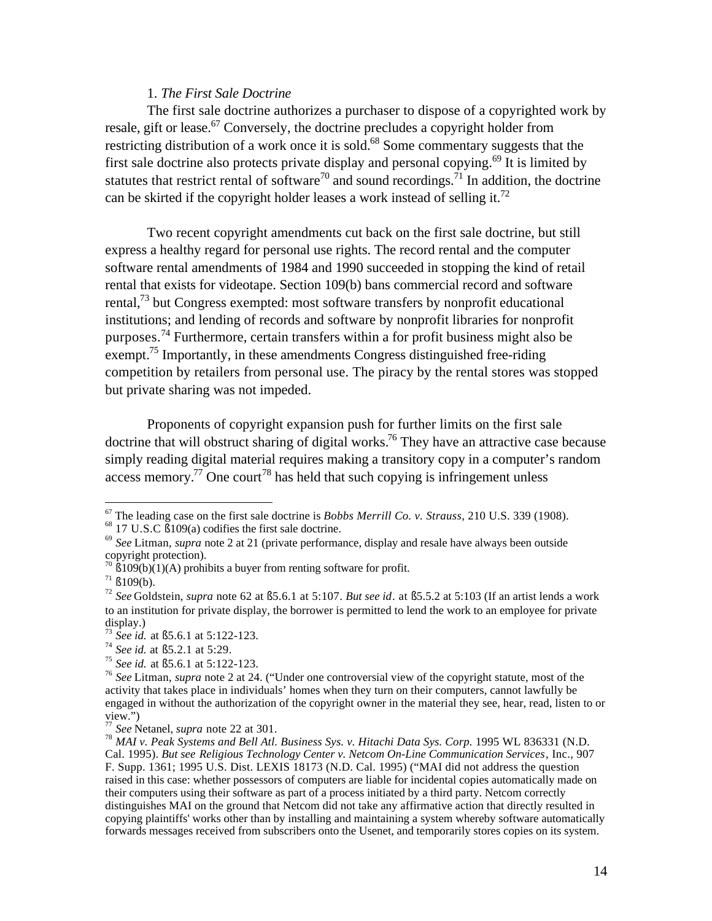1. *The First Sale Doctrine*

The first sale doctrine authorizes a purchaser to dispose of a copyrighted work by resale, gift or lease.[67] Conversely, the doctrine precludes a copyright holder from restricting distribution of a work once it is sold.[68] Some commentary suggests that the first sale doctrine also protects private display and personal copying.[69] It is limited by statutes that restrict rental of software[70] and sound recordings.[71] In addition, the doctrine can be skirted if the copyright holder leases a work instead of selling it.[72]

Two recent copyright amendments cut back on the first sale doctrine, but still express a healthy regard for personal use rights. The record rental and the computer software rental amendments of 1984 and 1990 succeeded in stopping the kind of retail rental that exists for videotape. Section 109(b) bans commercial record and software rental,[73] but Congress exempted: most software transfers by nonprofit educational institutions; and lending of records and software by nonprofit libraries for nonprofit purposes.[74] Furthermore, certain transfers within a for profit business might also be exempt.[75] Importantly, in these amendments Congress distinguished free-riding competition by retailers from personal use. The piracy by the rental stores was stopped but private sharing was not impeded.

Proponents of copyright expansion push for further limits on the first sale doctrine that will obstruct sharing of digital works.[76] They have an attractive case because simply reading digital material requires making a transitory copy in a computer's random access memory.[77] One court[78] has held that such copying is infringement unless

---

[67] The leading case on the first sale doctrine is *Bobbs Merrill Co. v. Strauss,* 210 U.S. 339 (1908).

[68] 17 U.S.C ß109(a) codifies the first sale doctrine.

[69] *See* Litman, *supra* note 2 at 21 (private performance, display and resale have always been outside copyright protection).

[70] ß109(b)(1)(A) prohibits a buyer from renting software for profit.

[71] ß109(b).

[72] *See* Goldstein, *supra* note 62 at ß5.6.1 at 5:107. *But see id*. at ß5.5.2 at 5:103 (If an artist lends a work to an institution for private display, the borrower is permitted to lend the work to an employee for private display.)

[73] *See id.* at ß5.6.1 at 5:122-123.

[74] *See id.* at ß5.2.1 at 5:29.

[75] *See id.* at ß5.6.1 at 5:122-123.

[76] *See* Litman, *supra* note 2 at 24. ("Under one controversial view of the copyright statute, most of the activity that takes place in individuals' homes when they turn on their computers, cannot lawfully be engaged in without the authorization of the copyright owner in the material they see, hear, read, listen to or view.")

[77] *See* Netanel, *supra* note 22 at 301.

[78] *MAI v. Peak Systems and Bell Atl. Business Sys. v. Hitachi Data Sys. Corp.* 1995 WL 836331 (N.D. Cal. 1995). *But see Religious Technology Center v. Netcom On-Line Communication Services*, Inc., 907 F. Supp. 1361; 1995 U.S. Dist. LEXIS 18173 (N.D. Cal. 1995) ("MAI did not address the question raised in this case: whether possessors of computers are liable for incidental copies automatically made on their computers using their software as part of a process initiated by a third party. Netcom correctly distinguishes MAI on the ground that Netcom did not take any affirmative action that directly resulted in copying plaintiffs' works other than by installing and maintaining a system whereby software automatically forwards messages received from subscribers onto the Usenet, and temporarily stores copies on its system.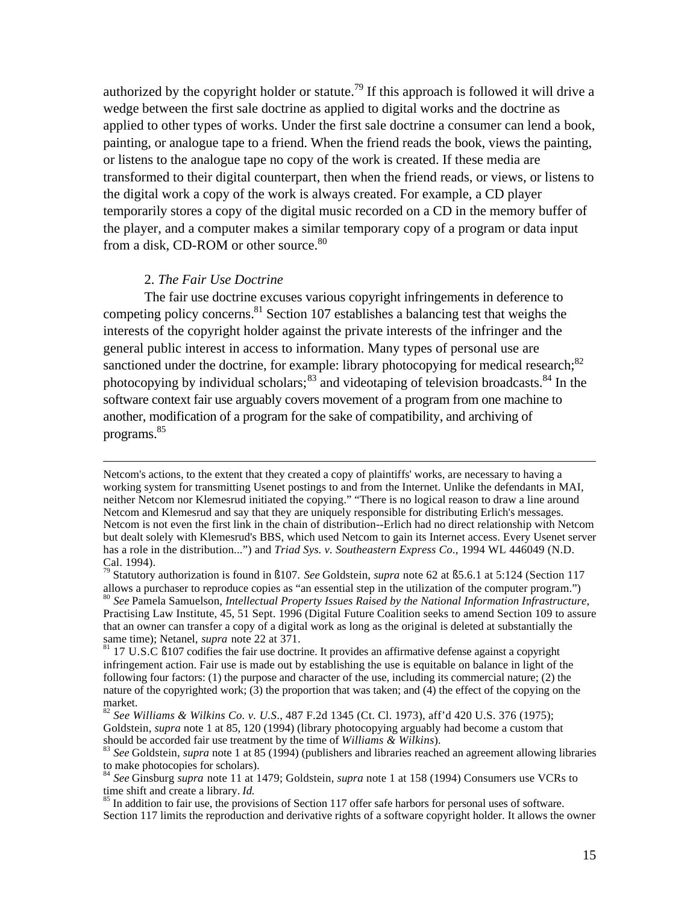authorized by the copyright holder or statute.[79] If this approach is followed it will drive a wedge between the first sale doctrine as applied to digital works and the doctrine as applied to other types of works. Under the first sale doctrine a consumer can lend a book, painting, or analogue tape to a friend. When the friend reads the book, views the painting, or listens to the analogue tape no copy of the work is created. If these media are transformed to their digital counterpart, then when the friend reads, or views, or listens to the digital work a copy of the work is always created. For example, a CD player temporarily stores a copy of the digital music recorded on a CD in the memory buffer of the player, and a computer makes a similar temporary copy of a program or data input from a disk, CD-ROM or other source.[80]

2. *The Fair Use Doctrine*

The fair use doctrine excuses various copyright infringements in deference to competing policy concerns.[81] Section 107 establishes a balancing test that weighs the interests of the copyright holder against the private interests of the infringer and the general public interest in access to information. Many types of personal use are sanctioned under the doctrine, for example: library photocopying for medical research;[82] photocopying by individual scholars;[83] and videotaping of television broadcasts.[84] In the software context fair use arguably covers movement of a program from one machine to another, modification of a program for the sake of compatibility, and archiving of programs.[85]

---

Netcom's actions, to the extent that they created a copy of plaintiffs' works, are necessary to having a working system for transmitting Usenet postings to and from the Internet. Unlike the defendants in MAI, neither Netcom nor Klemesrud initiated the copying." "There is no logical reason to draw a line around Netcom and Klemesrud and say that they are uniquely responsible for distributing Erlich's messages. Netcom is not even the first link in the chain of distribution--Erlich had no direct relationship with Netcom but dealt solely with Klemesrud's BBS, which used Netcom to gain its Internet access. Every Usenet server has a role in the distribution...") and *Triad Sys. v. Southeastern Express Co*., 1994 WL 446049 (N.D. Cal. 1994).

[79] Statutory authorization is found in ß107. *See* Goldstein, *supra* note 62 at ß5.6.1 at 5:124 (Section 117 allows a purchaser to reproduce copies as "an essential step in the utilization of the computer program.")

[80] *See* Pamela Samuelson, *Intellectual Property Issues Raised by the National Information Infrastructure,* Practising Law Institute, 45, 51 Sept. 1996 (Digital Future Coalition seeks to amend Section 109 to assure that an owner can transfer a copy of a digital work as long as the original is deleted at substantially the same time); Netanel, *supra* note 22 at 371.

[81] 17 U.S.C ß107 codifies the fair use doctrine. It provides an affirmative defense against a copyright infringement action. Fair use is made out by establishing the use is equitable on balance in light of the following four factors: (1) the purpose and character of the use, including its commercial nature; (2) the nature of the copyrighted work; (3) the proportion that was taken; and (4) the effect of the copying on the market.

[82] *See Williams & Wilkins Co. v. U.S*., 487 F.2d 1345 (Ct. Cl. 1973), aff'd 420 U.S. 376 (1975); Goldstein, *supra* note 1 at 85, 120 (1994) (library photocopying arguably had become a custom that should be accorded fair use treatment by the time of *Williams & Wilkins*).

[83] *See* Goldstein, *supra* note 1 at 85 (1994) (publishers and libraries reached an agreement allowing libraries to make photocopies for scholars).

[84] *See* Ginsburg *supra* note 11 at 1479; Goldstein, *supra* note 1 at 158 (1994) Consumers use VCRs to time shift and create a library. *Id.*

[85] In addition to fair use, the provisions of Section 117 offer safe harbors for personal uses of software. Section 117 limits the reproduction and derivative rights of a software copyright holder. It allows the owner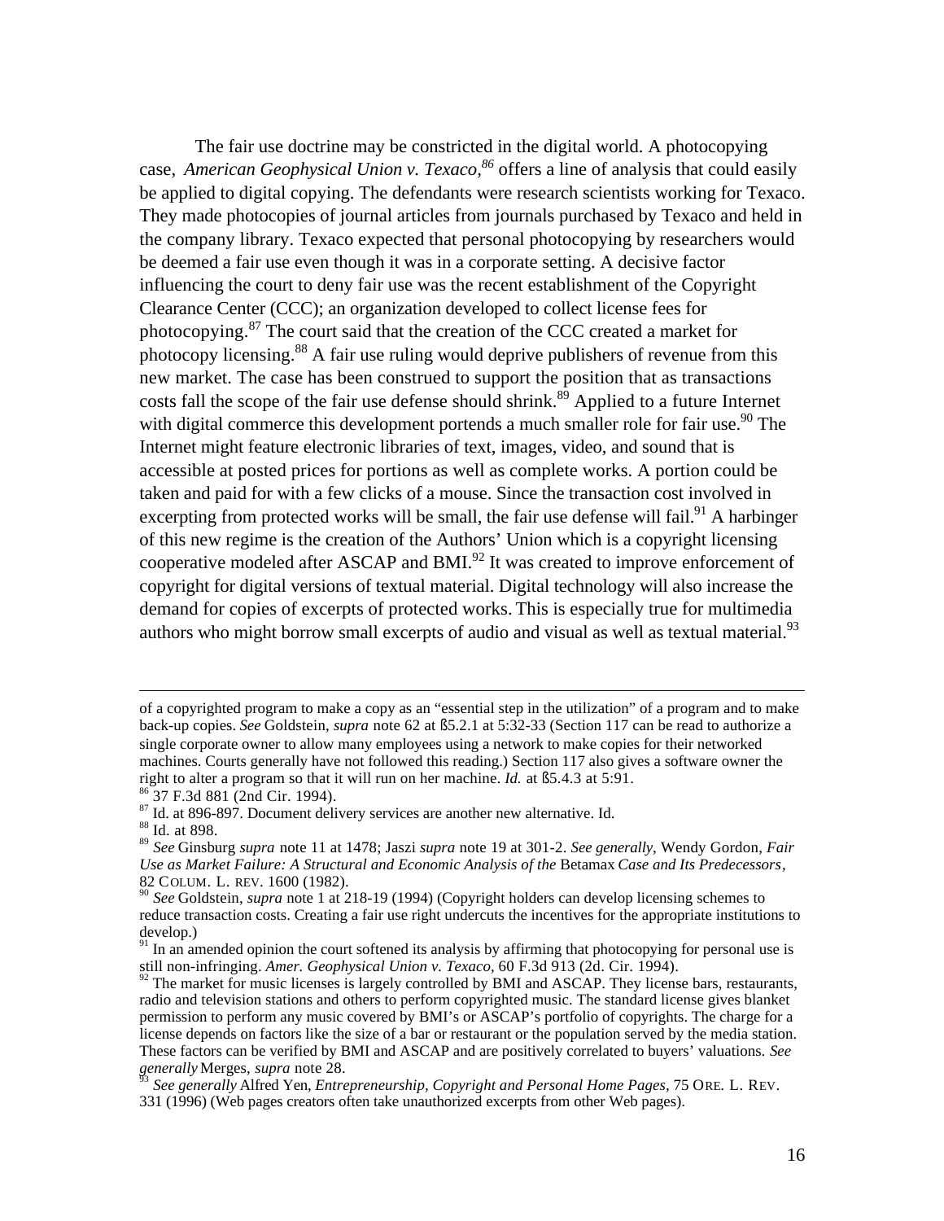The fair use doctrine may be constricted in the digital world. A photocopying case, *American Geophysical Union v. Texaco,*[86] offers a line of analysis that could easily be applied to digital copying. The defendants were research scientists working for Texaco. They made photocopies of journal articles from journals purchased by Texaco and held in the company library. Texaco expected that personal photocopying by researchers would be deemed a fair use even though it was in a corporate setting. A decisive factor influencing the court to deny fair use was the recent establishment of the Copyright Clearance Center (CCC); an organization developed to collect license fees for photocopying.[87] The court said that the creation of the CCC created a market for photocopy licensing.[88] A fair use ruling would deprive publishers of revenue from this new market. The case has been construed to support the position that as transactions costs fall the scope of the fair use defense should shrink.[89] Applied to a future Internet with digital commerce this development portends a much smaller role for fair use.[90] The Internet might feature electronic libraries of text, images, video, and sound that is accessible at posted prices for portions as well as complete works. A portion could be taken and paid for with a few clicks of a mouse. Since the transaction cost involved in excerpting from protected works will be small, the fair use defense will fail.[91] A harbinger of this new regime is the creation of the Authors' Union which is a copyright licensing cooperative modeled after ASCAP and BMI.[92] It was created to improve enforcement of copyright for digital versions of textual material. Digital technology will also increase the demand for copies of excerpts of protected works. This is especially true for multimedia authors who might borrow small excerpts of audio and visual as well as textual material.[93]

---

of a copyrighted program to make a copy as an "essential step in the utilization" of a program and to make back-up copies. *See* Goldstein, *supra* note 62 at ß5.2.1 at 5:32-33 (Section 117 can be read to authorize a single corporate owner to allow many employees using a network to make copies for their networked machines. Courts generally have not followed this reading.) Section 117 also gives a software owner the right to alter a program so that it will run on her machine. *Id.* at ß5.4.3 at 5:91.

[86] 37 F.3d 881 (2nd Cir. 1994).

[87] Id. at 896-897. Document delivery services are another new alternative. Id.

[88] Id. at 898.

[89] *See* Ginsburg *supra* note 11 at 1478; Jaszi *supra* note 19 at 301-2. *See generally*, Wendy Gordon, *Fair Use as Market Failure: A Structural and Economic Analysis of the* Betamax *Case and Its Predecessors*, 82 COLUM. L. REV. 1600 (1982).

[90] *See* Goldstein, *supra* note 1 at 218-19 (1994) (Copyright holders can develop licensing schemes to reduce transaction costs. Creating a fair use right undercuts the incentives for the appropriate institutions to develop.)

[91] In an amended opinion the court softened its analysis by affirming that photocopying for personal use is still non-infringing. *Amer. Geophysical Union v. Texaco,* 60 F.3d 913 (2d. Cir. 1994).

[92] The market for music licenses is largely controlled by BMI and ASCAP. They license bars, restaurants, radio and television stations and others to perform copyrighted music. The standard license gives blanket permission to perform any music covered by BMI's or ASCAP's portfolio of copyrights. The charge for a license depends on factors like the size of a bar or restaurant or the population served by the media station. These factors can be verified by BMI and ASCAP and are positively correlated to buyers' valuations. *See generally* Merges, *supra* note 28.

[93] *See generally* Alfred Yen, *Entrepreneurship, Copyright and Personal Home Pages,* 75 ORE. L. REV. 331 (1996) (Web pages creators often take unauthorized excerpts from other Web pages).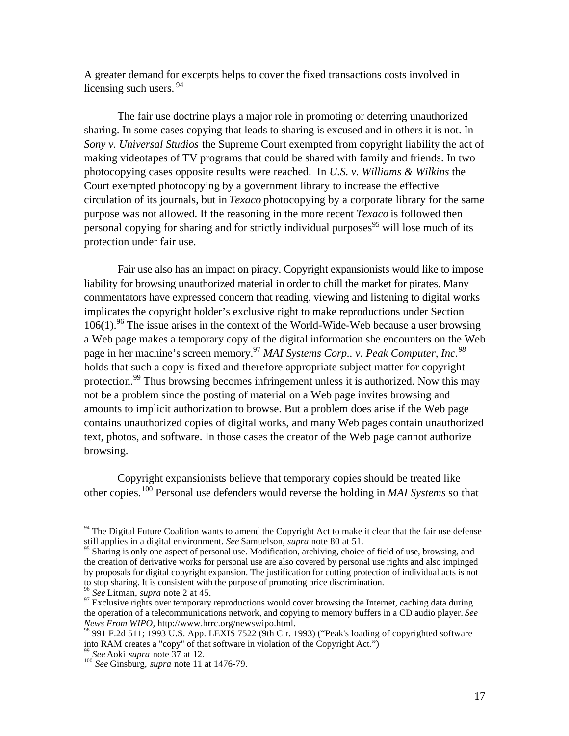A greater demand for excerpts helps to cover the fixed transactions costs involved in licensing such users.[94]

The fair use doctrine plays a major role in promoting or deterring unauthorized sharing. In some cases copying that leads to sharing is excused and in others it is not. In *Sony v. Universal Studios* the Supreme Court exempted from copyright liability the act of making videotapes of TV programs that could be shared with family and friends. In two photocopying cases opposite results were reached. In *U.S. v. Williams & Wilkins* the Court exempted photocopying by a government library to increase the effective circulation of its journals, but in *Texaco* photocopying by a corporate library for the same purpose was not allowed. If the reasoning in the more recent *Texaco* is followed then personal copying for sharing and for strictly individual purposes[95] will lose much of its protection under fair use.

Fair use also has an impact on piracy. Copyright expansionists would like to impose liability for browsing unauthorized material in order to chill the market for pirates. Many commentators have expressed concern that reading, viewing and listening to digital works implicates the copyright holder's exclusive right to make reproductions under Section 106(1).[96] The issue arises in the context of the World-Wide-Web because a user browsing a Web page makes a temporary copy of the digital information she encounters on the Web page in her machine's screen memory.[97] *MAI Systems Corp.. v. Peak Computer, Inc.*[98] holds that such a copy is fixed and therefore appropriate subject matter for copyright protection.[99] Thus browsing becomes infringement unless it is authorized. Now this may not be a problem since the posting of material on a Web page invites browsing and amounts to implicit authorization to browse. But a problem does arise if the Web page contains unauthorized copies of digital works, and many Web pages contain unauthorized text, photos, and software. In those cases the creator of the Web page cannot authorize browsing.

Copyright expansionists believe that temporary copies should be treated like other copies.[100] Personal use defenders would reverse the holding in *MAI Systems* so that

---

[94] The Digital Future Coalition wants to amend the Copyright Act to make it clear that the fair use defense still applies in a digital environment. *See* Samuelson, *supra* note 80 at 51.

[95] Sharing is only one aspect of personal use. Modification, archiving, choice of field of use, browsing, and the creation of derivative works for personal use are also covered by personal use rights and also impinged by proposals for digital copyright expansion. The justification for cutting protection of individual acts is not to stop sharing. It is consistent with the purpose of promoting price discrimination.

[96] *See* Litman, *supra* note 2 at 45.

[97] Exclusive rights over temporary reproductions would cover browsing the Internet, caching data during the operation of a telecommunications network, and copying to memory buffers in a CD audio player. *See News From WIPO*, http://www.hrrc.org/newswipo.html.

[98] 991 F.2d 511; 1993 U.S. App. LEXIS 7522 (9th Cir. 1993) ("Peak's loading of copyrighted software into RAM creates a "copy" of that software in violation of the Copyright Act.")

[99] *See* Aoki *supra* note 37 at 12.

[100] *See* Ginsburg, *supra* note 11 at 1476-79.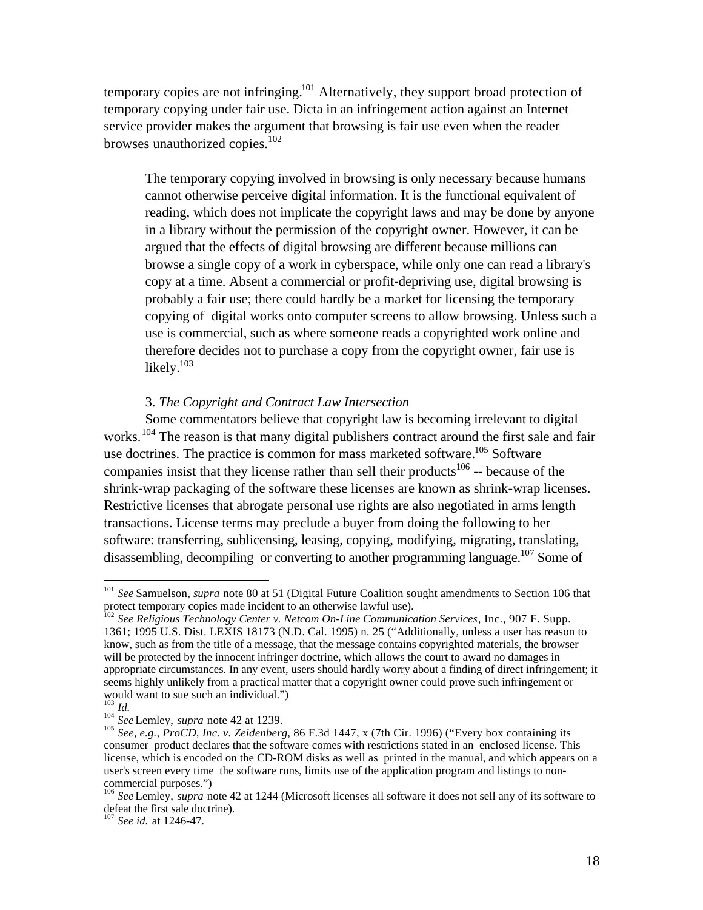temporary copies are not infringing.[101] Alternatively, they support broad protection of temporary copying under fair use. Dicta in an infringement action against an Internet service provider makes the argument that browsing is fair use even when the reader browses unauthorized copies.[102]

> The temporary copying involved in browsing is only necessary because humans cannot otherwise perceive digital information. It is the functional equivalent of reading, which does not implicate the copyright laws and may be done by anyone in a library without the permission of the copyright owner. However, it can be argued that the effects of digital browsing are different because millions can browse a single copy of a work in cyberspace, while only one can read a library's copy at a time. Absent a commercial or profit-depriving use, digital browsing is probably a fair use; there could hardly be a market for licensing the temporary copying of digital works onto computer screens to allow browsing. Unless such a use is commercial, such as where someone reads a copyrighted work online and therefore decides not to purchase a copy from the copyright owner, fair use is likely.[103]

3. *The Copyright and Contract Law Intersection*

Some commentators believe that copyright law is becoming irrelevant to digital works.[104] The reason is that many digital publishers contract around the first sale and fair use doctrines. The practice is common for mass marketed software.[105] Software companies insist that they license rather than sell their products[106] -- because of the shrink-wrap packaging of the software these licenses are known as shrink-wrap licenses. Restrictive licenses that abrogate personal use rights are also negotiated in arms length transactions. License terms may preclude a buyer from doing the following to her software: transferring, sublicensing, leasing, copying, modifying, migrating, translating, disassembling, decompiling or converting to another programming language.[107] Some of

---

[101] *See* Samuelson, *supra* note 80 at 51 (Digital Future Coalition sought amendments to Section 106 that protect temporary copies made incident to an otherwise lawful use).

[102] *See Religious Technology Center v. Netcom On-Line Communication Services*, Inc., 907 F. Supp. 1361; 1995 U.S. Dist. LEXIS 18173 (N.D. Cal. 1995) n. 25 ("Additionally, unless a user has reason to know, such as from the title of a message, that the message contains copyrighted materials, the browser will be protected by the innocent infringer doctrine, which allows the court to award no damages in appropriate circumstances. In any event, users should hardly worry about a finding of direct infringement; it seems highly unlikely from a practical matter that a copyright owner could prove such infringement or would want to sue such an individual.")

[103] *Id.*

[104] *See* Lemley, *supra* note 42 at 1239.

[105] *See, e.g., ProCD, Inc. v. Zeidenberg*, 86 F.3d 1447, x (7th Cir. 1996) ("Every box containing its consumer product declares that the software comes with restrictions stated in an enclosed license. This license, which is encoded on the CD-ROM disks as well as printed in the manual, and which appears on a user's screen every time the software runs, limits use of the application program and listings to non-commercial purposes.")

[106] *See* Lemley, *supra* note 42 at 1244 (Microsoft licenses all software it does not sell any of its software to defeat the first sale doctrine).

[107] *See id.* at 1246-47.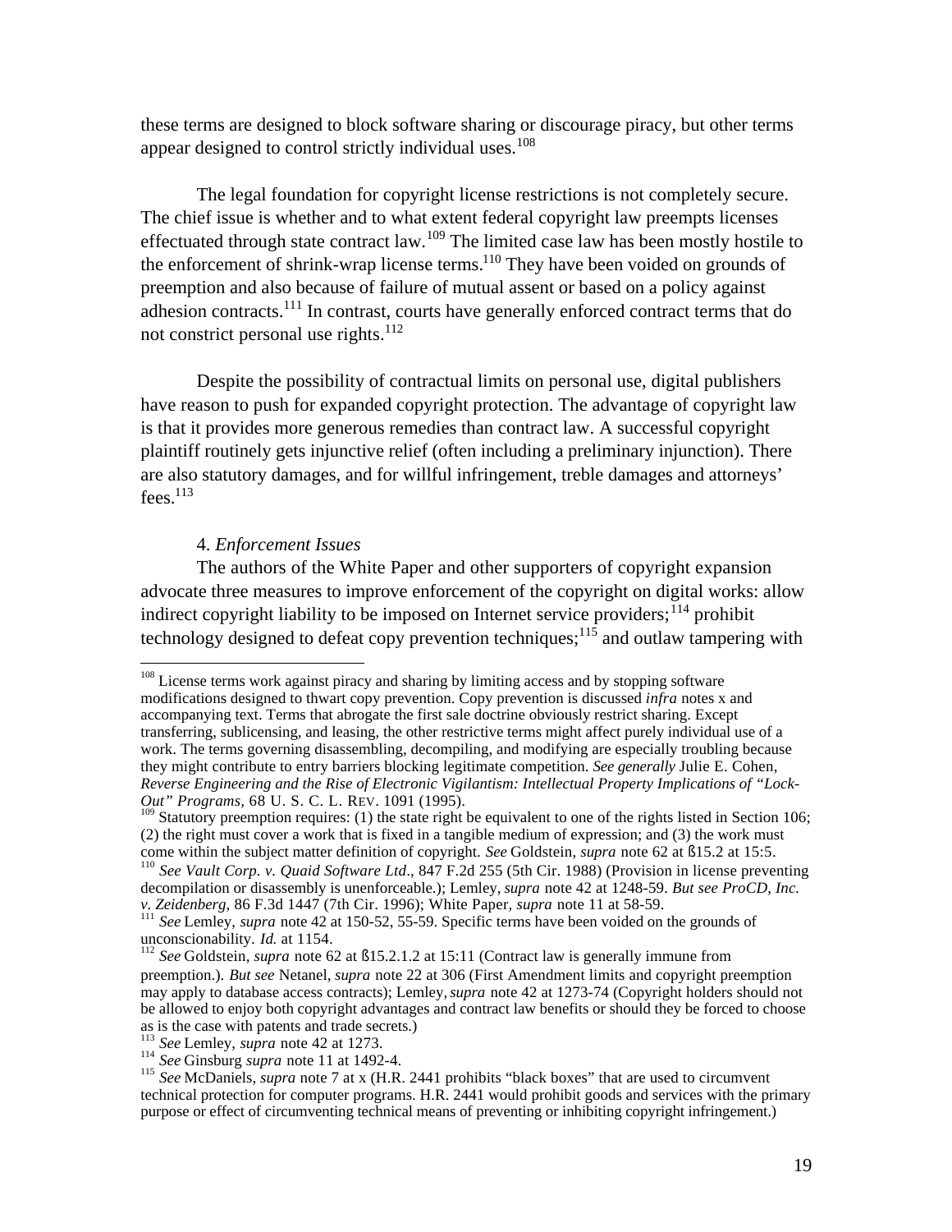these terms are designed to block software sharing or discourage piracy, but other terms appear designed to control strictly individual uses.[108]

The legal foundation for copyright license restrictions is not completely secure. The chief issue is whether and to what extent federal copyright law preempts licenses effectuated through state contract law.[109] The limited case law has been mostly hostile to the enforcement of shrink-wrap license terms.[110] They have been voided on grounds of preemption and also because of failure of mutual assent or based on a policy against adhesion contracts.[111] In contrast, courts have generally enforced contract terms that do not constrict personal use rights.[112]

Despite the possibility of contractual limits on personal use, digital publishers have reason to push for expanded copyright protection. The advantage of copyright law is that it provides more generous remedies than contract law. A successful copyright plaintiff routinely gets injunctive relief (often including a preliminary injunction). There are also statutory damages, and for willful infringement, treble damages and attorneys' fees.[113]

4. *Enforcement Issues*

The authors of the White Paper and other supporters of copyright expansion advocate three measures to improve enforcement of the copyright on digital works: allow indirect copyright liability to be imposed on Internet service providers;[114] prohibit technology designed to defeat copy prevention techniques;[115] and outlaw tampering with

---

[108] License terms work against piracy and sharing by limiting access and by stopping software modifications designed to thwart copy prevention. Copy prevention is discussed *infra* notes x and accompanying text. Terms that abrogate the first sale doctrine obviously restrict sharing. Except transferring, sublicensing, and leasing, the other restrictive terms might affect purely individual use of a work. The terms governing disassembling, decompiling, and modifying are especially troubling because they might contribute to entry barriers blocking legitimate competition. *See generally* Julie E. Cohen, *Reverse Engineering and the Rise of Electronic Vigilantism: Intellectual Property Implications of "Lock-Out" Programs*, 68 U. S. C. L. REV. 1091 (1995).

[109] Statutory preemption requires: (1) the state right be equivalent to one of the rights listed in Section 106; (2) the right must cover a work that is fixed in a tangible medium of expression; and (3) the work must come within the subject matter definition of copyright. *See* Goldstein, *supra* note 62 at ß15.2 at 15:5.

[110] *See Vault Corp. v. Quaid Software Ltd*., 847 F.2d 255 (5th Cir. 1988) (Provision in license preventing decompilation or disassembly is unenforceable.); Lemley, *supra* note 42 at 1248-59. *But see ProCD, Inc. v. Zeidenberg*, 86 F.3d 1447 (7th Cir. 1996); White Paper, *supra* note 11 at 58-59.

[111] *See* Lemley, *supra* note 42 at 150-52, 55-59. Specific terms have been voided on the grounds of unconscionability. *Id.* at 1154.

[112] *See* Goldstein, *supra* note 62 at ß15.2.1.2 at 15:11 (Contract law is generally immune from preemption.). *But see* Netanel, *supra* note 22 at 306 (First Amendment limits and copyright preemption may apply to database access contracts); Lemley, *supra* note 42 at 1273-74 (Copyright holders should not be allowed to enjoy both copyright advantages and contract law benefits or should they be forced to choose as is the case with patents and trade secrets.)

[113] *See* Lemley, *supra* note 42 at 1273.

[114] *See* Ginsburg *supra* note 11 at 1492-4.

[115] *See* McDaniels, *supra* note 7 at x (H.R. 2441 prohibits "black boxes" that are used to circumvent technical protection for computer programs. H.R. 2441 would prohibit goods and services with the primary purpose or effect of circumventing technical means of preventing or inhibiting copyright infringement.)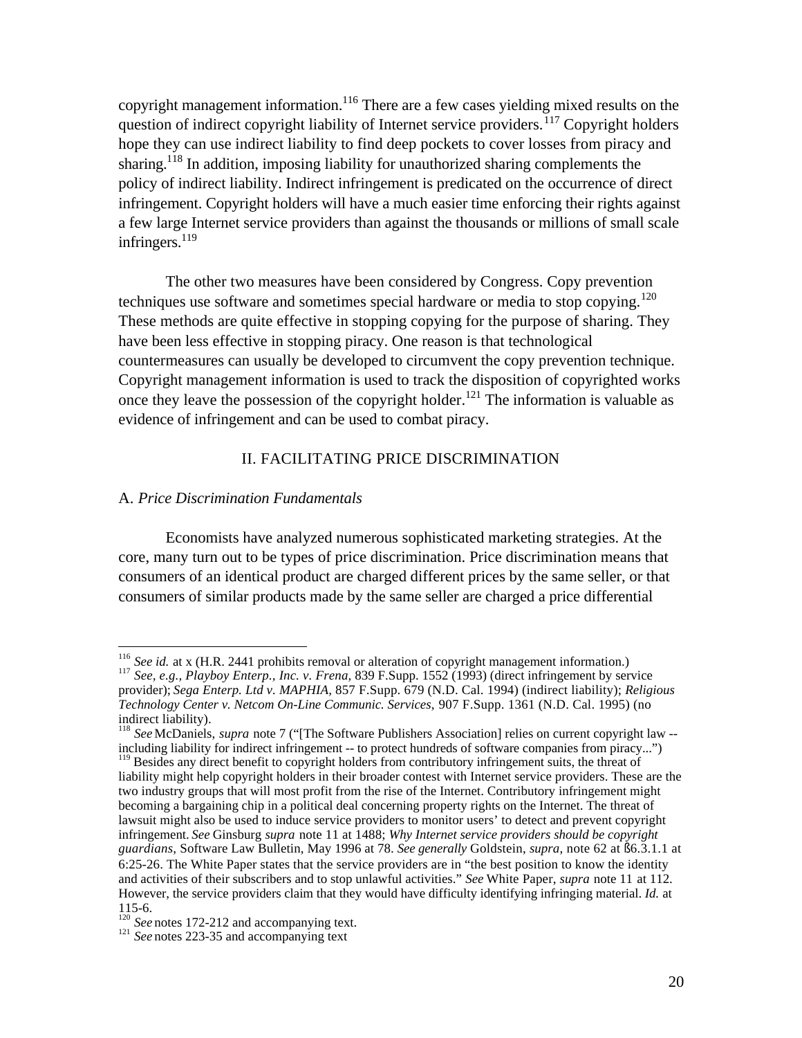copyright management information.[116] There are a few cases yielding mixed results on the question of indirect copyright liability of Internet service providers.[117] Copyright holders hope they can use indirect liability to find deep pockets to cover losses from piracy and sharing.[118] In addition, imposing liability for unauthorized sharing complements the policy of indirect liability. Indirect infringement is predicated on the occurrence of direct infringement. Copyright holders will have a much easier time enforcing their rights against a few large Internet service providers than against the thousands or millions of small scale infringers.[119]

The other two measures have been considered by Congress. Copy prevention techniques use software and sometimes special hardware or media to stop copying.[120] These methods are quite effective in stopping copying for the purpose of sharing. They have been less effective in stopping piracy. One reason is that technological countermeasures can usually be developed to circumvent the copy prevention technique. Copyright management information is used to track the disposition of copyrighted works once they leave the possession of the copyright holder.[121] The information is valuable as evidence of infringement and can be used to combat piracy.

## II. FACILITATING PRICE DISCRIMINATION

### A. *Price Discrimination Fundamentals*

Economists have analyzed numerous sophisticated marketing strategies. At the core, many turn out to be types of price discrimination. Price discrimination means that consumers of an identical product are charged different prices by the same seller, or that consumers of similar products made by the same seller are charged a price differential

---

[116] *See id.* at x (H.R. 2441 prohibits removal or alteration of copyright management information.)

[117] *See, e.g., Playboy Enterp., Inc. v. Frena,* 839 F.Supp. 1552 (1993) (direct infringement by service provider); *Sega Enterp. Ltd v. MAPHIA,* 857 F.Supp. 679 (N.D. Cal. 1994) (indirect liability); *Religious Technology Center v. Netcom On-Line Communic. Services,* 907 F.Supp. 1361 (N.D. Cal. 1995) (no indirect liability).

[118] *See* McDaniels, *supra* note 7 ("[The Software Publishers Association] relies on current copyright law -- including liability for indirect infringement -- to protect hundreds of software companies from piracy...")

[119] Besides any direct benefit to copyright holders from contributory infringement suits, the threat of liability might help copyright holders in their broader contest with Internet service providers. These are the two industry groups that will most profit from the rise of the Internet. Contributory infringement might becoming a bargaining chip in a political deal concerning property rights on the Internet. The threat of lawsuit might also be used to induce service providers to monitor users' to detect and prevent copyright infringement. *See* Ginsburg *supra* note 11 at 1488; *Why Internet service providers should be copyright guardians,* Software Law Bulletin, May 1996 at 78. *See generally* Goldstein, *supra,* note 62 at ß6.3.1.1 at 6:25-26. The White Paper states that the service providers are in "the best position to know the identity and activities of their subscribers and to stop unlawful activities." *See* White Paper, *supra* note 11 at 112. However, the service providers claim that they would have difficulty identifying infringing material. *Id.* at 115-6.

[120] *See* notes 172-212 and accompanying text.

[121] *See* notes 223-35 and accompanying text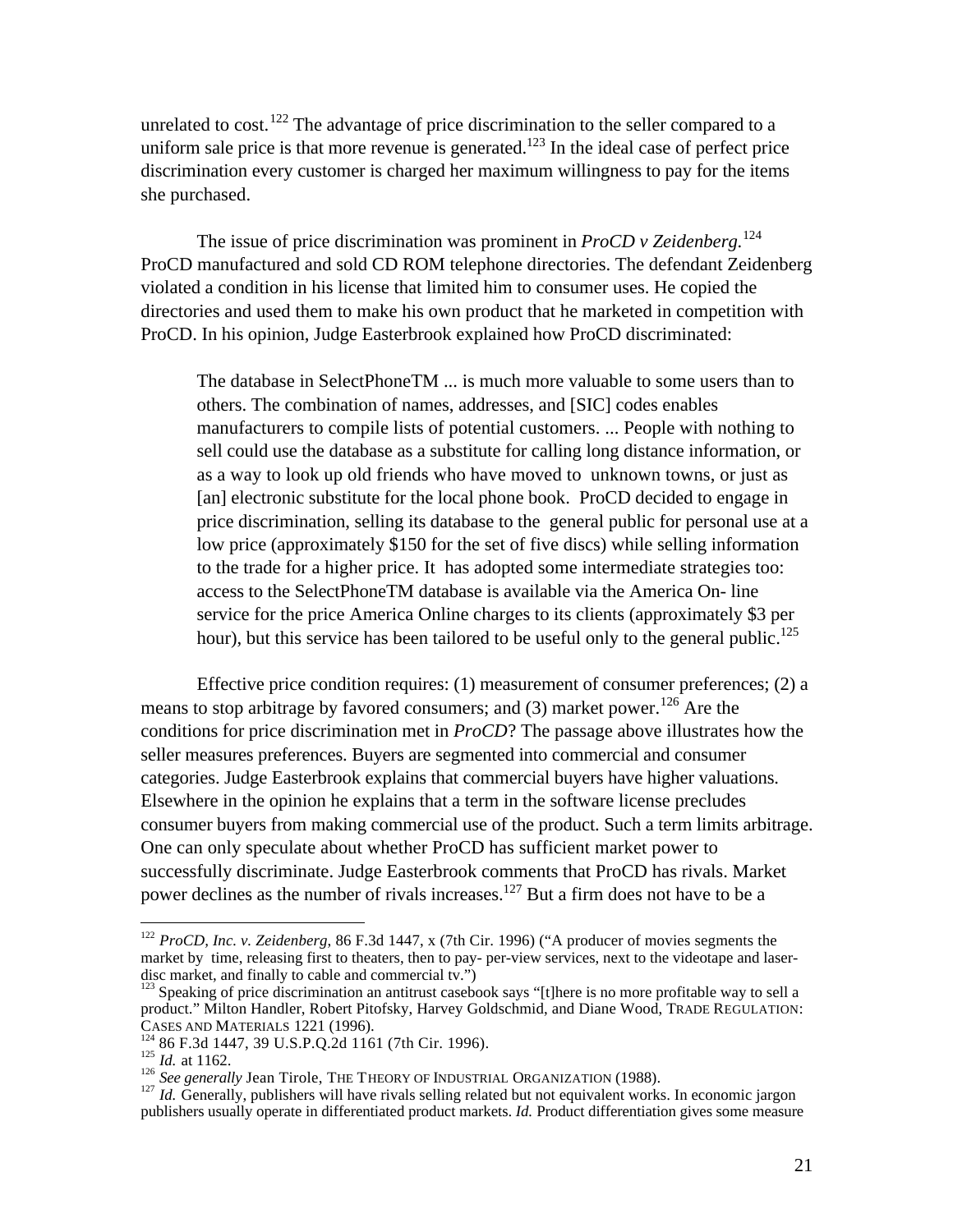unrelated to cost.[122] The advantage of price discrimination to the seller compared to a uniform sale price is that more revenue is generated.[123] In the ideal case of perfect price discrimination every customer is charged her maximum willingness to pay for the items she purchased.

The issue of price discrimination was prominent in *ProCD v Zeidenberg.*[124] ProCD manufactured and sold CD ROM telephone directories. The defendant Zeidenberg violated a condition in his license that limited him to consumer uses. He copied the directories and used them to make his own product that he marketed in competition with ProCD. In his opinion, Judge Easterbrook explained how ProCD discriminated:

> The database in SelectPhoneTM ... is much more valuable to some users than to others. The combination of names, addresses, and [SIC] codes enables manufacturers to compile lists of potential customers. ... People with nothing to sell could use the database as a substitute for calling long distance information, or as a way to look up old friends who have moved to unknown towns, or just as [an] electronic substitute for the local phone book. ProCD decided to engage in price discrimination, selling its database to the general public for personal use at a low price (approximately $150 for the set of five discs) while selling information to the trade for a higher price. It has adopted some intermediate strategies too: access to the SelectPhoneTM database is available via the America On- line service for the price America Online charges to its clients (approximately $3 per hour), but this service has been tailored to be useful only to the general public.[125]

Effective price condition requires: (1) measurement of consumer preferences; (2) a means to stop arbitrage by favored consumers; and (3) market power.[126] Are the conditions for price discrimination met in *ProCD*? The passage above illustrates how the seller measures preferences. Buyers are segmented into commercial and consumer categories. Judge Easterbrook explains that commercial buyers have higher valuations. Elsewhere in the opinion he explains that a term in the software license precludes consumer buyers from making commercial use of the product. Such a term limits arbitrage. One can only speculate about whether ProCD has sufficient market power to successfully discriminate. Judge Easterbrook comments that ProCD has rivals. Market power declines as the number of rivals increases.[127] But a firm does not have to be a

---

[122] *ProCD, Inc. v. Zeidenberg*, 86 F.3d 1447, x (7th Cir. 1996) ("A producer of movies segments the market by time, releasing first to theaters, then to pay- per-view services, next to the videotape and laser-disc market, and finally to cable and commercial tv.")

[123] Speaking of price discrimination an antitrust casebook says "[t]here is no more profitable way to sell a product." Milton Handler, Robert Pitofsky, Harvey Goldschmid, and Diane Wood, TRADE REGULATION: CASES AND MATERIALS 1221 (1996).

[124] 86 F.3d 1447, 39 U.S.P.Q.2d 1161 (7th Cir. 1996).

[125] *Id.* at 1162.

[126] *See generally* Jean Tirole, THE THEORY OF INDUSTRIAL ORGANIZATION (1988).

[127] *Id.* Generally, publishers will have rivals selling related but not equivalent works. In economic jargon publishers usually operate in differentiated product markets. *Id.* Product differentiation gives some measure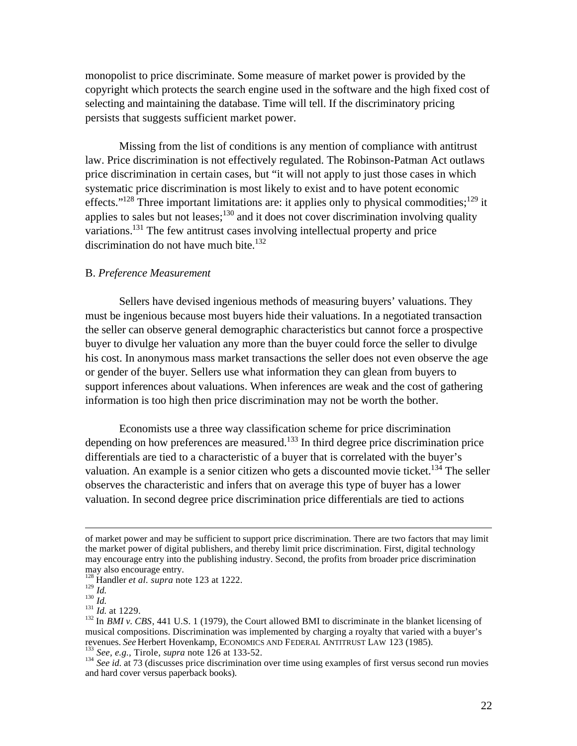monopolist to price discriminate. Some measure of market power is provided by the copyright which protects the search engine used in the software and the high fixed cost of selecting and maintaining the database. Time will tell. If the discriminatory pricing persists that suggests sufficient market power.

Missing from the list of conditions is any mention of compliance with antitrust law. Price discrimination is not effectively regulated. The Robinson-Patman Act outlaws price discrimination in certain cases, but "it will not apply to just those cases in which systematic price discrimination is most likely to exist and to have potent economic effects."[128] Three important limitations are: it applies only to physical commodities;[129] it applies to sales but not leases;[130] and it does not cover discrimination involving quality variations.[131] The few antitrust cases involving intellectual property and price discrimination do not have much bite.[132]

B. *Preference Measurement*

Sellers have devised ingenious methods of measuring buyers' valuations. They must be ingenious because most buyers hide their valuations. In a negotiated transaction the seller can observe general demographic characteristics but cannot force a prospective buyer to divulge her valuation any more than the buyer could force the seller to divulge his cost. In anonymous mass market transactions the seller does not even observe the age or gender of the buyer. Sellers use what information they can glean from buyers to support inferences about valuations. When inferences are weak and the cost of gathering information is too high then price discrimination may not be worth the bother.

Economists use a three way classification scheme for price discrimination depending on how preferences are measured.[133] In third degree price discrimination price differentials are tied to a characteristic of a buyer that is correlated with the buyer's valuation. An example is a senior citizen who gets a discounted movie ticket.[134] The seller observes the characteristic and infers that on average this type of buyer has a lower valuation. In second degree price discrimination price differentials are tied to actions

---

of market power and may be sufficient to support price discrimination. There are two factors that may limit the market power of digital publishers, and thereby limit price discrimination. First, digital technology may encourage entry into the publishing industry. Second, the profits from broader price discrimination may also encourage entry.

[128] Handler *et al. supra* note 123 at 1222.

[129] *Id.*

[130] *Id.*

[131] *Id.* at 1229.

[132] In *BMI v. CBS*, 441 U.S. 1 (1979), the Court allowed BMI to discriminate in the blanket licensing of musical compositions. Discrimination was implemented by charging a royalty that varied with a buyer's revenues. *See* Herbert Hovenkamp, ECONOMICS AND FEDERAL ANTITRUST LAW 123 (1985).

[133] *See, e.g.,* Tirole, *supra* note 126 at 133-52.

[134] *See id.* at 73 (discusses price discrimination over time using examples of first versus second run movies and hard cover versus paperback books).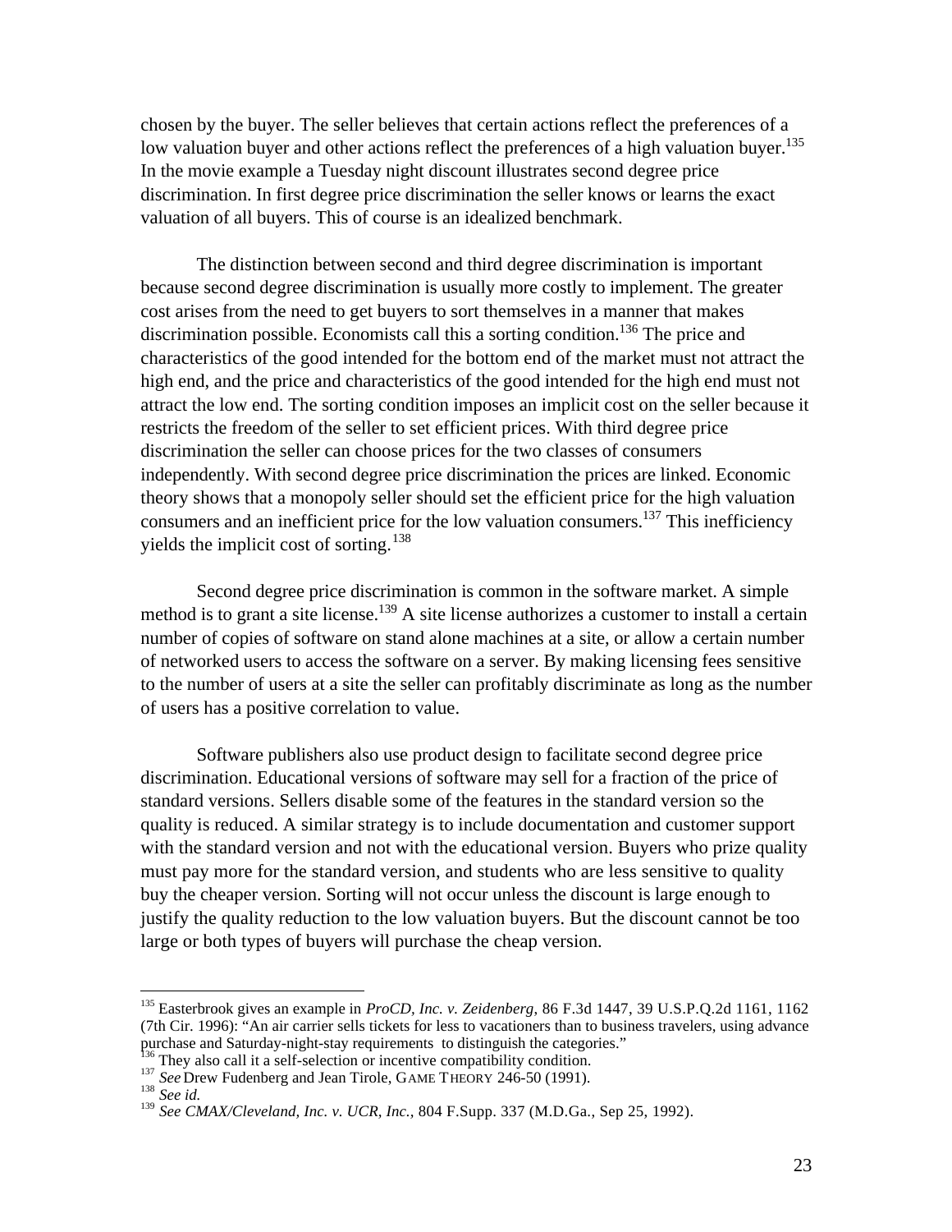chosen by the buyer. The seller believes that certain actions reflect the preferences of a low valuation buyer and other actions reflect the preferences of a high valuation buyer.[135] In the movie example a Tuesday night discount illustrates second degree price discrimination. In first degree price discrimination the seller knows or learns the exact valuation of all buyers. This of course is an idealized benchmark.

The distinction between second and third degree discrimination is important because second degree discrimination is usually more costly to implement. The greater cost arises from the need to get buyers to sort themselves in a manner that makes discrimination possible. Economists call this a sorting condition.[136] The price and characteristics of the good intended for the bottom end of the market must not attract the high end, and the price and characteristics of the good intended for the high end must not attract the low end. The sorting condition imposes an implicit cost on the seller because it restricts the freedom of the seller to set efficient prices. With third degree price discrimination the seller can choose prices for the two classes of consumers independently. With second degree price discrimination the prices are linked. Economic theory shows that a monopoly seller should set the efficient price for the high valuation consumers and an inefficient price for the low valuation consumers.[137] This inefficiency yields the implicit cost of sorting.[138]

Second degree price discrimination is common in the software market. A simple method is to grant a site license.[139] A site license authorizes a customer to install a certain number of copies of software on stand alone machines at a site, or allow a certain number of networked users to access the software on a server. By making licensing fees sensitive to the number of users at a site the seller can profitably discriminate as long as the number of users has a positive correlation to value.

Software publishers also use product design to facilitate second degree price discrimination. Educational versions of software may sell for a fraction of the price of standard versions. Sellers disable some of the features in the standard version so the quality is reduced. A similar strategy is to include documentation and customer support with the standard version and not with the educational version. Buyers who prize quality must pay more for the standard version, and students who are less sensitive to quality buy the cheaper version. Sorting will not occur unless the discount is large enough to justify the quality reduction to the low valuation buyers. But the discount cannot be too large or both types of buyers will purchase the cheap version.

---

[135] Easterbrook gives an example in *ProCD, Inc. v. Zeidenberg*, 86 F.3d 1447, 39 U.S.P.Q.2d 1161, 1162 (7th Cir. 1996): "An air carrier sells tickets for less to vacationers than to business travelers, using advance purchase and Saturday-night-stay requirements to distinguish the categories."

[136] They also call it a self-selection or incentive compatibility condition.

[137] *See* Drew Fudenberg and Jean Tirole, GAME THEORY 246-50 (1991).

[138] *See id.*

[139] *See CMAX/Cleveland, Inc. v. UCR, Inc.*, 804 F.Supp. 337 (M.D.Ga., Sep 25, 1992).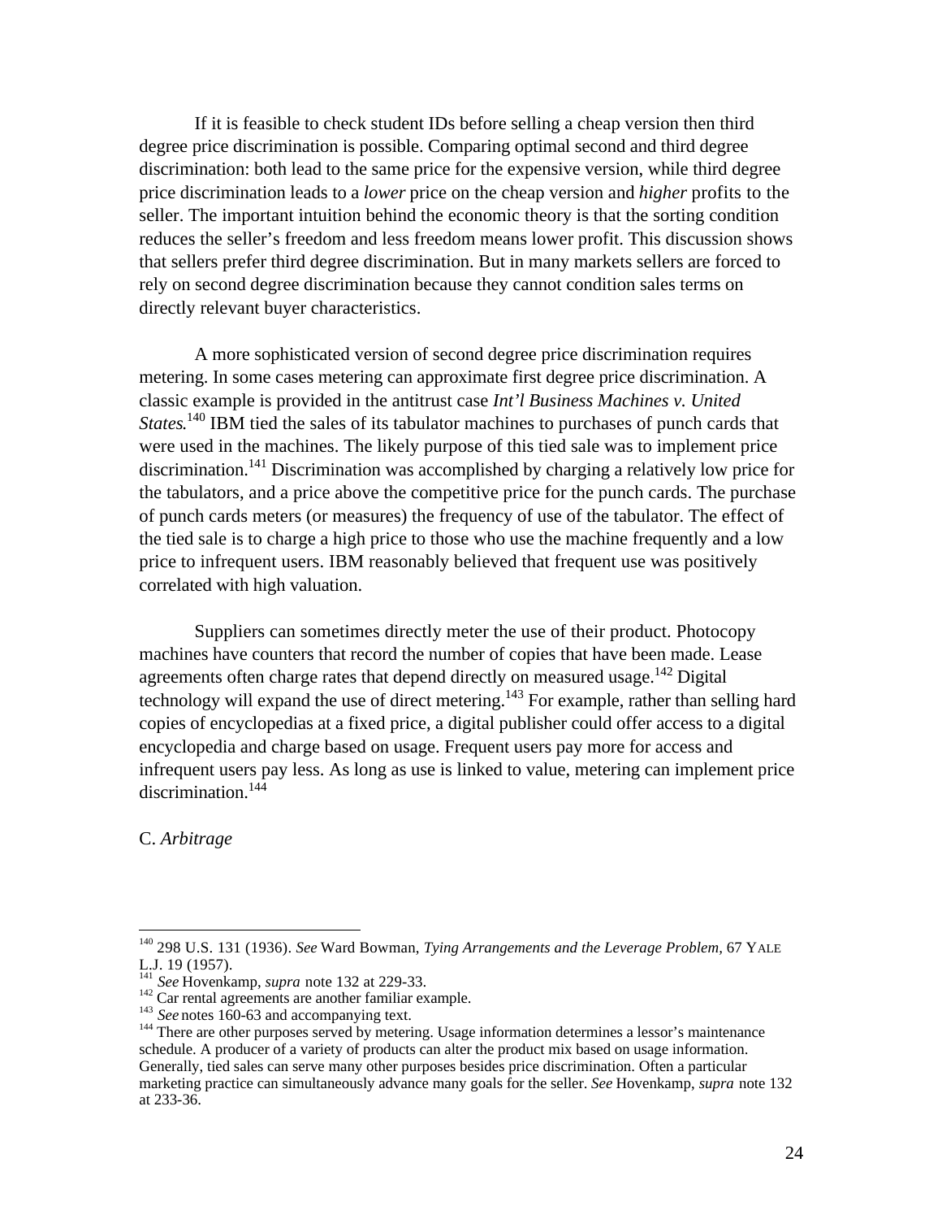If it is feasible to check student IDs before selling a cheap version then third degree price discrimination is possible. Comparing optimal second and third degree discrimination: both lead to the same price for the expensive version, while third degree price discrimination leads to a *lower* price on the cheap version and *higher* profits to the seller. The important intuition behind the economic theory is that the sorting condition reduces the seller's freedom and less freedom means lower profit. This discussion shows that sellers prefer third degree discrimination. But in many markets sellers are forced to rely on second degree discrimination because they cannot condition sales terms on directly relevant buyer characteristics.

A more sophisticated version of second degree price discrimination requires metering. In some cases metering can approximate first degree price discrimination. A classic example is provided in the antitrust case *Int'l Business Machines v. United States*.[140] IBM tied the sales of its tabulator machines to purchases of punch cards that were used in the machines. The likely purpose of this tied sale was to implement price discrimination.[141] Discrimination was accomplished by charging a relatively low price for the tabulators, and a price above the competitive price for the punch cards. The purchase of punch cards meters (or measures) the frequency of use of the tabulator. The effect of the tied sale is to charge a high price to those who use the machine frequently and a low price to infrequent users. IBM reasonably believed that frequent use was positively correlated with high valuation.

Suppliers can sometimes directly meter the use of their product. Photocopy machines have counters that record the number of copies that have been made. Lease agreements often charge rates that depend directly on measured usage.[142] Digital technology will expand the use of direct metering.[143] For example, rather than selling hard copies of encyclopedias at a fixed price, a digital publisher could offer access to a digital encyclopedia and charge based on usage. Frequent users pay more for access and infrequent users pay less. As long as use is linked to value, metering can implement price discrimination.[144]

C. *Arbitrage*

---

[140] 298 U.S. 131 (1936). *See* Ward Bowman, *Tying Arrangements and the Leverage Problem*, 67 YALE L.J. 19 (1957).

[141] *See* Hovenkamp, *supra* note 132 at 229-33.

[142] Car rental agreements are another familiar example.

[143] *See* notes 160-63 and accompanying text.

[144] There are other purposes served by metering. Usage information determines a lessor's maintenance schedule. A producer of a variety of products can alter the product mix based on usage information. Generally, tied sales can serve many other purposes besides price discrimination. Often a particular marketing practice can simultaneously advance many goals for the seller. *See* Hovenkamp, *supra* note 132 at 233-36.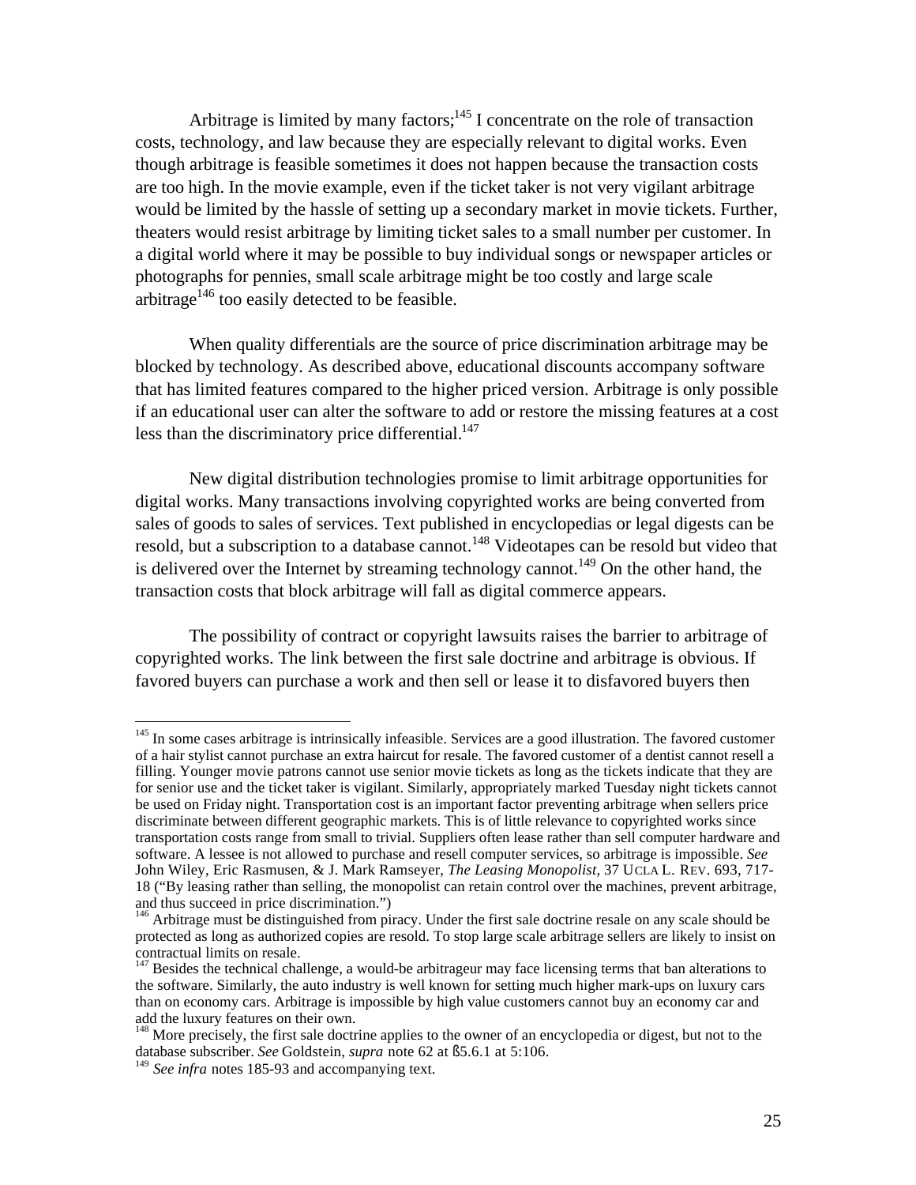Arbitrage is limited by many factors;[145] I concentrate on the role of transaction costs, technology, and law because they are especially relevant to digital works. Even though arbitrage is feasible sometimes it does not happen because the transaction costs are too high. In the movie example, even if the ticket taker is not very vigilant arbitrage would be limited by the hassle of setting up a secondary market in movie tickets. Further, theaters would resist arbitrage by limiting ticket sales to a small number per customer. In a digital world where it may be possible to buy individual songs or newspaper articles or photographs for pennies, small scale arbitrage might be too costly and large scale arbitrage[146] too easily detected to be feasible.

When quality differentials are the source of price discrimination arbitrage may be blocked by technology. As described above, educational discounts accompany software that has limited features compared to the higher priced version. Arbitrage is only possible if an educational user can alter the software to add or restore the missing features at a cost less than the discriminatory price differential.[147]

New digital distribution technologies promise to limit arbitrage opportunities for digital works. Many transactions involving copyrighted works are being converted from sales of goods to sales of services. Text published in encyclopedias or legal digests can be resold, but a subscription to a database cannot.[148] Videotapes can be resold but video that is delivered over the Internet by streaming technology cannot.[149] On the other hand, the transaction costs that block arbitrage will fall as digital commerce appears.

The possibility of contract or copyright lawsuits raises the barrier to arbitrage of copyrighted works. The link between the first sale doctrine and arbitrage is obvious. If favored buyers can purchase a work and then sell or lease it to disfavored buyers then

---

[145] In some cases arbitrage is intrinsically infeasible. Services are a good illustration. The favored customer of a hair stylist cannot purchase an extra haircut for resale. The favored customer of a dentist cannot resell a filling. Younger movie patrons cannot use senior movie tickets as long as the tickets indicate that they are for senior use and the ticket taker is vigilant. Similarly, appropriately marked Tuesday night tickets cannot be used on Friday night. Transportation cost is an important factor preventing arbitrage when sellers price discriminate between different geographic markets. This is of little relevance to copyrighted works since transportation costs range from small to trivial. Suppliers often lease rather than sell computer hardware and software. A lessee is not allowed to purchase and resell computer services, so arbitrage is impossible. *See* John Wiley, Eric Rasmusen, & J. Mark Ramseyer, *The Leasing Monopolist*, 37 UCLA L. REV. 693, 717-18 ("By leasing rather than selling, the monopolist can retain control over the machines, prevent arbitrage, and thus succeed in price discrimination.")

[146] Arbitrage must be distinguished from piracy. Under the first sale doctrine resale on any scale should be protected as long as authorized copies are resold. To stop large scale arbitrage sellers are likely to insist on contractual limits on resale.

[147] Besides the technical challenge, a would-be arbitrageur may face licensing terms that ban alterations to the software. Similarly, the auto industry is well known for setting much higher mark-ups on luxury cars than on economy cars. Arbitrage is impossible by high value customers cannot buy an economy car and add the luxury features on their own.

[148] More precisely, the first sale doctrine applies to the owner of an encyclopedia or digest, but not to the database subscriber. *See* Goldstein, *supra* note 62 at ß5.6.1 at 5:106.

[149] *See infra* notes 185-93 and accompanying text.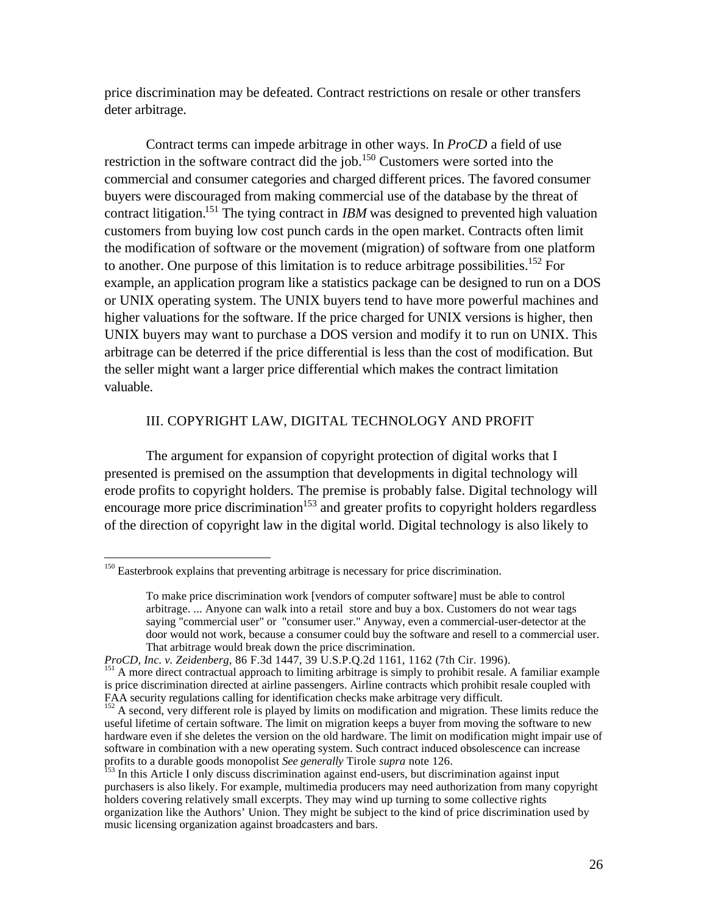price discrimination may be defeated. Contract restrictions on resale or other transfers deter arbitrage.

Contract terms can impede arbitrage in other ways. In *ProCD* a field of use restriction in the software contract did the job.[150] Customers were sorted into the commercial and consumer categories and charged different prices. The favored consumer buyers were discouraged from making commercial use of the database by the threat of contract litigation.[151] The tying contract in *IBM* was designed to prevented high valuation customers from buying low cost punch cards in the open market. Contracts often limit the modification of software or the movement (migration) of software from one platform to another. One purpose of this limitation is to reduce arbitrage possibilities.[152] For example, an application program like a statistics package can be designed to run on a DOS or UNIX operating system. The UNIX buyers tend to have more powerful machines and higher valuations for the software. If the price charged for UNIX versions is higher, then UNIX buyers may want to purchase a DOS version and modify it to run on UNIX. This arbitrage can be deterred if the price differential is less than the cost of modification. But the seller might want a larger price differential which makes the contract limitation valuable.

## III. COPYRIGHT LAW, DIGITAL TECHNOLOGY AND PROFIT

The argument for expansion of copyright protection of digital works that I presented is premised on the assumption that developments in digital technology will erode profits to copyright holders. The premise is probably false. Digital technology will encourage more price discrimination[153] and greater profits to copyright holders regardless of the direction of copyright law in the digital world. Digital technology is also likely to

---

[150] Easterbrook explains that preventing arbitrage is necessary for price discrimination.

> To make price discrimination work [vendors of computer software] must be able to control arbitrage. ... Anyone can walk into a retail store and buy a box. Customers do not wear tags saying "commercial user" or "consumer user." Anyway, even a commercial-user-detector at the door would not work, because a consumer could buy the software and resell to a commercial user. That arbitrage would break down the price discrimination.

*ProCD, Inc. v. Zeidenberg*, 86 F.3d 1447, 39 U.S.P.Q.2d 1161, 1162 (7th Cir. 1996).

[151] A more direct contractual approach to limiting arbitrage is simply to prohibit resale. A familiar example is price discrimination directed at airline passengers. Airline contracts which prohibit resale coupled with FAA security regulations calling for identification checks make arbitrage very difficult.

[152] A second, very different role is played by limits on modification and migration. These limits reduce the useful lifetime of certain software. The limit on migration keeps a buyer from moving the software to new hardware even if she deletes the version on the old hardware. The limit on modification might impair use of software in combination with a new operating system. Such contract induced obsolescence can increase profits to a durable goods monopolist *See generally* Tirole *supra* note 126.

[153] In this Article I only discuss discrimination against end-users, but discrimination against input purchasers is also likely. For example, multimedia producers may need authorization from many copyright holders covering relatively small excerpts. They may wind up turning to some collective rights organization like the Authors' Union. They might be subject to the kind of price discrimination used by music licensing organization against broadcasters and bars.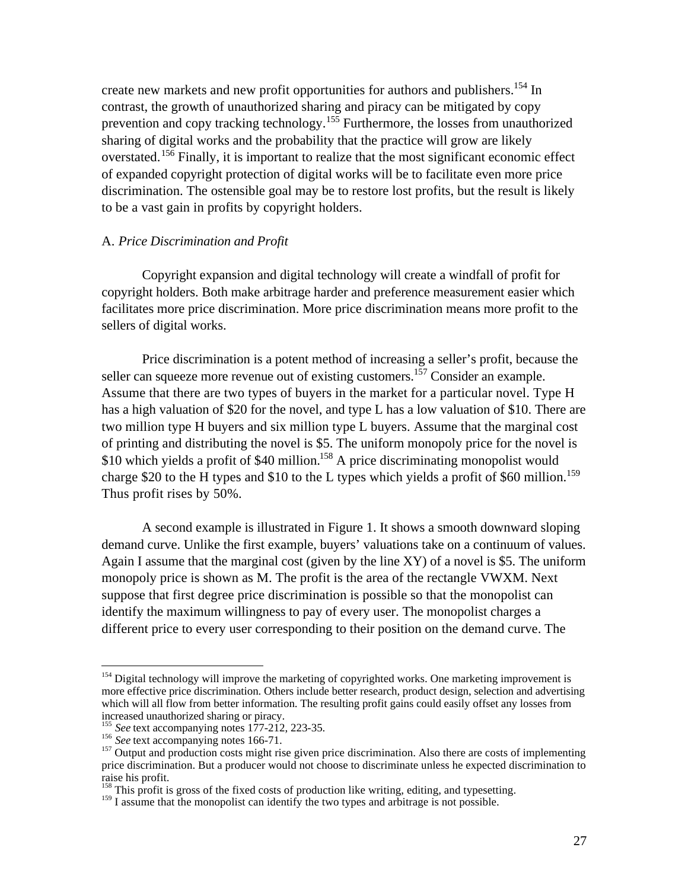create new markets and new profit opportunities for authors and publishers.[154] In contrast, the growth of unauthorized sharing and piracy can be mitigated by copy prevention and copy tracking technology.[155] Furthermore, the losses from unauthorized sharing of digital works and the probability that the practice will grow are likely overstated.[156] Finally, it is important to realize that the most significant economic effect of expanded copyright protection of digital works will be to facilitate even more price discrimination. The ostensible goal may be to restore lost profits, but the result is likely to be a vast gain in profits by copyright holders.

### A. *Price Discrimination and Profit*

Copyright expansion and digital technology will create a windfall of profit for copyright holders. Both make arbitrage harder and preference measurement easier which facilitates more price discrimination. More price discrimination means more profit to the sellers of digital works.

Price discrimination is a potent method of increasing a seller's profit, because the seller can squeeze more revenue out of existing customers.[157] Consider an example. Assume that there are two types of buyers in the market for a particular novel. Type H has a high valuation of \$20 for the novel, and type L has a low valuation of \$10. There are two million type H buyers and six million type L buyers. Assume that the marginal cost of printing and distributing the novel is \$5. The uniform monopoly price for the novel is \$10 which yields a profit of \$40 million.[158] A price discriminating monopolist would charge \$20 to the H types and \$10 to the L types which yields a profit of \$60 million.[159] Thus profit rises by 50%.

A second example is illustrated in Figure 1. It shows a smooth downward sloping demand curve. Unlike the first example, buyers' valuations take on a continuum of values. Again I assume that the marginal cost (given by the line XY) of a novel is \$5. The uniform monopoly price is shown as M. The profit is the area of the rectangle VWXM. Next suppose that first degree price discrimination is possible so that the monopolist can identify the maximum willingness to pay of every user. The monopolist charges a different price to every user corresponding to their position on the demand curve. The

---

[154] Digital technology will improve the marketing of copyrighted works. One marketing improvement is more effective price discrimination. Others include better research, product design, selection and advertising which will all flow from better information. The resulting profit gains could easily offset any losses from increased unauthorized sharing or piracy.

[155] *See* text accompanying notes 177-212, 223-35.

[156] *See* text accompanying notes 166-71.

[157] Output and production costs might rise given price discrimination. Also there are costs of implementing price discrimination. But a producer would not choose to discriminate unless he expected discrimination to raise his profit.

[158] This profit is gross of the fixed costs of production like writing, editing, and typesetting.

[159] I assume that the monopolist can identify the two types and arbitrage is not possible.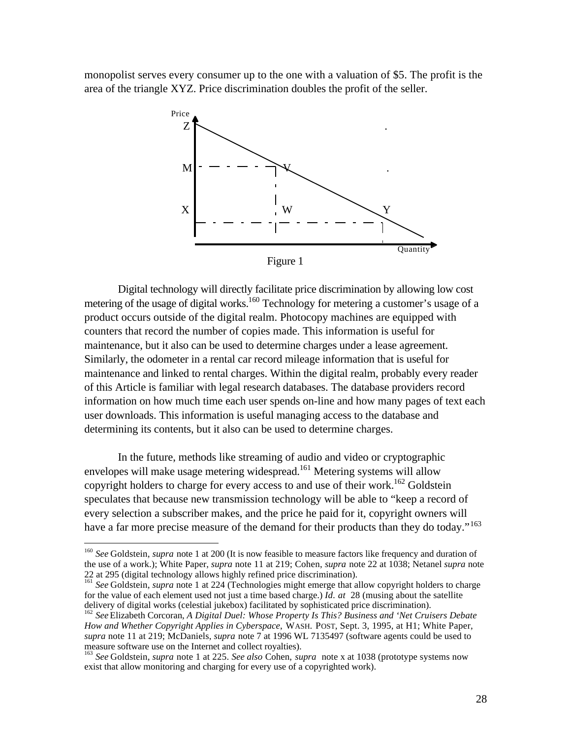monopolist serves every consumer up to the one with a valuation of $5. The profit is the area of the triangle XYZ. Price discrimination doubles the profit of the seller.

Figure 1

Digital technology will directly facilitate price discrimination by allowing low cost metering of the usage of digital works.[160] Technology for metering a customer's usage of a product occurs outside of the digital realm. Photocopy machines are equipped with counters that record the number of copies made. This information is useful for maintenance, but it also can be used to determine charges under a lease agreement. Similarly, the odometer in a rental car record mileage information that is useful for maintenance and linked to rental charges. Within the digital realm, probably every reader of this Article is familiar with legal research databases. The database providers record information on how much time each user spends on-line and how many pages of text each user downloads. This information is useful managing access to the database and determining its contents, but it also can be used to determine charges.

In the future, methods like streaming of audio and video or cryptographic envelopes will make usage metering widespread.[161] Metering systems will allow copyright holders to charge for every access to and use of their work.[162] Goldstein speculates that because new transmission technology will be able to "keep a record of every selection a subscriber makes, and the price he paid for it, copyright owners will have a far more precise measure of the demand for their products than they do today."[163]

---

[160] *See* Goldstein, *supra* note 1 at 200 (It is now feasible to measure factors like frequency and duration of the use of a work.); White Paper, *supra* note 11 at 219; Cohen, *supra* note 22 at 1038; Netanel *supra* note 22 at 295 (digital technology allows highly refined price discrimination).

[161] *See* Goldstein, *supra* note 1 at 224 (Technologies might emerge that allow copyright holders to charge for the value of each element used not just a time based charge.) *Id. at* 28 (musing about the satellite delivery of digital works (celestial jukebox) facilitated by sophisticated price discrimination).

[162] *See* Elizabeth Corcoran, *A Digital Duel: Whose Property Is This? Business and 'Net Cruisers Debate How and Whether Copyright Applies in Cyberspace*, WASH. POST, Sept. 3, 1995, at H1; White Paper, *supra* note 11 at 219; McDaniels, *supra* note 7 at 1996 WL 7135497 (software agents could be used to measure software use on the Internet and collect royalties).

[163] *See* Goldstein, *supra* note 1 at 225. *See also* Cohen, *supra* note x at 1038 (prototype systems now exist that allow monitoring and charging for every use of a copyrighted work).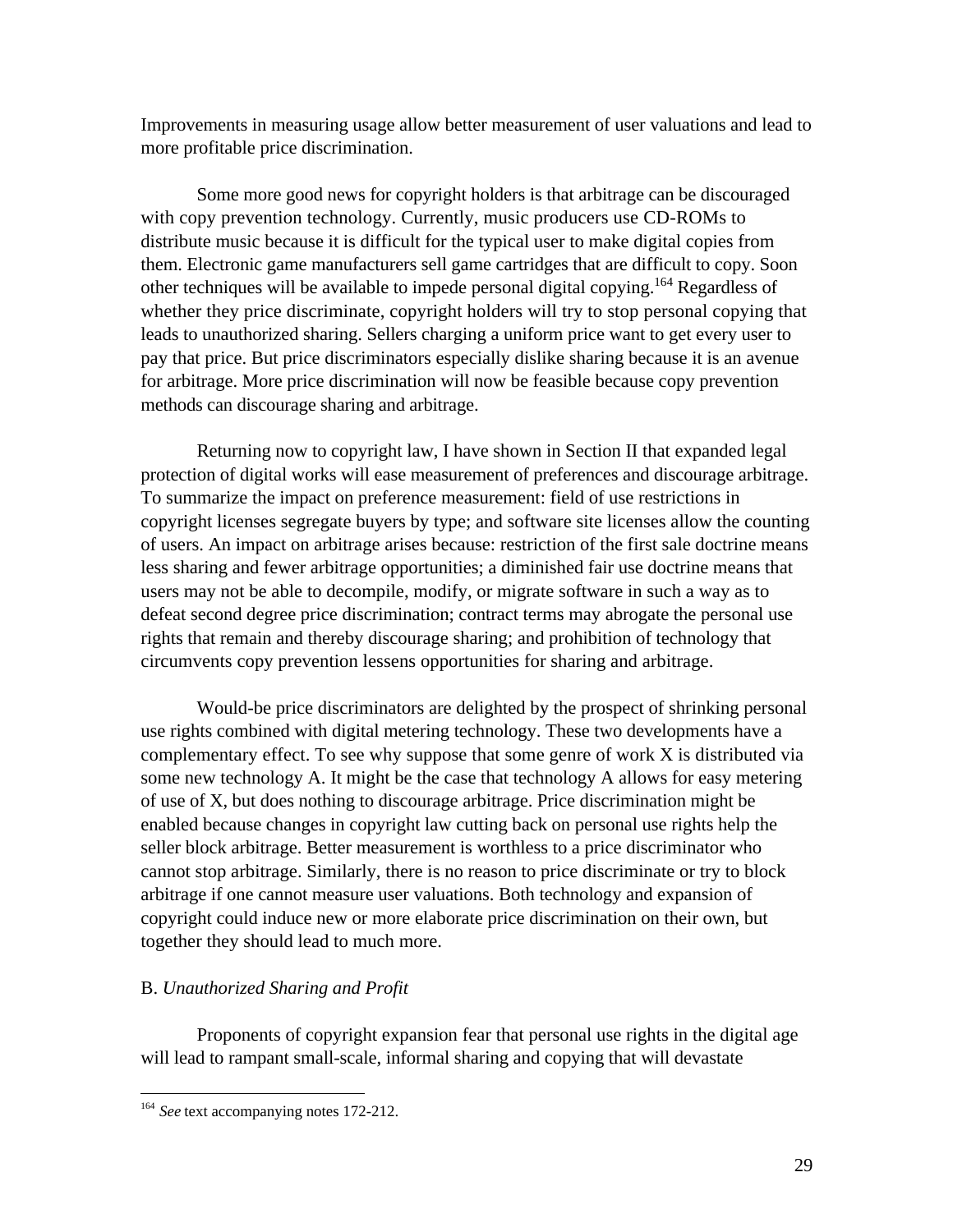Improvements in measuring usage allow better measurement of user valuations and lead to more profitable price discrimination.

Some more good news for copyright holders is that arbitrage can be discouraged with copy prevention technology. Currently, music producers use CD-ROMs to distribute music because it is difficult for the typical user to make digital copies from them. Electronic game manufacturers sell game cartridges that are difficult to copy. Soon other techniques will be available to impede personal digital copying.[164] Regardless of whether they price discriminate, copyright holders will try to stop personal copying that leads to unauthorized sharing. Sellers charging a uniform price want to get every user to pay that price. But price discriminators especially dislike sharing because it is an avenue for arbitrage. More price discrimination will now be feasible because copy prevention methods can discourage sharing and arbitrage.

Returning now to copyright law, I have shown in Section II that expanded legal protection of digital works will ease measurement of preferences and discourage arbitrage. To summarize the impact on preference measurement: field of use restrictions in copyright licenses segregate buyers by type; and software site licenses allow the counting of users. An impact on arbitrage arises because: restriction of the first sale doctrine means less sharing and fewer arbitrage opportunities; a diminished fair use doctrine means that users may not be able to decompile, modify, or migrate software in such a way as to defeat second degree price discrimination; contract terms may abrogate the personal use rights that remain and thereby discourage sharing; and prohibition of technology that circumvents copy prevention lessens opportunities for sharing and arbitrage.

Would-be price discriminators are delighted by the prospect of shrinking personal use rights combined with digital metering technology. These two developments have a complementary effect. To see why suppose that some genre of work X is distributed via some new technology A. It might be the case that technology A allows for easy metering of use of X, but does nothing to discourage arbitrage. Price discrimination might be enabled because changes in copyright law cutting back on personal use rights help the seller block arbitrage. Better measurement is worthless to a price discriminator who cannot stop arbitrage. Similarly, there is no reason to price discriminate or try to block arbitrage if one cannot measure user valuations. Both technology and expansion of copyright could induce new or more elaborate price discrimination on their own, but together they should lead to much more.

B. *Unauthorized Sharing and Profit*

Proponents of copyright expansion fear that personal use rights in the digital age will lead to rampant small-scale, informal sharing and copying that will devastate

---

[164] *See* text accompanying notes 172-212.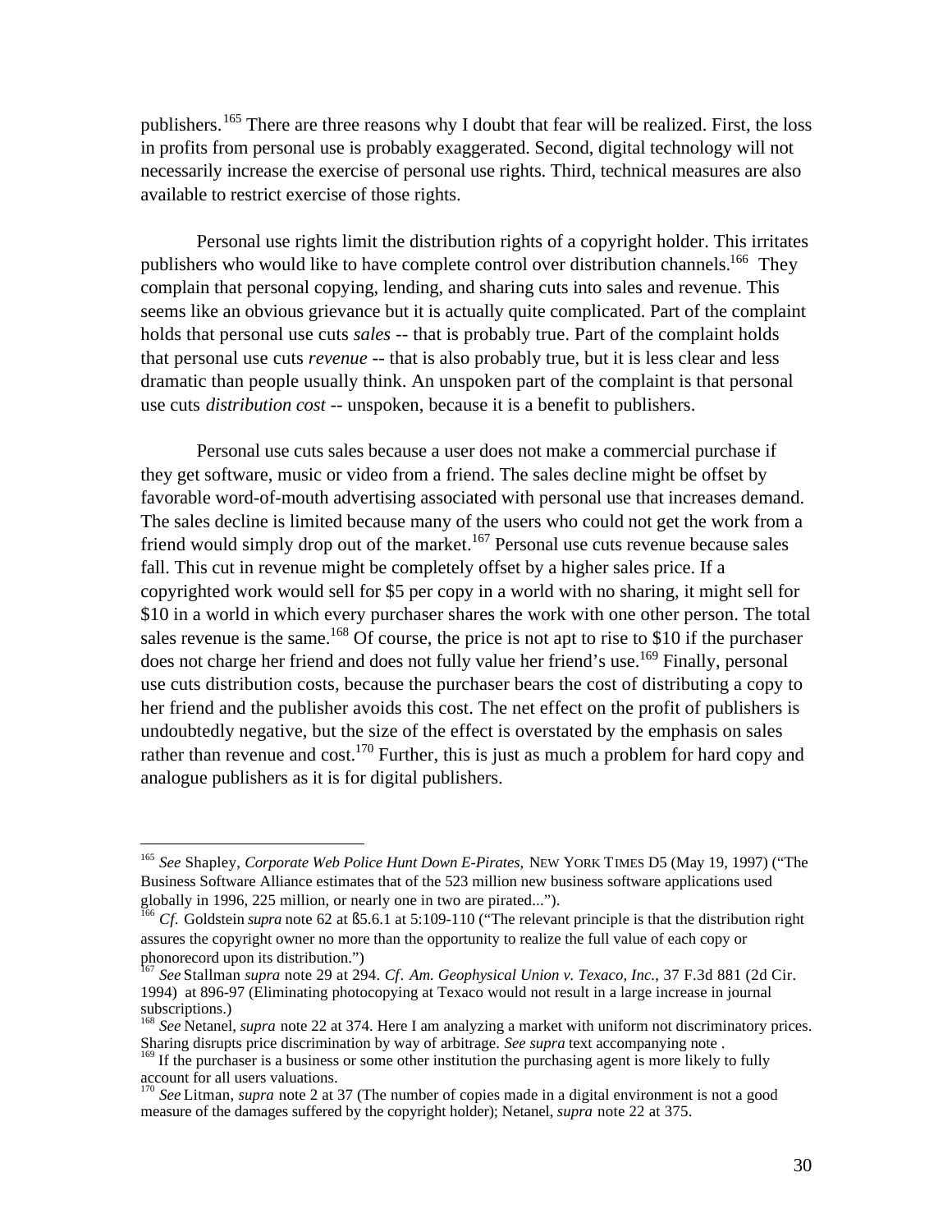publishers.[165] There are three reasons why I doubt that fear will be realized. First, the loss in profits from personal use is probably exaggerated. Second, digital technology will not necessarily increase the exercise of personal use rights. Third, technical measures are also available to restrict exercise of those rights.

Personal use rights limit the distribution rights of a copyright holder. This irritates publishers who would like to have complete control over distribution channels.[166] They complain that personal copying, lending, and sharing cuts into sales and revenue. This seems like an obvious grievance but it is actually quite complicated. Part of the complaint holds that personal use cuts *sales* -- that is probably true. Part of the complaint holds that personal use cuts *revenue* -- that is also probably true, but it is less clear and less dramatic than people usually think. An unspoken part of the complaint is that personal use cuts *distribution cost* -- unspoken, because it is a benefit to publishers.

Personal use cuts sales because a user does not make a commercial purchase if they get software, music or video from a friend. The sales decline might be offset by favorable word-of-mouth advertising associated with personal use that increases demand. The sales decline is limited because many of the users who could not get the work from a friend would simply drop out of the market.[167] Personal use cuts revenue because sales fall. This cut in revenue might be completely offset by a higher sales price. If a copyrighted work would sell for $5 per copy in a world with no sharing, it might sell for $10 in a world in which every purchaser shares the work with one other person. The total sales revenue is the same.[168] Of course, the price is not apt to rise to $10 if the purchaser does not charge her friend and does not fully value her friend's use.[169] Finally, personal use cuts distribution costs, because the purchaser bears the cost of distributing a copy to her friend and the publisher avoids this cost. The net effect on the profit of publishers is undoubtedly negative, but the size of the effect is overstated by the emphasis on sales rather than revenue and cost.[170] Further, this is just as much a problem for hard copy and analogue publishers as it is for digital publishers.

---

[165] *See* Shapley, *Corporate Web Police Hunt Down E-Pirates,* NEW YORK TIMES D5 (May 19, 1997) ("The Business Software Alliance estimates that of the 523 million new business software applications used globally in 1996, 225 million, or nearly one in two are pirated...").

[166] *Cf.* Goldstein *supra* note 62 at ß5.6.1 at 5:109-110 ("The relevant principle is that the distribution right assures the copyright owner no more than the opportunity to realize the full value of each copy or phonorecord upon its distribution.")

[167] *See* Stallman *supra* note 29 at 294. *Cf. Am. Geophysical Union v. Texaco, Inc.*, 37 F.3d 881 (2d Cir. 1994) at 896-97 (Eliminating photocopying at Texaco would not result in a large increase in journal subscriptions.)

[168] *See* Netanel, *supra* note 22 at 374. Here I am analyzing a market with uniform not discriminatory prices. Sharing disrupts price discrimination by way of arbitrage. *See supra* text accompanying note .

[169] If the purchaser is a business or some other institution the purchasing agent is more likely to fully account for all users valuations.

[170] *See* Litman, *supra* note 2 at 37 (The number of copies made in a digital environment is not a good measure of the damages suffered by the copyright holder); Netanel, *supra* note 22 at 375.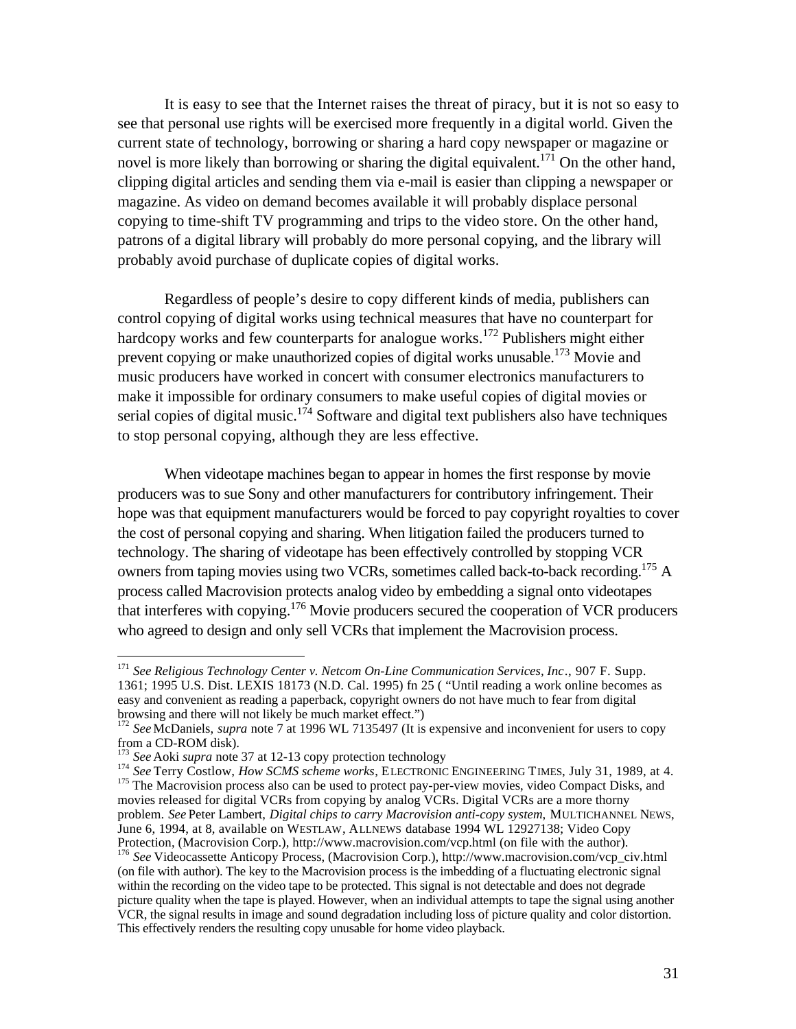It is easy to see that the Internet raises the threat of piracy, but it is not so easy to see that personal use rights will be exercised more frequently in a digital world. Given the current state of technology, borrowing or sharing a hard copy newspaper or magazine or novel is more likely than borrowing or sharing the digital equivalent.[171] On the other hand, clipping digital articles and sending them via e-mail is easier than clipping a newspaper or magazine. As video on demand becomes available it will probably displace personal copying to time-shift TV programming and trips to the video store. On the other hand, patrons of a digital library will probably do more personal copying, and the library will probably avoid purchase of duplicate copies of digital works.

Regardless of people's desire to copy different kinds of media, publishers can control copying of digital works using technical measures that have no counterpart for hardcopy works and few counterparts for analogue works.[172] Publishers might either prevent copying or make unauthorized copies of digital works unusable.[173] Movie and music producers have worked in concert with consumer electronics manufacturers to make it impossible for ordinary consumers to make useful copies of digital movies or serial copies of digital music.[174] Software and digital text publishers also have techniques to stop personal copying, although they are less effective.

When videotape machines began to appear in homes the first response by movie producers was to sue Sony and other manufacturers for contributory infringement. Their hope was that equipment manufacturers would be forced to pay copyright royalties to cover the cost of personal copying and sharing. When litigation failed the producers turned to technology. The sharing of videotape has been effectively controlled by stopping VCR owners from taping movies using two VCRs, sometimes called back-to-back recording.[175] A process called Macrovision protects analog video by embedding a signal onto videotapes that interferes with copying.[176] Movie producers secured the cooperation of VCR producers who agreed to design and only sell VCRs that implement the Macrovision process.

---

[171] *See Religious Technology Center v. Netcom On-Line Communication Services, Inc.*, 907 F. Supp. 1361; 1995 U.S. Dist. LEXIS 18173 (N.D. Cal. 1995) fn 25 ( "Until reading a work online becomes as easy and convenient as reading a paperback, copyright owners do not have much to fear from digital browsing and there will not likely be much market effect.")

[172] *See* McDaniels, *supra* note 7 at 1996 WL 7135497 (It is expensive and inconvenient for users to copy from a CD-ROM disk).

[173] *See* Aoki *supra* note 37 at 12-13 copy protection technology

[174] *See* Terry Costlow, *How SCMS scheme works*, ELECTRONIC ENGINEERING TIMES, July 31, 1989, at 4.

[175] The Macrovision process also can be used to protect pay-per-view movies, video Compact Disks, and movies released for digital VCRs from copying by analog VCRs. Digital VCRs are a more thorny problem. *See* Peter Lambert, *Digital chips to carry Macrovision anti-copy system*, MULTICHANNEL NEWS, June 6, 1994, at 8, available on WESTLAW, ALLNEWS database 1994 WL 12927138; Video Copy Protection, (Macrovision Corp.), http://www.macrovision.com/vcp.html (on file with the author).

[176] *See* Videocassette Anticopy Process, (Macrovision Corp.), http://www.macrovision.com/vcp_civ.html (on file with author). The key to the Macrovision process is the imbedding of a fluctuating electronic signal within the recording on the video tape to be protected. This signal is not detectable and does not degrade picture quality when the tape is played. However, when an individual attempts to tape the signal using another VCR, the signal results in image and sound degradation including loss of picture quality and color distortion. This effectively renders the resulting copy unusable for home video playback.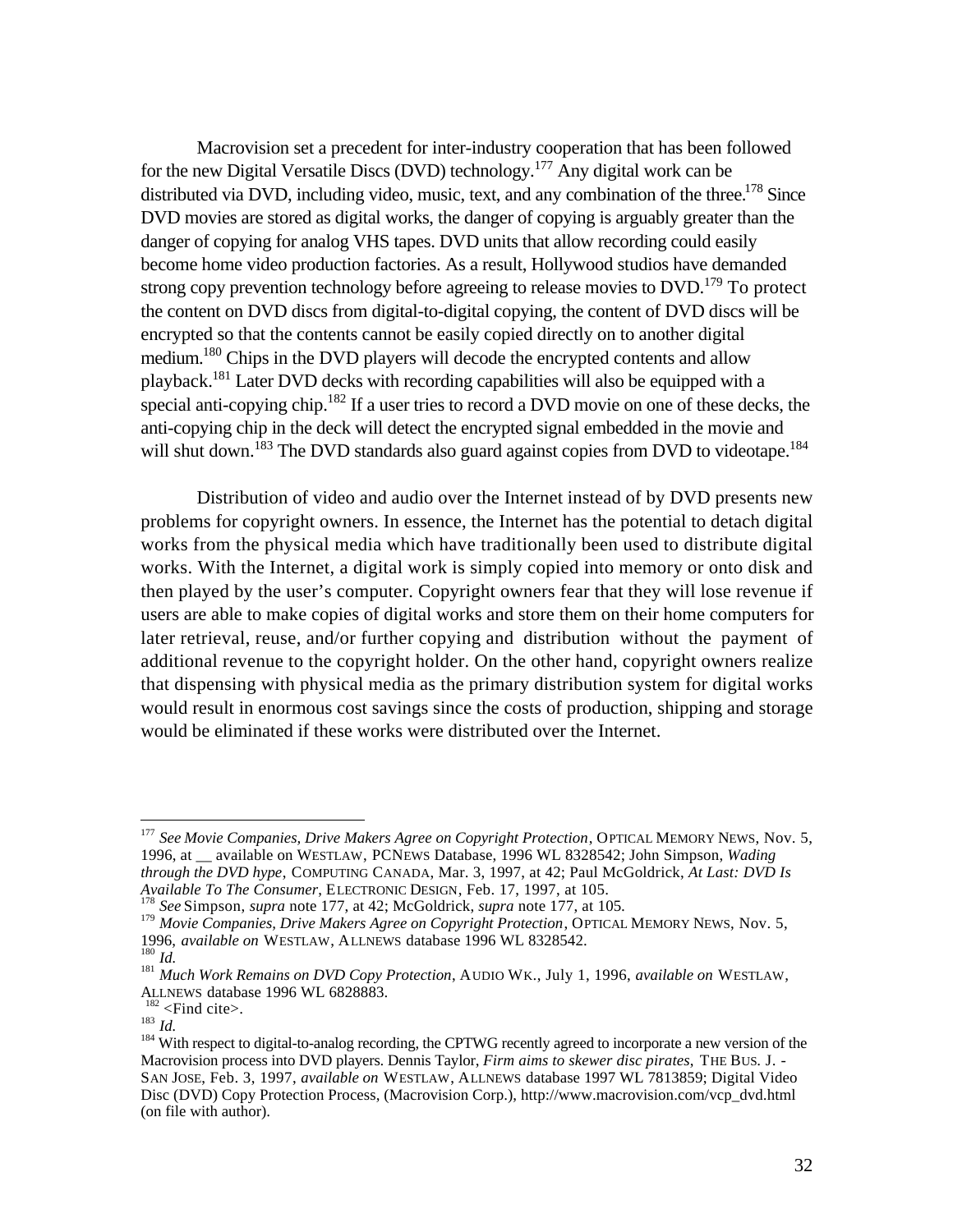Macrovision set a precedent for inter-industry cooperation that has been followed for the new Digital Versatile Discs (DVD) technology.[177] Any digital work can be distributed via DVD, including video, music, text, and any combination of the three.[178] Since DVD movies are stored as digital works, the danger of copying is arguably greater than the danger of copying for analog VHS tapes. DVD units that allow recording could easily become home video production factories. As a result, Hollywood studios have demanded strong copy prevention technology before agreeing to release movies to DVD.[179] To protect the content on DVD discs from digital-to-digital copying, the content of DVD discs will be encrypted so that the contents cannot be easily copied directly on to another digital medium.[180] Chips in the DVD players will decode the encrypted contents and allow playback.[181] Later DVD decks with recording capabilities will also be equipped with a special anti-copying chip.[182] If a user tries to record a DVD movie on one of these decks, the anti-copying chip in the deck will detect the encrypted signal embedded in the movie and will shut down.[183] The DVD standards also guard against copies from DVD to videotape.[184]

Distribution of video and audio over the Internet instead of by DVD presents new problems for copyright owners. In essence, the Internet has the potential to detach digital works from the physical media which have traditionally been used to distribute digital works. With the Internet, a digital work is simply copied into memory or onto disk and then played by the user's computer. Copyright owners fear that they will lose revenue if users are able to make copies of digital works and store them on their home computers for later retrieval, reuse, and/or further copying and distribution without the payment of additional revenue to the copyright holder. On the other hand, copyright owners realize that dispensing with physical media as the primary distribution system for digital works would result in enormous cost savings since the costs of production, shipping and storage would be eliminated if these works were distributed over the Internet.

---

[177] *See Movie Companies, Drive Makers Agree on Copyright Protection*, OPTICAL MEMORY NEWS, Nov. 5, 1996, at __ available on WESTLAW, PCNEWS Database, 1996 WL 8328542; John Simpson, *Wading through the DVD hype*, COMPUTING CANADA, Mar. 3, 1997, at 42; Paul McGoldrick, *At Last: DVD Is Available To The Consumer*, ELECTRONIC DESIGN, Feb. 17, 1997, at 105.

[178] *See* Simpson, *supra* note 177, at 42; McGoldrick, *supra* note 177, at 105.

[179] *Movie Companies, Drive Makers Agree on Copyright Protection*, OPTICAL MEMORY NEWS, Nov. 5, 1996, *available on* WESTLAW, ALLNEWS database 1996 WL 8328542.

[180] *Id.*

[181] *Much Work Remains on DVD Copy Protection*, AUDIO WK., July 1, 1996, *available on* WESTLAW, ALLNEWS database 1996 WL 6828883.

[182] <Find cite>.

[183] *Id.*

[184] With respect to digital-to-analog recording, the CPTWG recently agreed to incorporate a new version of the Macrovision process into DVD players. Dennis Taylor, *Firm aims to skewer disc pirates*, THE BUS. J. - SAN JOSE, Feb. 3, 1997, *available on* WESTLAW, ALLNEWS database 1997 WL 7813859; Digital Video Disc (DVD) Copy Protection Process, (Macrovision Corp.), http://www.macrovision.com/vcp_dvd.html (on file with author).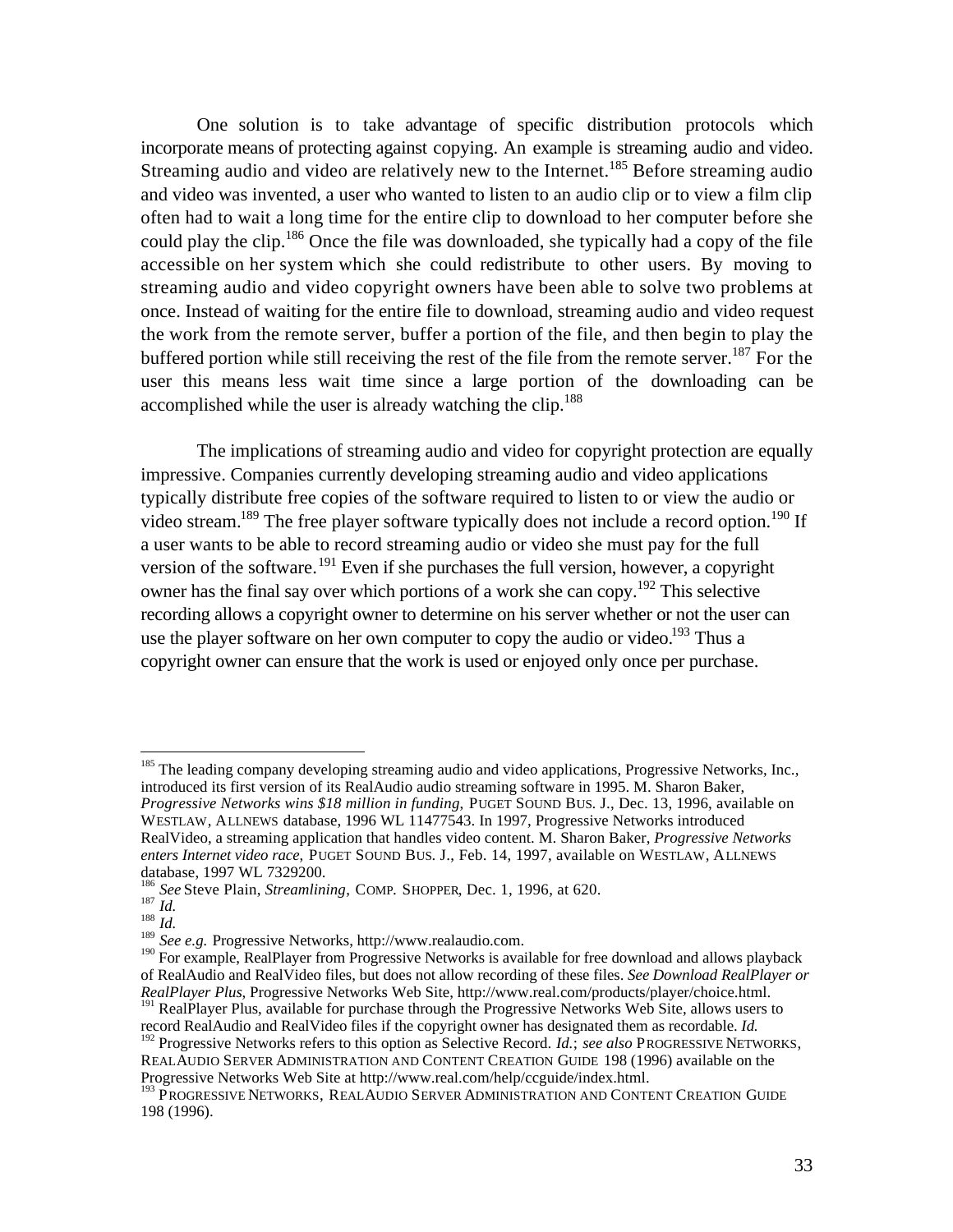One solution is to take advantage of specific distribution protocols which incorporate means of protecting against copying. An example is streaming audio and video. Streaming audio and video are relatively new to the Internet.[185] Before streaming audio and video was invented, a user who wanted to listen to an audio clip or to view a film clip often had to wait a long time for the entire clip to download to her computer before she could play the clip.[186] Once the file was downloaded, she typically had a copy of the file accessible on her system which she could redistribute to other users. By moving to streaming audio and video copyright owners have been able to solve two problems at once. Instead of waiting for the entire file to download, streaming audio and video request the work from the remote server, buffer a portion of the file, and then begin to play the buffered portion while still receiving the rest of the file from the remote server.[187] For the user this means less wait time since a large portion of the downloading can be accomplished while the user is already watching the clip.[188]

The implications of streaming audio and video for copyright protection are equally impressive. Companies currently developing streaming audio and video applications typically distribute free copies of the software required to listen to or view the audio or video stream.[189] The free player software typically does not include a record option.[190] If a user wants to be able to record streaming audio or video she must pay for the full version of the software.[191] Even if she purchases the full version, however, a copyright owner has the final say over which portions of a work she can copy.[192] This selective recording allows a copyright owner to determine on his server whether or not the user can use the player software on her own computer to copy the audio or video.[193] Thus a copyright owner can ensure that the work is used or enjoyed only once per purchase.

---

[185] The leading company developing streaming audio and video applications, Progressive Networks, Inc., introduced its first version of its RealAudio audio streaming software in 1995. M. Sharon Baker, *Progressive Networks wins $18 million in funding,* PUGET SOUND BUS. J., Dec. 13, 1996, available on WESTLAW, ALLNEWS database, 1996 WL 11477543. In 1997, Progressive Networks introduced RealVideo, a streaming application that handles video content. M. Sharon Baker, *Progressive Networks enters Internet video race,* PUGET SOUND BUS. J., Feb. 14, 1997, available on WESTLAW, ALLNEWS database, 1997 WL 7329200.

[186] *See* Steve Plain, *Streamlining*, COMP. SHOPPER, Dec. 1, 1996, at 620.

[187] *Id.*

[188] *Id.*

[189] *See e.g.* Progressive Networks, http://www.realaudio.com.

[190] For example, RealPlayer from Progressive Networks is available for free download and allows playback of RealAudio and RealVideo files, but does not allow recording of these files. *See Download RealPlayer or RealPlayer Plus*, Progressive Networks Web Site, http://www.real.com/products/player/choice.html.

[191] RealPlayer Plus, available for purchase through the Progressive Networks Web Site, allows users to record RealAudio and RealVideo files if the copyright owner has designated them as recordable. *Id.*

[192] Progressive Networks refers to this option as Selective Record. *Id.*; *see also* PROGRESSIVE NETWORKS, REALAUDIO SERVER ADMINISTRATION AND CONTENT CREATION GUIDE 198 (1996) available on the Progressive Networks Web Site at http://www.real.com/help/ccguide/index.html.

[193] PROGRESSIVE NETWORKS, REALAUDIO SERVER ADMINISTRATION AND CONTENT CREATION GUIDE 198 (1996).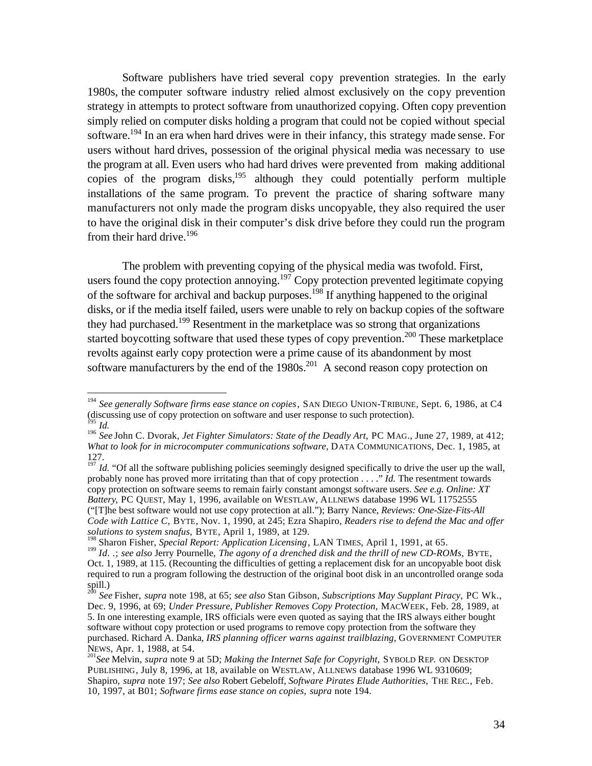Software publishers have tried several copy prevention strategies. In the early 1980s, the computer software industry relied almost exclusively on the copy prevention strategy in attempts to protect software from unauthorized copying. Often copy prevention simply relied on computer disks holding a program that could not be copied without special software.[194] In an era when hard drives were in their infancy, this strategy made sense. For users without hard drives, possession of the original physical media was necessary to use the program at all. Even users who had hard drives were prevented from making additional copies of the program disks,[195] although they could potentially perform multiple installations of the same program. To prevent the practice of sharing software many manufacturers not only made the program disks uncopyable, they also required the user to have the original disk in their computer's disk drive before they could run the program from their hard drive.[196]

The problem with preventing copying of the physical media was twofold. First, users found the copy protection annoying.[197] Copy protection prevented legitimate copying of the software for archival and backup purposes.[198] If anything happened to the original disks, or if the media itself failed, users were unable to rely on backup copies of the software they had purchased.[199] Resentment in the marketplace was so strong that organizations started boycotting software that used these types of copy prevention.[200] These marketplace revolts against early copy protection were a prime cause of its abandonment by most software manufacturers by the end of the 1980s.[201] A second reason copy protection on

---

[194] *See generally Software firms ease stance on copies*, SAN DIEGO UNION-TRIBUNE, Sept. 6, 1986, at C4 (discussing use of copy protection on software and user response to such protection).

[195] *Id.*

[196] *See* John C. Dvorak, *Jet Fighter Simulators: State of the Deadly Art*, PC MAG., June 27, 1989, at 412; *What to look for in microcomputer communications software*, DATA COMMUNICATIONS, Dec. 1, 1985, at 127.

[197] *Id.* "Of all the software publishing policies seemingly designed specifically to drive the user up the wall, probably none has proved more irritating than that of copy protection . . . ." *Id.* The resentment towards copy protection on software seems to remain fairly constant amongst software users. *See e.g. Online: XT Battery*, PC QUEST, May 1, 1996, available on WESTLAW, ALLNEWS database 1996 WL 11752555 ("[T]he best software would not use copy protection at all."); Barry Nance, *Reviews: One-Size-Fits-All Code with Lattice C*, BYTE, Nov. 1, 1990, at 245; Ezra Shapiro, *Readers rise to defend the Mac and offer solutions to system snafus*, BYTE, April 1, 1989, at 129.

[198] Sharon Fisher, *Special Report: Application Licensing*, LAN TIMES, April 1, 1991, at 65.

[199] *Id.* .; *see also* Jerry Pournelle, *The agony of a drenched disk and the thrill of new CD-ROMs*, BYTE, Oct. 1, 1989, at 115. (Recounting the difficulties of getting a replacement disk for an uncopyable boot disk required to run a program following the destruction of the original boot disk in an uncontrolled orange soda spill.)

[200] *See* Fisher, *supra* note 198, at 65; *see also* Stan Gibson, *Subscriptions May Supplant Piracy*, PC Wk., Dec. 9, 1996, at 69; *Under Pressure, Publisher Removes Copy Protection*, MACWEEK, Feb. 28, 1989, at 5. In one interesting example, IRS officials were even quoted as saying that the IRS always either bought software without copy protection or used programs to remove copy protection from the software they purchased. Richard A. Danka, *IRS planning officer warns against trailblazing*, GOVERNMENT COMPUTER NEWS, Apr. 1, 1988, at 54.

[201] *See* Melvin, *supra* note 9 at 5D; *Making the Internet Safe for Copyright*, SYBOLD REP. ON DESKTOP PUBLISHING, July 8, 1996, at 18, available on WESTLAW, ALLNEWS database 1996 WL 9310609; Shapiro, *supra* note 197; *See also* Robert Gebeloff, *Software Pirates Elude Authorities*, THE REC., Feb. 10, 1997, at B01; *Software firms ease stance on copies*, *supra* note 194.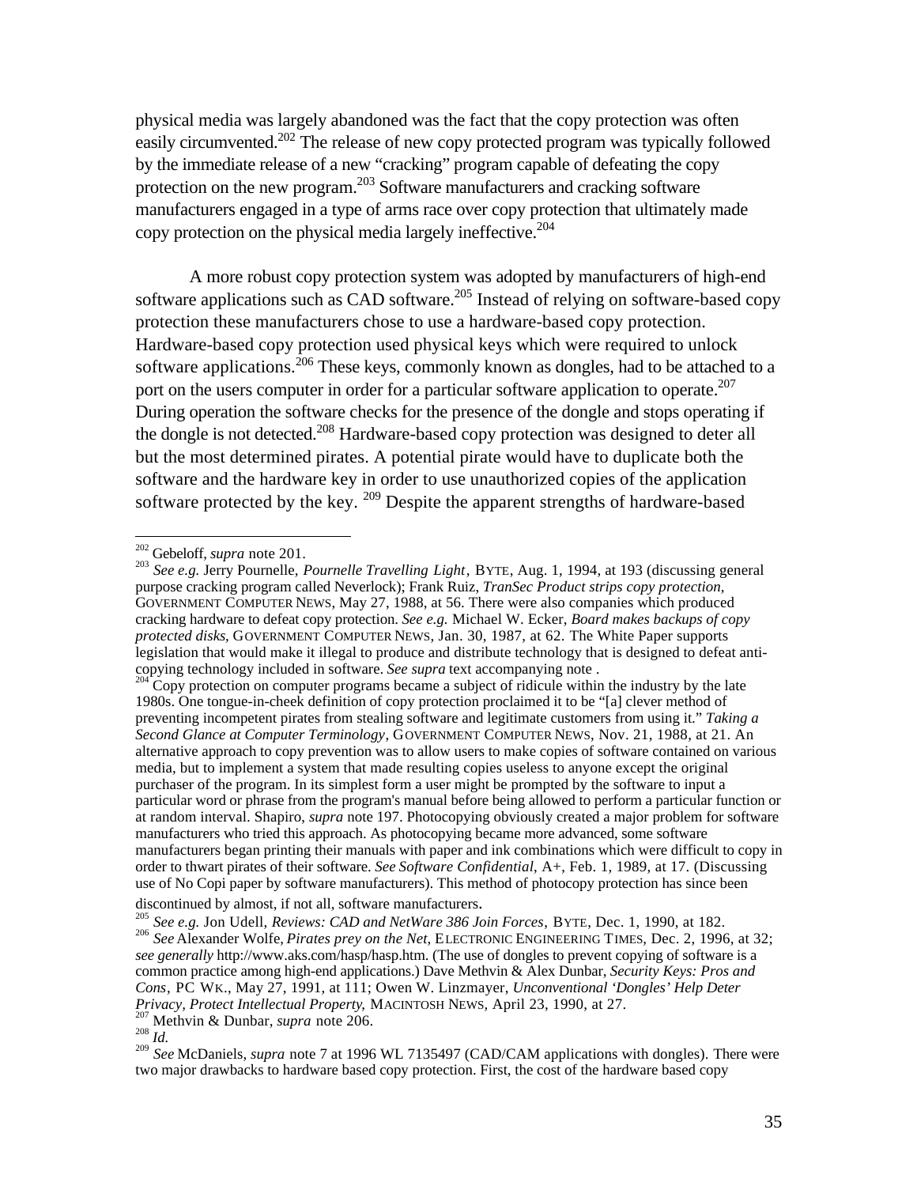physical media was largely abandoned was the fact that the copy protection was often easily circumvented.[202] The release of new copy protected program was typically followed by the immediate release of a new "cracking" program capable of defeating the copy protection on the new program.[203] Software manufacturers and cracking software manufacturers engaged in a type of arms race over copy protection that ultimately made copy protection on the physical media largely ineffective.[204]

A more robust copy protection system was adopted by manufacturers of high-end software applications such as CAD software.[205] Instead of relying on software-based copy protection these manufacturers chose to use a hardware-based copy protection. Hardware-based copy protection used physical keys which were required to unlock software applications.[206] These keys, commonly known as dongles, had to be attached to a port on the users computer in order for a particular software application to operate.[207] During operation the software checks for the presence of the dongle and stops operating if the dongle is not detected.[208] Hardware-based copy protection was designed to deter all but the most determined pirates. A potential pirate would have to duplicate both the software and the hardware key in order to use unauthorized copies of the application software protected by the key. [209] Despite the apparent strengths of hardware-based

---

[202] Gebeloff, *supra* note 201.

[203] *See e.g.* Jerry Pournelle, *Pournelle Travelling Light*, BYTE, Aug. 1, 1994, at 193 (discussing general purpose cracking program called Neverlock); Frank Ruiz, *TranSec Product strips copy protection*, GOVERNMENT COMPUTER NEWS, May 27, 1988, at 56. There were also companies which produced cracking hardware to defeat copy protection. *See e.g.* Michael W. Ecker, *Board makes backups of copy protected disks*, GOVERNMENT COMPUTER NEWS, Jan. 30, 1987, at 62. The White Paper supports legislation that would make it illegal to produce and distribute technology that is designed to defeat anti-copying technology included in software. *See supra* text accompanying note .

[204] Copy protection on computer programs became a subject of ridicule within the industry by the late 1980s. One tongue-in-cheek definition of copy protection proclaimed it to be "[a] clever method of preventing incompetent pirates from stealing software and legitimate customers from using it." *Taking a Second Glance at Computer Terminology*, GOVERNMENT COMPUTER NEWS, Nov. 21, 1988, at 21. An alternative approach to copy prevention was to allow users to make copies of software contained on various media, but to implement a system that made resulting copies useless to anyone except the original purchaser of the program. In its simplest form a user might be prompted by the software to input a particular word or phrase from the program's manual before being allowed to perform a particular function or at random interval. Shapiro, *supra* note 197. Photocopying obviously created a major problem for software manufacturers who tried this approach. As photocopying became more advanced, some software manufacturers began printing their manuals with paper and ink combinations which were difficult to copy in order to thwart pirates of their software. *See Software Confidential*, A+, Feb. 1, 1989, at 17. (Discussing use of No Copi paper by software manufacturers). This method of photocopy protection has since been discontinued by almost, if not all, software manufacturers.

[205] *See e.g.* Jon Udell, *Reviews: CAD and NetWare 386 Join Forces*, BYTE, Dec. 1, 1990, at 182.

[206] *See* Alexander Wolfe, *Pirates prey on the Net*, ELECTRONIC ENGINEERING TIMES, Dec. 2, 1996, at 32; *see generally* http://www.aks.com/hasp/hasp.htm. (The use of dongles to prevent copying of software is a common practice among high-end applications.) Dave Methvin & Alex Dunbar, *Security Keys: Pros and Cons*, PC WK., May 27, 1991, at 111; Owen W. Linzmayer, *Unconventional 'Dongles' Help Deter Privacy, Protect Intellectual Property*, MACINTOSH NEWS, April 23, 1990, at 27.

[207] Methvin & Dunbar, *supra* note 206.

[208] *Id.*

[209] *See* McDaniels, *supra* note 7 at 1996 WL 7135497 (CAD/CAM applications with dongles). There were two major drawbacks to hardware based copy protection. First, the cost of the hardware based copy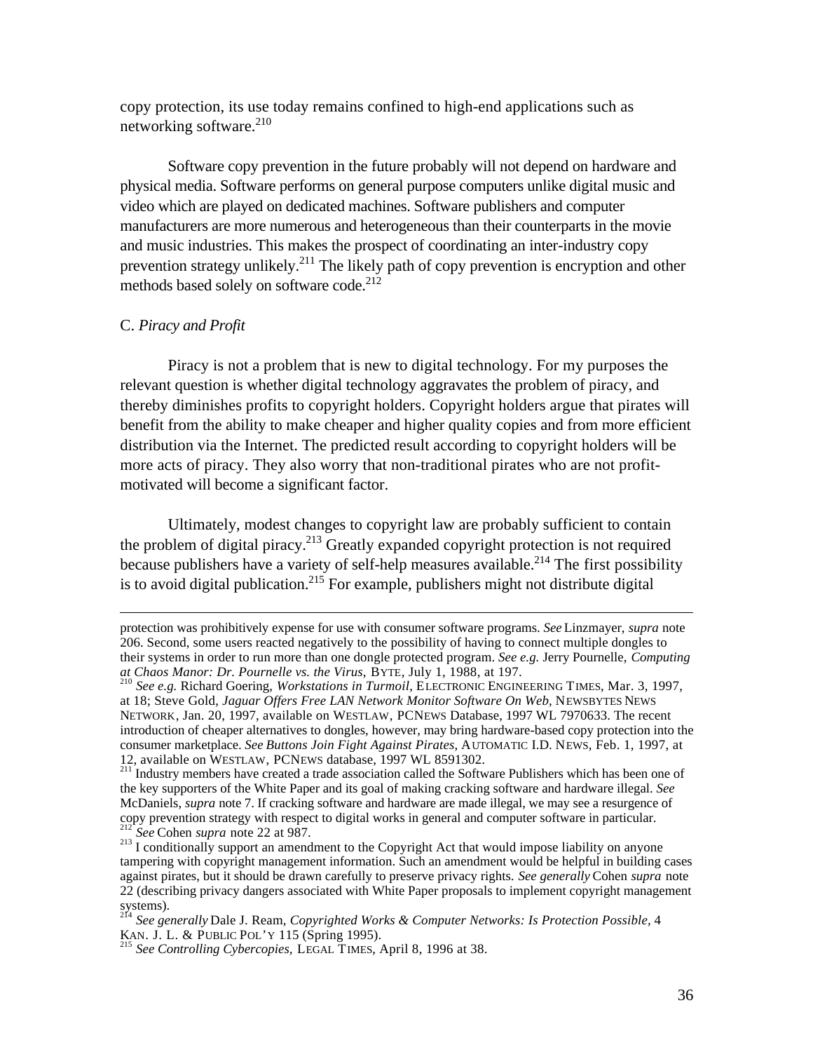copy protection, its use today remains confined to high-end applications such as networking software.[210]

Software copy prevention in the future probably will not depend on hardware and physical media. Software performs on general purpose computers unlike digital music and video which are played on dedicated machines. Software publishers and computer manufacturers are more numerous and heterogeneous than their counterparts in the movie and music industries. This makes the prospect of coordinating an inter-industry copy prevention strategy unlikely.[211] The likely path of copy prevention is encryption and other methods based solely on software code.[212]

C. *Piracy and Profit*

Piracy is not a problem that is new to digital technology. For my purposes the relevant question is whether digital technology aggravates the problem of piracy, and thereby diminishes profits to copyright holders. Copyright holders argue that pirates will benefit from the ability to make cheaper and higher quality copies and from more efficient distribution via the Internet. The predicted result according to copyright holders will be more acts of piracy. They also worry that non-traditional pirates who are not profit-motivated will become a significant factor.

Ultimately, modest changes to copyright law are probably sufficient to contain the problem of digital piracy.[213] Greatly expanded copyright protection is not required because publishers have a variety of self-help measures available.[214] The first possibility is to avoid digital publication.[215] For example, publishers might not distribute digital

---

protection was prohibitively expense for use with consumer software programs. *See* Linzmayer, *supra* note 206. Second, some users reacted negatively to the possibility of having to connect multiple dongles to their systems in order to run more than one dongle protected program. *See e.g.* Jerry Pournelle, *Computing at Chaos Manor: Dr. Pournelle vs. the Virus*, BYTE, July 1, 1988, at 197.

[210] *See e.g.* Richard Goering, *Workstations in Turmoil*, ELECTRONIC ENGINEERING TIMES, Mar. 3, 1997, at 18; Steve Gold, *Jaguar Offers Free LAN Network Monitor Software On Web*, NEWSBYTES NEWS NETWORK, Jan. 20, 1997, available on WESTLAW, PCNEWS Database, 1997 WL 7970633. The recent introduction of cheaper alternatives to dongles, however, may bring hardware-based copy protection into the consumer marketplace. *See Buttons Join Fight Against Pirates*, AUTOMATIC I.D. NEWS, Feb. 1, 1997, at 12, available on WESTLAW, PCNEWS database, 1997 WL 8591302.

[211] Industry members have created a trade association called the Software Publishers which has been one of the key supporters of the White Paper and its goal of making cracking software and hardware illegal. *See* McDaniels, *supra* note 7. If cracking software and hardware are made illegal, we may see a resurgence of copy prevention strategy with respect to digital works in general and computer software in particular.

[212] *See* Cohen *supra* note 22 at 987.

[213] I conditionally support an amendment to the Copyright Act that would impose liability on anyone tampering with copyright management information. Such an amendment would be helpful in building cases against pirates, but it should be drawn carefully to preserve privacy rights. *See generally* Cohen *supra* note 22 (describing privacy dangers associated with White Paper proposals to implement copyright management systems).

[214] *See generally* Dale J. Ream, *Copyrighted Works & Computer Networks: Is Protection Possible*, 4 KAN. J. L. & PUBLIC POL'Y 115 (Spring 1995).

[215] *See Controlling Cybercopies*, LEGAL TIMES, April 8, 1996 at 38.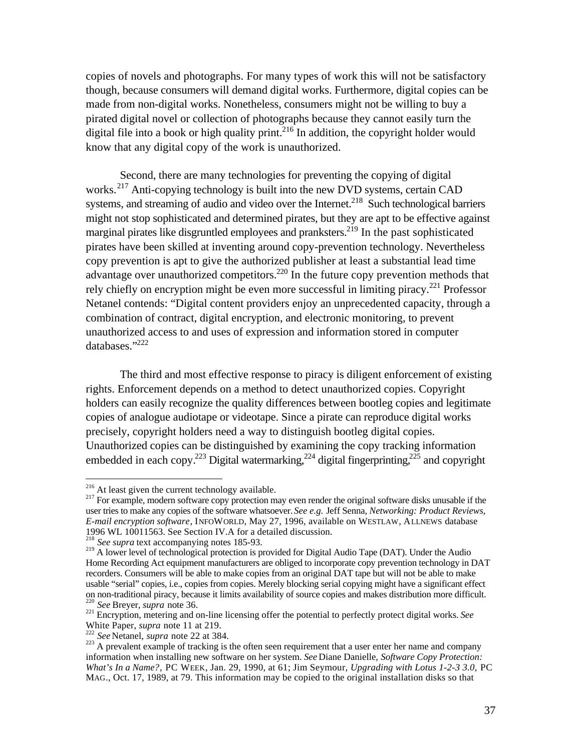copies of novels and photographs. For many types of work this will not be satisfactory though, because consumers will demand digital works. Furthermore, digital copies can be made from non-digital works. Nonetheless, consumers might not be willing to buy a pirated digital novel or collection of photographs because they cannot easily turn the digital file into a book or high quality print.[216] In addition, the copyright holder would know that any digital copy of the work is unauthorized.

Second, there are many technologies for preventing the copying of digital works.[217] Anti-copying technology is built into the new DVD systems, certain CAD systems, and streaming of audio and video over the Internet.[218] Such technological barriers might not stop sophisticated and determined pirates, but they are apt to be effective against marginal pirates like disgruntled employees and pranksters.[219] In the past sophisticated pirates have been skilled at inventing around copy-prevention technology. Nevertheless copy prevention is apt to give the authorized publisher at least a substantial lead time advantage over unauthorized competitors.[220] In the future copy prevention methods that rely chiefly on encryption might be even more successful in limiting piracy.[221] Professor Netanel contends: "Digital content providers enjoy an unprecedented capacity, through a combination of contract, digital encryption, and electronic monitoring, to prevent unauthorized access to and uses of expression and information stored in computer databases."[222]

The third and most effective response to piracy is diligent enforcement of existing rights. Enforcement depends on a method to detect unauthorized copies. Copyright holders can easily recognize the quality differences between bootleg copies and legitimate copies of analogue audiotape or videotape. Since a pirate can reproduce digital works precisely, copyright holders need a way to distinguish bootleg digital copies. Unauthorized copies can be distinguished by examining the copy tracking information embedded in each copy.[223] Digital watermarking,[224] digital fingerprinting,[225] and copyright

---

[216] At least given the current technology available.

[217] For example, modern software copy protection may even render the original software disks unusable if the user tries to make any copies of the software whatsoever. *See e.g.* Jeff Senna, *Networking: Product Reviews, E-mail encryption software*, INFOWORLD, May 27, 1996, available on WESTLAW, ALLNEWS database 1996 WL 10011563. See Section IV.A for a detailed discussion.

[218] *See supra* text accompanying notes 185-93.

[219] A lower level of technological protection is provided for Digital Audio Tape (DAT). Under the Audio Home Recording Act equipment manufacturers are obliged to incorporate copy prevention technology in DAT recorders. Consumers will be able to make copies from an original DAT tape but will not be able to make usable "serial" copies, i.e., copies from copies. Merely blocking serial copying might have a significant effect on non-traditional piracy, because it limits availability of source copies and makes distribution more difficult.

[220] *See* Breyer, *supra* note 36.

[221] Encryption, metering and on-line licensing offer the potential to perfectly protect digital works. *See* White Paper, *supra* note 11 at 219.

[222] *See* Netanel, *supra* note 22 at 384.

[223] A prevalent example of tracking is the often seen requirement that a user enter her name and company information when installing new software on her system. *See* Diane Danielle, *Software Copy Protection: What's In a Name?*, PC WEEK, Jan. 29, 1990, at 61; Jim Seymour, *Upgrading with Lotus 1-2-3 3.0*, PC MAG., Oct. 17, 1989, at 79. This information may be copied to the original installation disks so that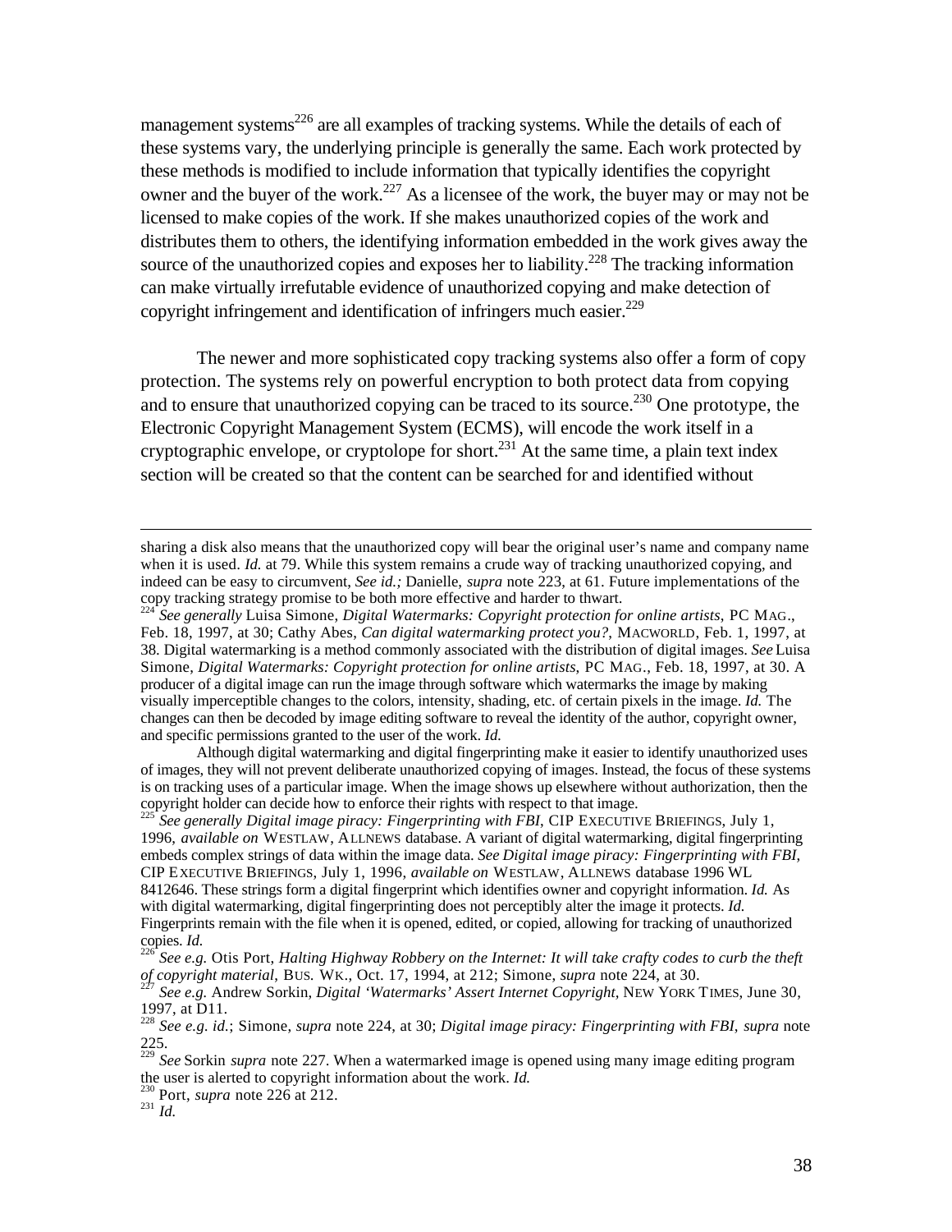management systems[226] are all examples of tracking systems. While the details of each of these systems vary, the underlying principle is generally the same. Each work protected by these methods is modified to include information that typically identifies the copyright owner and the buyer of the work.[227] As a licensee of the work, the buyer may or may not be licensed to make copies of the work. If she makes unauthorized copies of the work and distributes them to others, the identifying information embedded in the work gives away the source of the unauthorized copies and exposes her to liability.[228] The tracking information can make virtually irrefutable evidence of unauthorized copying and make detection of copyright infringement and identification of infringers much easier.[229]

The newer and more sophisticated copy tracking systems also offer a form of copy protection. The systems rely on powerful encryption to both protect data from copying and to ensure that unauthorized copying can be traced to its source.[230] One prototype, the Electronic Copyright Management System (ECMS), will encode the work itself in a cryptographic envelope, or cryptolope for short.[231] At the same time, a plain text index section will be created so that the content can be searched for and identified without

---

sharing a disk also means that the unauthorized copy will bear the original user's name and company name when it is used. *Id.* at 79. While this system remains a crude way of tracking unauthorized copying, and indeed can be easy to circumvent, *See id.;* Danielle, *supra* note 223, at 61. Future implementations of the copy tracking strategy promise to be both more effective and harder to thwart.

[224] *See generally* Luisa Simone, *Digital Watermarks: Copyright protection for online artists*, PC MAG., Feb. 18, 1997, at 30; Cathy Abes, *Can digital watermarking protect you?*, MACWORLD, Feb. 1, 1997, at 38. Digital watermarking is a method commonly associated with the distribution of digital images. *See* Luisa Simone, *Digital Watermarks: Copyright protection for online artists*, PC MAG., Feb. 18, 1997, at 30. A producer of a digital image can run the image through software which watermarks the image by making visually imperceptible changes to the colors, intensity, shading, etc. of certain pixels in the image. *Id.* The changes can then be decoded by image editing software to reveal the identity of the author, copyright owner, and specific permissions granted to the user of the work. *Id.*

Although digital watermarking and digital fingerprinting make it easier to identify unauthorized uses of images, they will not prevent deliberate unauthorized copying of images. Instead, the focus of these systems is on tracking uses of a particular image. When the image shows up elsewhere without authorization, then the copyright holder can decide how to enforce their rights with respect to that image.

[225] *See generally Digital image piracy: Fingerprinting with FBI*, CIP EXECUTIVE BRIEFINGS, July 1, 1996, *available on* WESTLAW, ALLNEWS database. A variant of digital watermarking, digital fingerprinting embeds complex strings of data within the image data. *See Digital image piracy: Fingerprinting with FBI*, CIP EXECUTIVE BRIEFINGS, July 1, 1996, *available on* WESTLAW, ALLNEWS database 1996 WL 8412646. These strings form a digital fingerprint which identifies owner and copyright information. *Id.* As with digital watermarking, digital fingerprinting does not perceptibly alter the image it protects. *Id.* Fingerprints remain with the file when it is opened, edited, or copied, allowing for tracking of unauthorized copies. *Id.*

[226] *See e.g.* Otis Port, *Halting Highway Robbery on the Internet: It will take crafty codes to curb the theft of copyright material*, BUS. WK., Oct. 17, 1994, at 212; Simone, *supra* note 224, at 30.

[227] *See e.g.* Andrew Sorkin, *Digital 'Watermarks' Assert Internet Copyright*, NEW YORK TIMES, June 30, 1997, at D11.

[228] *See e.g. id.*; Simone, *supra* note 224, at 30; *Digital image piracy: Fingerprinting with FBI*, *supra* note 225.

[229] *See* Sorkin *supra* note 227. When a watermarked image is opened using many image editing program the user is alerted to copyright information about the work. *Id.*

[230] Port, *supra* note 226 at 212.

[231] *Id.*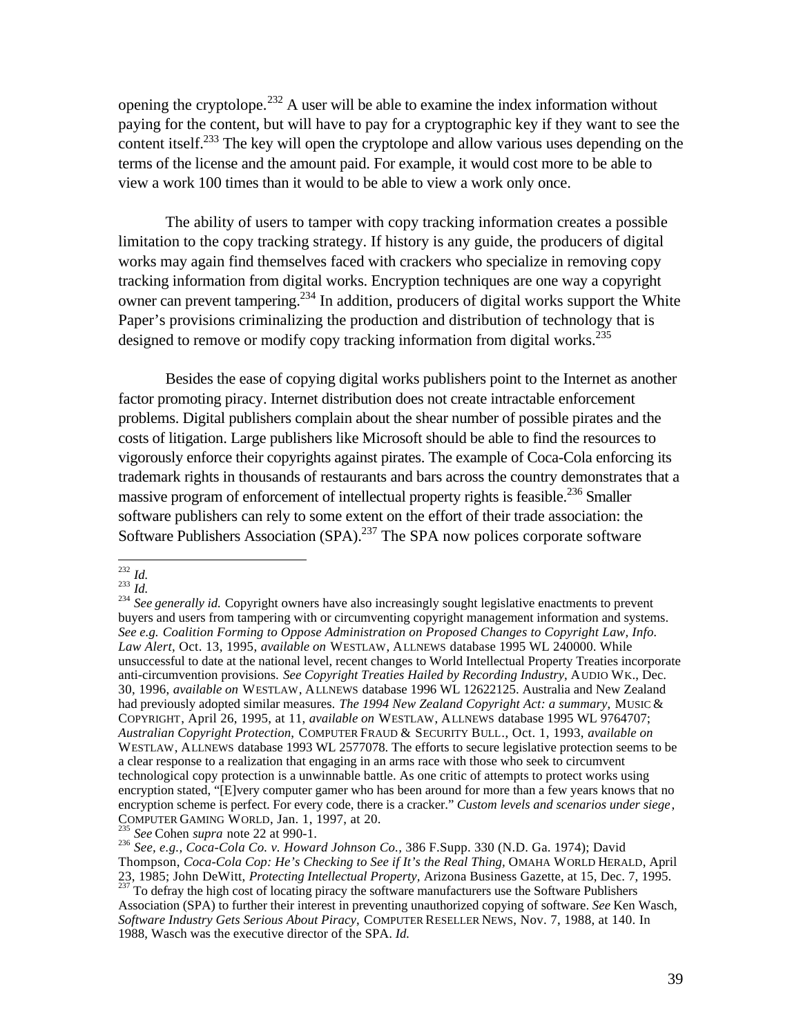opening the cryptolope.[232] A user will be able to examine the index information without paying for the content, but will have to pay for a cryptographic key if they want to see the content itself.[233] The key will open the cryptolope and allow various uses depending on the terms of the license and the amount paid. For example, it would cost more to be able to view a work 100 times than it would to be able to view a work only once.

The ability of users to tamper with copy tracking information creates a possible limitation to the copy tracking strategy. If history is any guide, the producers of digital works may again find themselves faced with crackers who specialize in removing copy tracking information from digital works. Encryption techniques are one way a copyright owner can prevent tampering.[234] In addition, producers of digital works support the White Paper's provisions criminalizing the production and distribution of technology that is designed to remove or modify copy tracking information from digital works.[235]

Besides the ease of copying digital works publishers point to the Internet as another factor promoting piracy. Internet distribution does not create intractable enforcement problems. Digital publishers complain about the shear number of possible pirates and the costs of litigation. Large publishers like Microsoft should be able to find the resources to vigorously enforce their copyrights against pirates. The example of Coca-Cola enforcing its trademark rights in thousands of restaurants and bars across the country demonstrates that a massive program of enforcement of intellectual property rights is feasible.[236] Smaller software publishers can rely to some extent on the effort of their trade association: the Software Publishers Association (SPA).[237] The SPA now polices corporate software

---

[232] *Id.*

[233] *Id.*

[234] *See generally id.* Copyright owners have also increasingly sought legislative enactments to prevent buyers and users from tampering with or circumventing copyright management information and systems. *See e.g. Coalition Forming to Oppose Administration on Proposed Changes to Copyright Law, Info. Law Alert*, Oct. 13, 1995, *available on* WESTLAW, ALLNEWS database 1995 WL 240000. While unsuccessful to date at the national level, recent changes to World Intellectual Property Treaties incorporate anti-circumvention provisions. *See Copyright Treaties Hailed by Recording Industry*, AUDIO WK., Dec. 30, 1996, *available on* WESTLAW, ALLNEWS database 1996 WL 12622125. Australia and New Zealand had previously adopted similar measures. *The 1994 New Zealand Copyright Act: a summary*, MUSIC & COPYRIGHT, April 26, 1995, at 11, *available on* WESTLAW, ALLNEWS database 1995 WL 9764707; *Australian Copyright Protection*, COMPUTER FRAUD & SECURITY BULL., Oct. 1, 1993, *available on* WESTLAW, ALLNEWS database 1993 WL 2577078. The efforts to secure legislative protection seems to be a clear response to a realization that engaging in an arms race with those who seek to circumvent technological copy protection is a unwinnable battle. As one critic of attempts to protect works using encryption stated, "[E]very computer gamer who has been around for more than a few years knows that no encryption scheme is perfect. For every code, there is a cracker." *Custom levels and scenarios under siege*, COMPUTER GAMING WORLD, Jan. 1, 1997, at 20.

[235] *See* Cohen *supra* note 22 at 990-1.

[236] *See, e.g., Coca-Cola Co. v. Howard Johnson Co.*, 386 F.Supp. 330 (N.D. Ga. 1974); David Thompson, *Coca-Cola Cop: He's Checking to See if It's the Real Thing*, OMAHA WORLD HERALD, April 23, 1985; John DeWitt, *Protecting Intellectual Property*, Arizona Business Gazette, at 15, Dec. 7, 1995.

[237] To defray the high cost of locating piracy the software manufacturers use the Software Publishers Association (SPA) to further their interest in preventing unauthorized copying of software. *See* Ken Wasch, *Software Industry Gets Serious About Piracy*, COMPUTER RESELLER NEWS, Nov. 7, 1988, at 140. In 1988, Wasch was the executive director of the SPA. *Id.*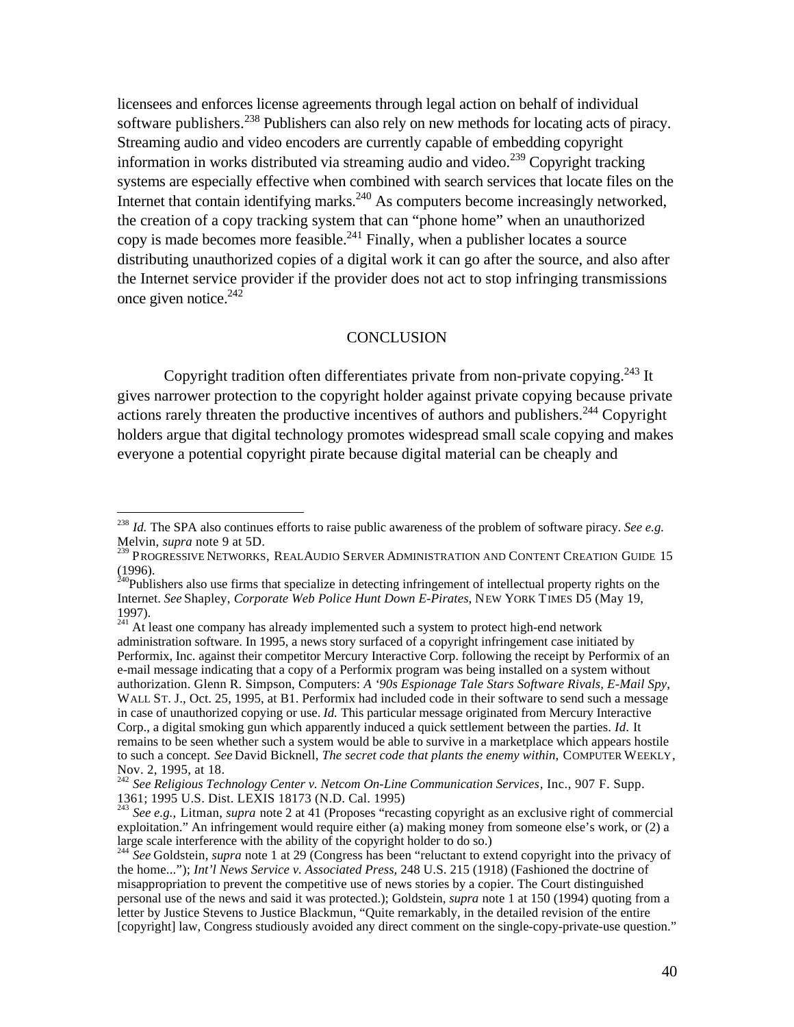licensees and enforces license agreements through legal action on behalf of individual software publishers.[238] Publishers can also rely on new methods for locating acts of piracy. Streaming audio and video encoders are currently capable of embedding copyright information in works distributed via streaming audio and video.[239] Copyright tracking systems are especially effective when combined with search services that locate files on the Internet that contain identifying marks.[240] As computers become increasingly networked, the creation of a copy tracking system that can "phone home" when an unauthorized copy is made becomes more feasible.[241] Finally, when a publisher locates a source distributing unauthorized copies of a digital work it can go after the source, and also after the Internet service provider if the provider does not act to stop infringing transmissions once given notice.[242]

## CONCLUSION

Copyright tradition often differentiates private from non-private copying.[243] It gives narrower protection to the copyright holder against private copying because private actions rarely threaten the productive incentives of authors and publishers.[244] Copyright holders argue that digital technology promotes widespread small scale copying and makes everyone a potential copyright pirate because digital material can be cheaply and

---

[238] *Id.* The SPA also continues efforts to raise public awareness of the problem of software piracy. *See e.g.* Melvin, *supra* note 9 at 5D.

[239] PROGRESSIVE NETWORKS, REALAUDIO SERVER ADMINISTRATION AND CONTENT CREATION GUIDE 15 (1996).

[240] Publishers also use firms that specialize in detecting infringement of intellectual property rights on the Internet. *See* Shapley, *Corporate Web Police Hunt Down E-Pirates*, NEW YORK TIMES D5 (May 19, 1997).

[241] At least one company has already implemented such a system to protect high-end network administration software. In 1995, a news story surfaced of a copyright infringement case initiated by Performix, Inc. against their competitor Mercury Interactive Corp. following the receipt by Performix of an e-mail message indicating that a copy of a Performix program was being installed on a system without authorization. Glenn R. Simpson, Computers: *A '90s Espionage Tale Stars Software Rivals, E-Mail Spy,* WALL ST. J., Oct. 25, 1995, at B1. Performix had included code in their software to send such a message in case of unauthorized copying or use. *Id.* This particular message originated from Mercury Interactive Corp., a digital smoking gun which apparently induced a quick settlement between the parties. *Id.* It remains to be seen whether such a system would be able to survive in a marketplace which appears hostile to such a concept. *See* David Bicknell, *The secret code that plants the enemy within,* COMPUTER WEEKLY, Nov. 2, 1995, at 18.

[242] *See Religious Technology Center v. Netcom On-Line Communication Services*, Inc., 907 F. Supp. 1361; 1995 U.S. Dist. LEXIS 18173 (N.D. Cal. 1995)

[243] *See e.g.,* Litman, *supra* note 2 at 41 (Proposes "recasting copyright as an exclusive right of commercial exploitation." An infringement would require either (a) making money from someone else's work, or (2) a large scale interference with the ability of the copyright holder to do so.)

[244] *See* Goldstein, *supra* note 1 at 29 (Congress has been "reluctant to extend copyright into the privacy of the home..."); *Int'l News Service v. Associated Press,* 248 U.S. 215 (1918) (Fashioned the doctrine of misappropriation to prevent the competitive use of news stories by a copier. The Court distinguished personal use of the news and said it was protected.); Goldstein, *supra* note 1 at 150 (1994) quoting from a letter by Justice Stevens to Justice Blackmun, "Quite remarkably, in the detailed revision of the entire [copyright] law, Congress studiously avoided any direct comment on the single-copy-private-use question."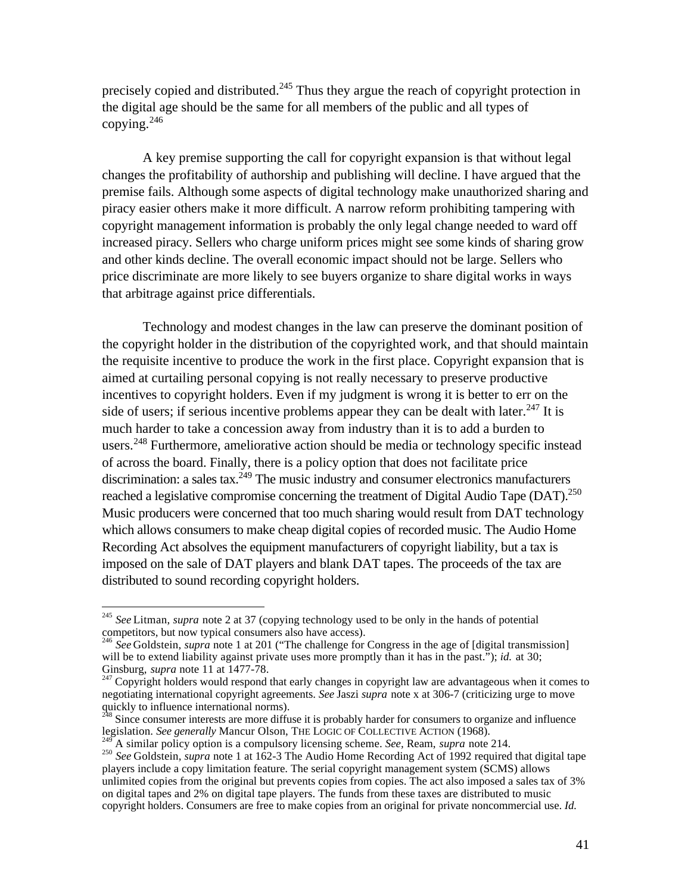precisely copied and distributed.[245] Thus they argue the reach of copyright protection in the digital age should be the same for all members of the public and all types of copying.[246]

A key premise supporting the call for copyright expansion is that without legal changes the profitability of authorship and publishing will decline. I have argued that the premise fails. Although some aspects of digital technology make unauthorized sharing and piracy easier others make it more difficult. A narrow reform prohibiting tampering with copyright management information is probably the only legal change needed to ward off increased piracy. Sellers who charge uniform prices might see some kinds of sharing grow and other kinds decline. The overall economic impact should not be large. Sellers who price discriminate are more likely to see buyers organize to share digital works in ways that arbitrage against price differentials.

Technology and modest changes in the law can preserve the dominant position of the copyright holder in the distribution of the copyrighted work, and that should maintain the requisite incentive to produce the work in the first place. Copyright expansion that is aimed at curtailing personal copying is not really necessary to preserve productive incentives to copyright holders. Even if my judgment is wrong it is better to err on the side of users; if serious incentive problems appear they can be dealt with later.[247] It is much harder to take a concession away from industry than it is to add a burden to users.[248] Furthermore, ameliorative action should be media or technology specific instead of across the board. Finally, there is a policy option that does not facilitate price discrimination: a sales tax.[249] The music industry and consumer electronics manufacturers reached a legislative compromise concerning the treatment of Digital Audio Tape (DAT).[250] Music producers were concerned that too much sharing would result from DAT technology which allows consumers to make cheap digital copies of recorded music. The Audio Home Recording Act absolves the equipment manufacturers of copyright liability, but a tax is imposed on the sale of DAT players and blank DAT tapes. The proceeds of the tax are distributed to sound recording copyright holders.

---

[245] *See* Litman, *supra* note 2 at 37 (copying technology used to be only in the hands of potential competitors, but now typical consumers also have access).

[246] *See* Goldstein, *supra* note 1 at 201 ("The challenge for Congress in the age of [digital transmission] will be to extend liability against private uses more promptly than it has in the past."); *id.* at 30; Ginsburg, *supra* note 11 at 1477-78.

[247] Copyright holders would respond that early changes in copyright law are advantageous when it comes to negotiating international copyright agreements. *See* Jaszi *supra* note x at 306-7 (criticizing urge to move quickly to influence international norms).

[248] Since consumer interests are more diffuse it is probably harder for consumers to organize and influence legislation. *See generally* Mancur Olson, THE LOGIC OF COLLECTIVE ACTION (1968).

[249] A similar policy option is a compulsory licensing scheme. *See*, Ream, *supra* note 214.

[250] *See* Goldstein, *supra* note 1 at 162-3 The Audio Home Recording Act of 1992 required that digital tape players include a copy limitation feature. The serial copyright management system (SCMS) allows unlimited copies from the original but prevents copies from copies. The act also imposed a sales tax of 3% on digital tapes and 2% on digital tape players. The funds from these taxes are distributed to music copyright holders. Consumers are free to make copies from an original for private noncommercial use. *Id.*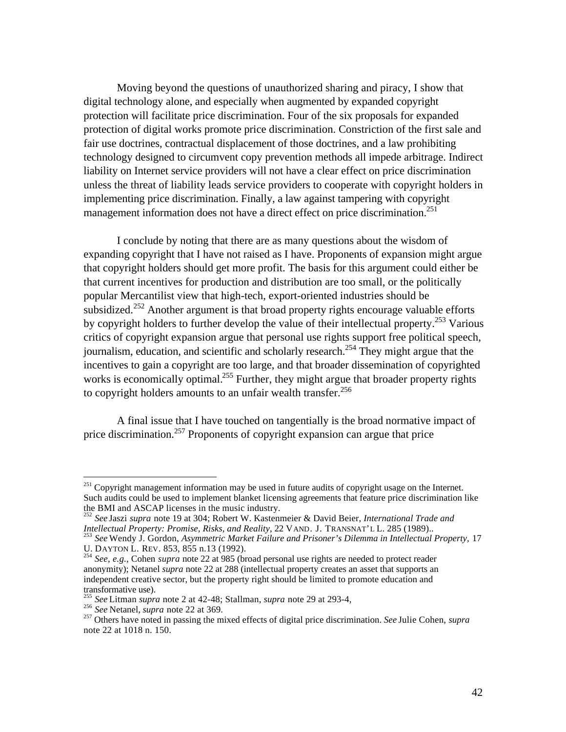Moving beyond the questions of unauthorized sharing and piracy, I show that digital technology alone, and especially when augmented by expanded copyright protection will facilitate price discrimination. Four of the six proposals for expanded protection of digital works promote price discrimination. Constriction of the first sale and fair use doctrines, contractual displacement of those doctrines, and a law prohibiting technology designed to circumvent copy prevention methods all impede arbitrage. Indirect liability on Internet service providers will not have a clear effect on price discrimination unless the threat of liability leads service providers to cooperate with copyright holders in implementing price discrimination. Finally, a law against tampering with copyright management information does not have a direct effect on price discrimination.[251]

I conclude by noting that there are as many questions about the wisdom of expanding copyright that I have not raised as I have. Proponents of expansion might argue that copyright holders should get more profit. The basis for this argument could either be that current incentives for production and distribution are too small, or the politically popular Mercantilist view that high-tech, export-oriented industries should be subsidized.[252] Another argument is that broad property rights encourage valuable efforts by copyright holders to further develop the value of their intellectual property.[253] Various critics of copyright expansion argue that personal use rights support free political speech, journalism, education, and scientific and scholarly research.[254] They might argue that the incentives to gain a copyright are too large, and that broader dissemination of copyrighted works is economically optimal.[255] Further, they might argue that broader property rights to copyright holders amounts to an unfair wealth transfer.[256]

A final issue that I have touched on tangentially is the broad normative impact of price discrimination.[257] Proponents of copyright expansion can argue that price

---

[251] Copyright management information may be used in future audits of copyright usage on the Internet. Such audits could be used to implement blanket licensing agreements that feature price discrimination like the BMI and ASCAP licenses in the music industry.

[252] *See* Jaszi *supra* note 19 at 304; Robert W. Kastenmeier & David Beier, *International Trade and Intellectual Property: Promise, Risks, and Reality,* 22 VAND. J. TRANSNAT'L L. 285 (1989)..

[253] *See* Wendy J. Gordon, *Asymmetric Market Failure and Prisoner's Dilemma in Intellectual Property,* 17 U. DAYTON L. REV. 853, 855 n.13 (1992).

[254] *See, e.g.,* Cohen *supra* note 22 at 985 (broad personal use rights are needed to protect reader anonymity); Netanel *supra* note 22 at 288 (intellectual property creates an asset that supports an independent creative sector, but the property right should be limited to promote education and transformative use).

[255] *See* Litman *supra* note 2 at 42-48; Stallman, *supra* note 29 at 293-4,

[256] *See* Netanel, *supra* note 22 at 369.

[257] Others have noted in passing the mixed effects of digital price discrimination. *See* Julie Cohen, *supra* note 22 at 1018 n. 150.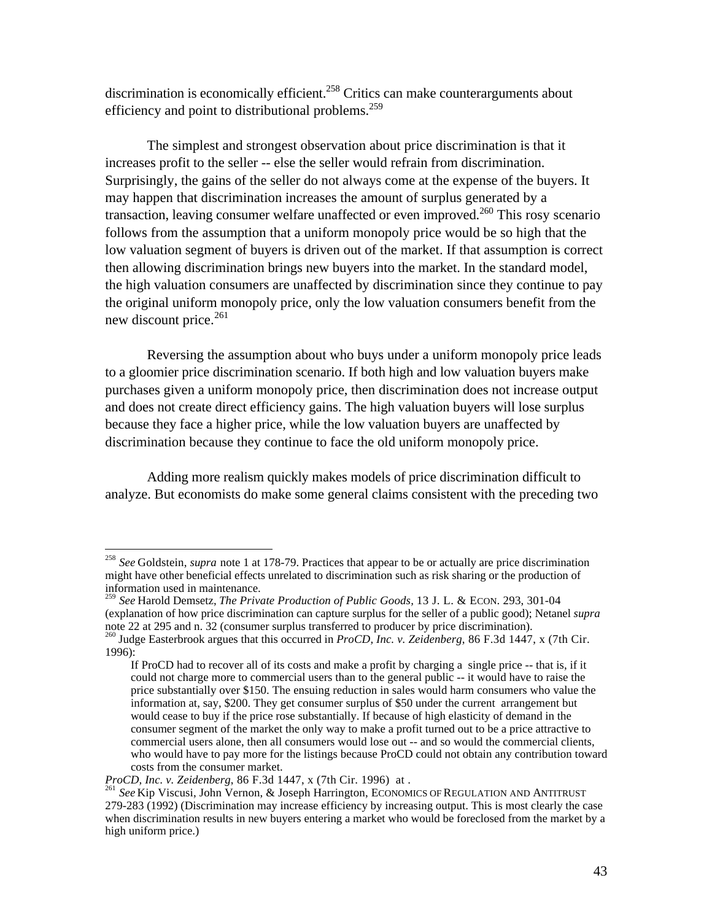discrimination is economically efficient.[258] Critics can make counterarguments about efficiency and point to distributional problems.[259]

The simplest and strongest observation about price discrimination is that it increases profit to the seller -- else the seller would refrain from discrimination. Surprisingly, the gains of the seller do not always come at the expense of the buyers. It may happen that discrimination increases the amount of surplus generated by a transaction, leaving consumer welfare unaffected or even improved.[260] This rosy scenario follows from the assumption that a uniform monopoly price would be so high that the low valuation segment of buyers is driven out of the market. If that assumption is correct then allowing discrimination brings new buyers into the market. In the standard model, the high valuation consumers are unaffected by discrimination since they continue to pay the original uniform monopoly price, only the low valuation consumers benefit from the new discount price.[261]

Reversing the assumption about who buys under a uniform monopoly price leads to a gloomier price discrimination scenario. If both high and low valuation buyers make purchases given a uniform monopoly price, then discrimination does not increase output and does not create direct efficiency gains. The high valuation buyers will lose surplus because they face a higher price, while the low valuation buyers are unaffected by discrimination because they continue to face the old uniform monopoly price.

Adding more realism quickly makes models of price discrimination difficult to analyze. But economists do make some general claims consistent with the preceding two

---

[258] *See* Goldstein, *supra* note 1 at 178-79. Practices that appear to be or actually are price discrimination might have other beneficial effects unrelated to discrimination such as risk sharing or the production of information used in maintenance.

[259] *See* Harold Demsetz, *The Private Production of Public Goods*, 13 J. L. & ECON. 293, 301-04 (explanation of how price discrimination can capture surplus for the seller of a public good); Netanel *supra* note 22 at 295 and n. 32 (consumer surplus transferred to producer by price discrimination).

[260] Judge Easterbrook argues that this occurred in *ProCD, Inc. v. Zeidenberg*, 86 F.3d 1447, x (7th Cir. 1996):

> If ProCD had to recover all of its costs and make a profit by charging a single price -- that is, if it could not charge more to commercial users than to the general public -- it would have to raise the price substantially over $150. The ensuing reduction in sales would harm consumers who value the information at, say, $200. They get consumer surplus of $50 under the current arrangement but would cease to buy if the price rose substantially. If because of high elasticity of demand in the consumer segment of the market the only way to make a profit turned out to be a price attractive to commercial users alone, then all consumers would lose out -- and so would the commercial clients, who would have to pay more for the listings because ProCD could not obtain any contribution toward costs from the consumer market.

*ProCD, Inc. v. Zeidenberg*, 86 F.3d 1447, x (7th Cir. 1996) at .

[261] *See* Kip Viscusi, John Vernon, & Joseph Harrington, ECONOMICS OF REGULATION AND ANTITRUST 279-283 (1992) (Discrimination may increase efficiency by increasing output. This is most clearly the case when discrimination results in new buyers entering a market who would be foreclosed from the market by a high uniform price.)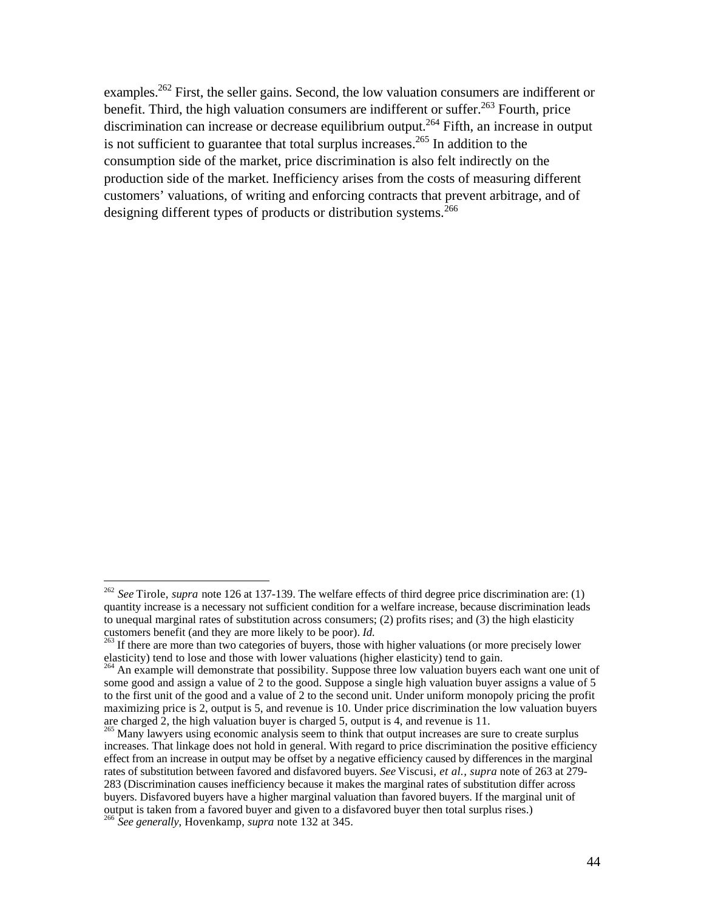examples.[262] First, the seller gains. Second, the low valuation consumers are indifferent or benefit. Third, the high valuation consumers are indifferent or suffer.[263] Fourth, price discrimination can increase or decrease equilibrium output.[264] Fifth, an increase in output is not sufficient to guarantee that total surplus increases.[265] In addition to the consumption side of the market, price discrimination is also felt indirectly on the production side of the market. Inefficiency arises from the costs of measuring different customers' valuations, of writing and enforcing contracts that prevent arbitrage, and of designing different types of products or distribution systems.[266]

---

[262] *See* Tirole, *supra* note 126 at 137-139. The welfare effects of third degree price discrimination are: (1) quantity increase is a necessary not sufficient condition for a welfare increase, because discrimination leads to unequal marginal rates of substitution across consumers; (2) profits rises; and (3) the high elasticity customers benefit (and they are more likely to be poor). *Id.*

[263] If there are more than two categories of buyers, those with higher valuations (or more precisely lower elasticity) tend to lose and those with lower valuations (higher elasticity) tend to gain.

[264] An example will demonstrate that possibility. Suppose three low valuation buyers each want one unit of some good and assign a value of 2 to the good. Suppose a single high valuation buyer assigns a value of 5 to the first unit of the good and a value of 2 to the second unit. Under uniform monopoly pricing the profit maximizing price is 2, output is 5, and revenue is 10. Under price discrimination the low valuation buyers are charged 2, the high valuation buyer is charged 5, output is 4, and revenue is 11.

[265] Many lawyers using economic analysis seem to think that output increases are sure to create surplus increases. That linkage does not hold in general. With regard to price discrimination the positive efficiency effect from an increase in output may be offset by a negative efficiency caused by differences in the marginal rates of substitution between favored and disfavored buyers. *See* Viscusi, *et al.*, *supra* note of 263 at 279-283 (Discrimination causes inefficiency because it makes the marginal rates of substitution differ across buyers. Disfavored buyers have a higher marginal valuation than favored buyers. If the marginal unit of output is taken from a favored buyer and given to a disfavored buyer then total surplus rises.)

[266] *See generally*, Hovenkamp, *supra* note 132 at 345.